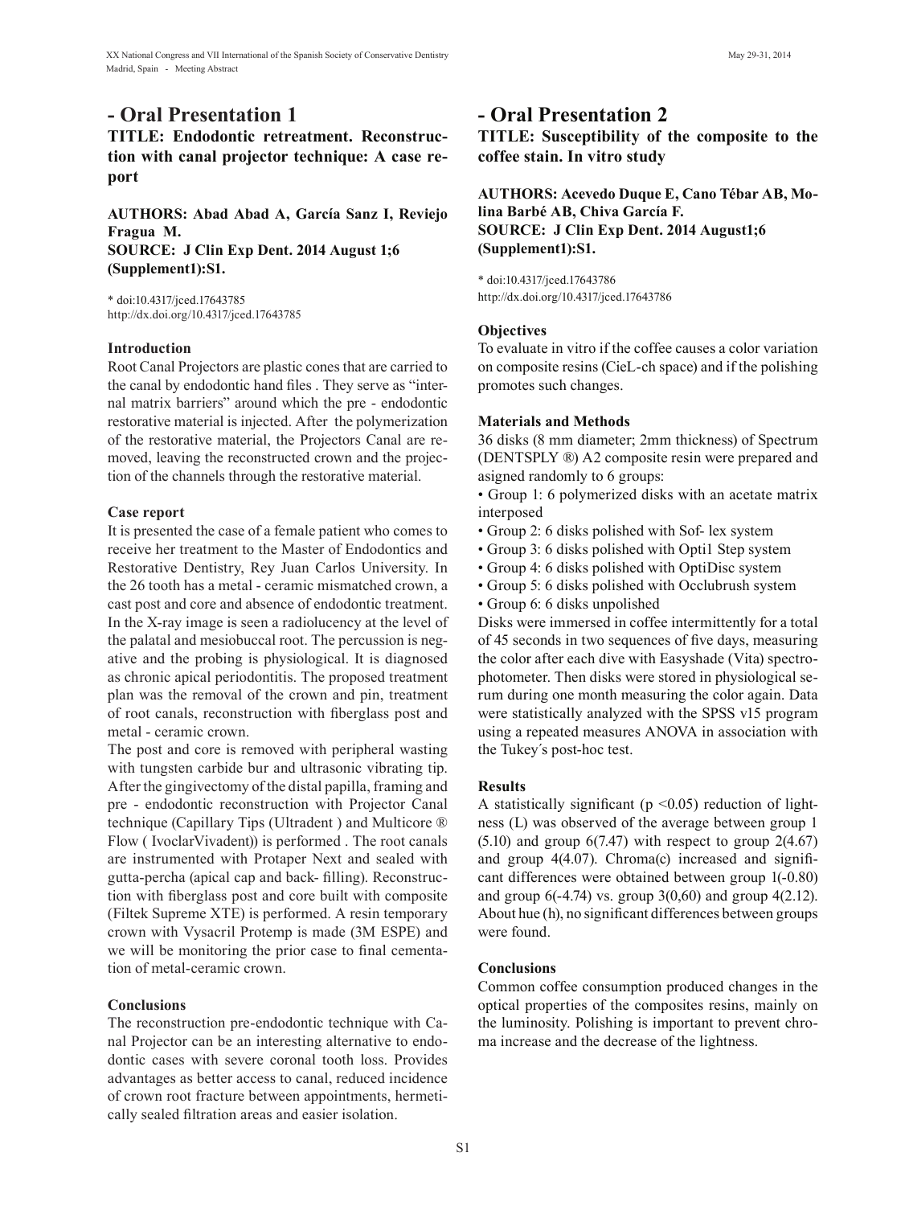# - Oral Presentation 1

## TITLE: Endodontic retreatment. Reconstruction with canal projector technique: A case report

**AUTHORS: Abad Abad A, García Sanz I, Reviejo Fragua M.**
**SOURCE: J Clin Exp Dent. 2014 August 1;6 (Supplement1):S1.**

* doi:10.4317/jced.17643785
http://dx.doi.org/10.4317/jced.17643785

### Introduction

Root Canal Projectors are plastic cones that are carried to the canal by endodontic hand files . They serve as "internal matrix barriers" around which the pre - endodontic restorative material is injected. After the polymerization of the restorative material, the Projectors Canal are removed, leaving the reconstructed crown and the projection of the channels through the restorative material.

### Case report

It is presented the case of a female patient who comes to receive her treatment to the Master of Endodontics and Restorative Dentistry, Rey Juan Carlos University. In the 26 tooth has a metal - ceramic mismatched crown, a cast post and core and absence of endodontic treatment. In the X-ray image is seen a radiolucency at the level of the palatal and mesiobuccal root. The percussion is negative and the probing is physiological. It is diagnosed as chronic apical periodontitis. The proposed treatment plan was the removal of the crown and pin, treatment of root canals, reconstruction with fiberglass post and metal - ceramic crown.

The post and core is removed with peripheral wasting with tungsten carbide bur and ultrasonic vibrating tip. After the gingivectomy of the distal papilla, framing and pre - endodontic reconstruction with Projector Canal technique (Capillary Tips (Ultradent ) and Multicore ® Flow ( IvoclarVivadent)) is performed . The root canals are instrumented with Protaper Next and sealed with gutta-percha (apical cap and back- filling). Reconstruction with fiberglass post and core built with composite (Filtek Supreme XTE) is performed. A resin temporary crown with Vysacril Protemp is made (3M ESPE) and we will be monitoring the prior case to final cementation of metal-ceramic crown.

### Conclusions

The reconstruction pre-endodontic technique with Canal Projector can be an interesting alternative to endodontic cases with severe coronal tooth loss. Provides advantages as better access to canal, reduced incidence of crown root fracture between appointments, hermetically sealed filtration areas and easier isolation.

# - Oral Presentation 2

## TITLE: Susceptibility of the composite to the coffee stain. In vitro study

**AUTHORS: Acevedo Duque E, Cano Tébar AB, Molina Barbé AB, Chiva García F.**
**SOURCE: J Clin Exp Dent. 2014 August1;6 (Supplement1):S1.**

* doi:10.4317/jced.17643786
http://dx.doi.org/10.4317/jced.17643786

### Objectives

To evaluate in vitro if the coffee causes a color variation on composite resins (CieL-ch space) and if the polishing promotes such changes.

### Materials and Methods

36 disks (8 mm diameter; 2mm thickness) of Spectrum (DENTSPLY ®) A2 composite resin were prepared and asigned randomly to 6 groups:

- Group 1: 6 polymerized disks with an acetate matrix interposed
- Group 2: 6 disks polished with Sof- lex system
- Group 3: 6 disks polished with Opti1 Step system
- Group 4: 6 disks polished with OptiDisc system
- Group 5: 6 disks polished with Occlubrush system
- Group 6: 6 disks unpolished

Disks were immersed in coffee intermittently for a total of 45 seconds in two sequences of five days, measuring the color after each dive with Easyshade (Vita) spectrophotometer. Then disks were stored in physiological serum during one month measuring the color again. Data were statistically analyzed with the SPSS v15 program using a repeated measures ANOVA in association with the Tukey´s post-hoc test.

### Results

A statistically significant ($p < 0.05$) reduction of lightness (L) was observed of the average between group 1 (5.10) and group 6(7.47) with respect to group 2(4.67) and group 4(4.07). Chroma(c) increased and significant differences were obtained between group 1(-0.80) and group 6(-4.74) vs. group 3(0,60) and group 4(2.12). About hue (h), no significant differences between groups were found.

### Conclusions

Common coffee consumption produced changes in the optical properties of the composites resins, mainly on the luminosity. Polishing is important to prevent chroma increase and the decrease of the lightness.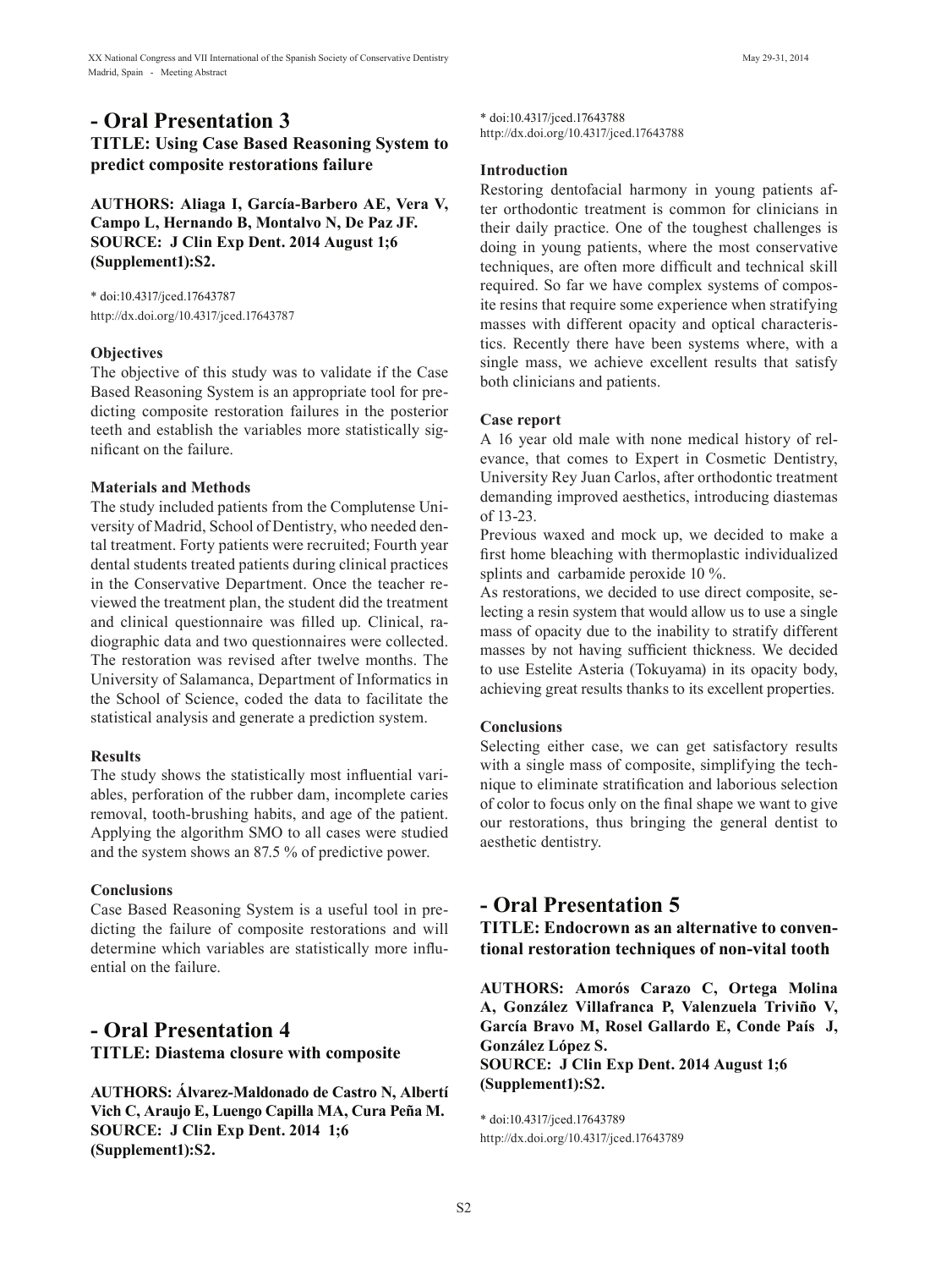## - Oral Presentation 3

**TITLE: Using Case Based Reasoning System to predict composite restorations failure**

**AUTHORS: Aliaga I, García-Barbero AE, Vera V, Campo L, Hernando B, Montalvo N, De Paz JF.**
**SOURCE: J Clin Exp Dent. 2014 August 1;6 (Supplement1):S2.**

* doi:10.4317/jced.17643787
http://dx.doi.org/10.4317/jced.17643787

**Objectives**

The objective of this study was to validate if the Case Based Reasoning System is an appropriate tool for predicting composite restoration failures in the posterior teeth and establish the variables more statistically significant on the failure.

**Materials and Methods**

The study included patients from the Complutense University of Madrid, School of Dentistry, who needed dental treatment. Forty patients were recruited; Fourth year dental students treated patients during clinical practices in the Conservative Department. Once the teacher reviewed the treatment plan, the student did the treatment and clinical questionnaire was filled up. Clinical, radiographic data and two questionnaires were collected. The restoration was revised after twelve months. The University of Salamanca, Department of Informatics in the School of Science, coded the data to facilitate the statistical analysis and generate a prediction system.

**Results**

The study shows the statistically most influential variables, perforation of the rubber dam, incomplete caries removal, tooth-brushing habits, and age of the patient. Applying the algorithm SMO to all cases were studied and the system shows an 87.5 % of predictive power.

**Conclusions**

Case Based Reasoning System is a useful tool in predicting the failure of composite restorations and will determine which variables are statistically more influential on the failure.

## - Oral Presentation 4

**TITLE: Diastema closure with composite**

**AUTHORS: Álvarez-Maldonado de Castro N, Albertí Vich C, Araujo E, Luengo Capilla MA, Cura Peña M.**
**SOURCE: J Clin Exp Dent. 2014 1;6 (Supplement1):S2.**

* doi:10.4317/jced.17643788
http://dx.doi.org/10.4317/jced.17643788

**Introduction**

Restoring dentofacial harmony in young patients after orthodontic treatment is common for clinicians in their daily practice. One of the toughest challenges is doing in young patients, where the most conservative techniques, are often more difficult and technical skill required. So far we have complex systems of composite resins that require some experience when stratifying masses with different opacity and optical characteristics. Recently there have been systems where, with a single mass, we achieve excellent results that satisfy both clinicians and patients.

**Case report**

A 16 year old male with none medical history of relevance, that comes to Expert in Cosmetic Dentistry, University Rey Juan Carlos, after orthodontic treatment demanding improved aesthetics, introducing diastemas of 13-23.

Previous waxed and mock up, we decided to make a first home bleaching with thermoplastic individualized splints and carbamide peroxide 10 %.

As restorations, we decided to use direct composite, selecting a resin system that would allow us to use a single mass of opacity due to the inability to stratify different masses by not having sufficient thickness. We decided to use Estelite Asteria (Tokuyama) in its opacity body, achieving great results thanks to its excellent properties.

**Conclusions**

Selecting either case, we can get satisfactory results with a single mass of composite, simplifying the technique to eliminate stratification and laborious selection of color to focus only on the final shape we want to give our restorations, thus bringing the general dentist to aesthetic dentistry.

## - Oral Presentation 5

**TITLE: Endocrown as an alternative to conventional restoration techniques of non-vital tooth**

**AUTHORS: Amorós Carazo C, Ortega Molina A, González Villafranca P, Valenzuela Triviño V, García Bravo M, Rosel Gallardo E, Conde País J, González López S.**
**SOURCE: J Clin Exp Dent. 2014 August 1;6 (Supplement1):S2.**

* doi:10.4317/jced.17643789
http://dx.doi.org/10.4317/jced.17643789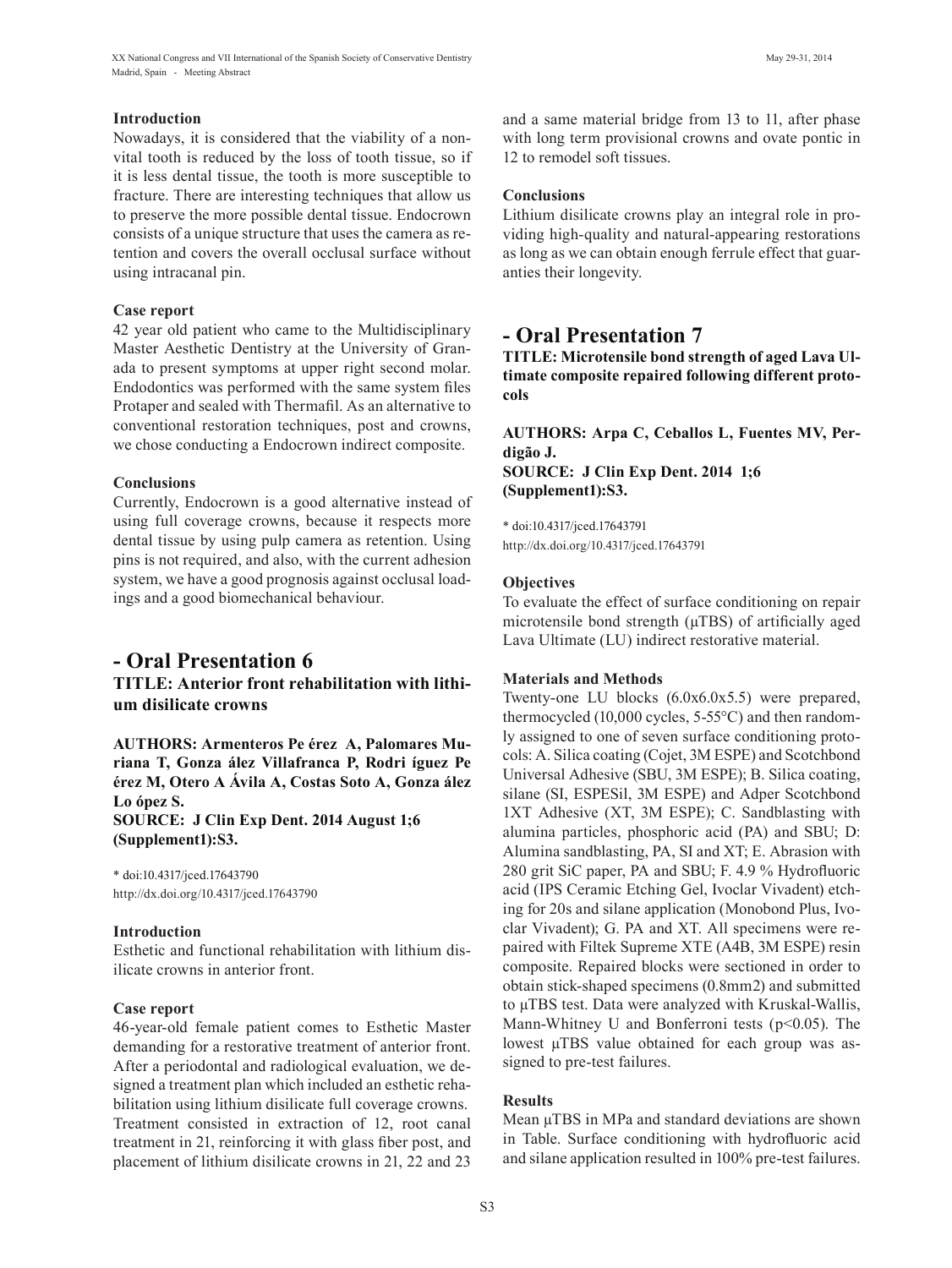### Introduction

Nowadays, it is considered that the viability of a non-vital tooth is reduced by the loss of tooth tissue, so if it is less dental tissue, the tooth is more susceptible to fracture. There are interesting techniques that allow us to preserve the more possible dental tissue. Endocrown consists of a unique structure that uses the camera as retention and covers the overall occlusal surface without using intracanal pin.

### Case report

42 year old patient who came to the Multidisciplinary Master Aesthetic Dentistry at the University of Granada to present symptoms at upper right second molar. Endodontics was performed with the same system files Protaper and sealed with Thermafil. As an alternative to conventional restoration techniques, post and crowns, we chose conducting a Endocrown indirect composite.

### Conclusions

Currently, Endocrown is a good alternative instead of using full coverage crowns, because it respects more dental tissue by using pulp camera as retention. Using pins is not required, and also, with the current adhesion system, we have a good prognosis against occlusal loadings and a good biomechanical behaviour.

## - Oral Presentation 6

**TITLE: Anterior front rehabilitation with lithium disilicate crowns**

**AUTHORS: Armenteros Pe érez A, Palomares Muriana T, Gonza ález Villafranca P, Rodri íguez Pe érez M, Otero A Ávila A, Costas Soto A, Gonza ález Lo ópez S.**
**SOURCE: J Clin Exp Dent. 2014 August 1;6 (Supplement1):S3.**

* doi:10.4317/jced.17643790
http://dx.doi.org/10.4317/jced.17643790

### Introduction

Esthetic and functional rehabilitation with lithium disilicate crowns in anterior front.

### Case report

46-year-old female patient comes to Esthetic Master demanding for a restorative treatment of anterior front. After a periodontal and radiological evaluation, we designed a treatment plan which included an esthetic rehabilitation using lithium disilicate full coverage crowns.
Treatment consisted in extraction of 12, root canal treatment in 21, reinforcing it with glass fiber post, and placement of lithium disilicate crowns in 21, 22 and 23 and a same material bridge from 13 to 11, after phase with long term provisional crowns and ovate pontic in 12 to remodel soft tissues.

### Conclusions

Lithium disilicate crowns play an integral role in providing high-quality and natural-appearing restorations as long as we can obtain enough ferrule effect that guaranties their longevity.

## - Oral Presentation 7

**TITLE: Microtensile bond strength of aged Lava Ultimate composite repaired following different protocols**

**AUTHORS: Arpa C, Ceballos L, Fuentes MV, Perdigão J.**
**SOURCE: J Clin Exp Dent. 2014 1;6 (Supplement1):S3.**

* doi:10.4317/jced.17643791
http://dx.doi.org/10.4317/jced.17643791

### Objectives

To evaluate the effect of surface conditioning on repair microtensile bond strength (μTBS) of artificially aged Lava Ultimate (LU) indirect restorative material.

### Materials and Methods

Twenty-one LU blocks (6.0x6.0x5.5) were prepared, thermocycled (10,000 cycles, 5-55°C) and then randomly assigned to one of seven surface conditioning protocols: A. Silica coating (Cojet, 3M ESPE) and Scotchbond Universal Adhesive (SBU, 3M ESPE); B. Silica coating, silane (SI, ESPESil, 3M ESPE) and Adper Scotchbond 1XT Adhesive (XT, 3M ESPE); C. Sandblasting with alumina particles, phosphoric acid (PA) and SBU; D: Alumina sandblasting, PA, SI and XT; E. Abrasion with 280 grit SiC paper, PA and SBU; F. 4.9 % Hydrofluoric acid (IPS Ceramic Etching Gel, Ivoclar Vivadent) etching for 20s and silane application (Monobond Plus, Ivoclar Vivadent); G. PA and XT. All specimens were repaired with Filtek Supreme XTE (A4B, 3M ESPE) resin composite. Repaired blocks were sectioned in order to obtain stick-shaped specimens (0.8mm2) and submitted to μTBS test. Data were analyzed with Kruskal-Wallis, Mann-Whitney U and Bonferroni tests ($p<0.05$). The lowest μTBS value obtained for each group was assigned to pre-test failures.

### Results

Mean μTBS in MPa and standard deviations are shown in Table. Surface conditioning with hydrofluoric acid and silane application resulted in 100% pre-test failures.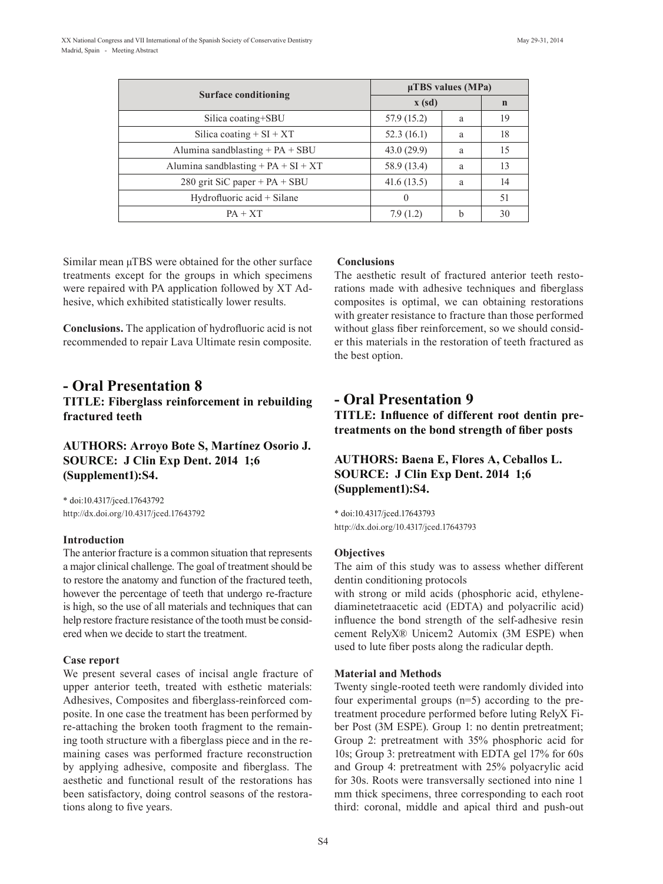| Surface conditioning | μTBS values (MPa) | | |
|---|---|---|---|
| | x (sd) | | n |
| Silica coating+SBU | 57.9 (15.2) | a | 19 |
| Silica coating + SI + XT | 52.3 (16.1) | a | 18 |
| Alumina sandblasting + PA + SBU | 43.0 (29.9) | a | 15 |
| Alumina sandblasting + PA + SI + XT | 58.9 (13.4) | a | 13 |
| 280 grit SiC paper + PA + SBU | 41.6 (13.5) | a | 14 |
| Hydrofluoric acid + Silane | 0 | | 51 |
| PA + XT | 7.9 (1.2) | b | 30 |

Similar mean μTBS were obtained for the other surface treatments except for the groups in which specimens were repaired with PA application followed by XT Adhesive, which exhibited statistically lower results.

**Conclusions.** The application of hydrofluoric acid is not recommended to repair Lava Ultimate resin composite.

## - Oral Presentation 8

### TITLE: Fiberglass reinforcement in rebuilding fractured teeth

### AUTHORS: Arroyo Bote S, Martínez Osorio J. SOURCE: J Clin Exp Dent. 2014 1;6 (Supplement1):S4.

* doi:10.4317/jced.17643792
http://dx.doi.org/10.4317/jced.17643792

**Introduction**

The anterior fracture is a common situation that represents a major clinical challenge. The goal of treatment should be to restore the anatomy and function of the fractured teeth, however the percentage of teeth that undergo re-fracture is high, so the use of all materials and techniques that can help restore fracture resistance of the tooth must be considered when we decide to start the treatment.

**Case report**

We present several cases of incisal angle fracture of upper anterior teeth, treated with esthetic materials: Adhesives, Composites and fiberglass-reinforced composite. In one case the treatment has been performed by re-attaching the broken tooth fragment to the remaining tooth structure with a fiberglass piece and in the remaining cases was performed fracture reconstruction by applying adhesive, composite and fiberglass. The aesthetic and functional result of the restorations has been satisfactory, doing control seasons of the restorations along to five years.

**Conclusions**

The aesthetic result of fractured anterior teeth restorations made with adhesive techniques and fiberglass composites is optimal, we can obtaining restorations with greater resistance to fracture than those performed without glass fiber reinforcement, so we should consider this materials in the restoration of teeth fractured as the best option.

## - Oral Presentation 9

### TITLE: Influence of different root dentin pretreatments on the bond strength of fiber posts

### AUTHORS: Baena E, Flores A, Ceballos L. SOURCE: J Clin Exp Dent. 2014 1;6 (Supplement1):S4.

* doi:10.4317/jced.17643793
http://dx.doi.org/10.4317/jced.17643793

**Objectives**

The aim of this study was to assess whether different dentin conditioning protocols
with strong or mild acids (phosphoric acid, ethylenediaminetetraacetic acid (EDTA) and polyacrilic acid) influence the bond strength of the self-adhesive resin cement RelyX® Unicem2 Automix (3M ESPE) when used to lute fiber posts along the radicular depth.

**Material and Methods**

Twenty single-rooted teeth were randomly divided into four experimental groups (n=5) according to the pretreatment procedure performed before luting RelyX Fiber Post (3M ESPE). Group 1: no dentin pretreatment; Group 2: pretreatment with 35% phosphoric acid for 10s; Group 3: pretreatment with EDTA gel 17% for 60s and Group 4: pretreatment with 25% polyacrylic acid for 30s. Roots were transversally sectioned into nine 1 mm thick specimens, three corresponding to each root third: coronal, middle and apical third and push-out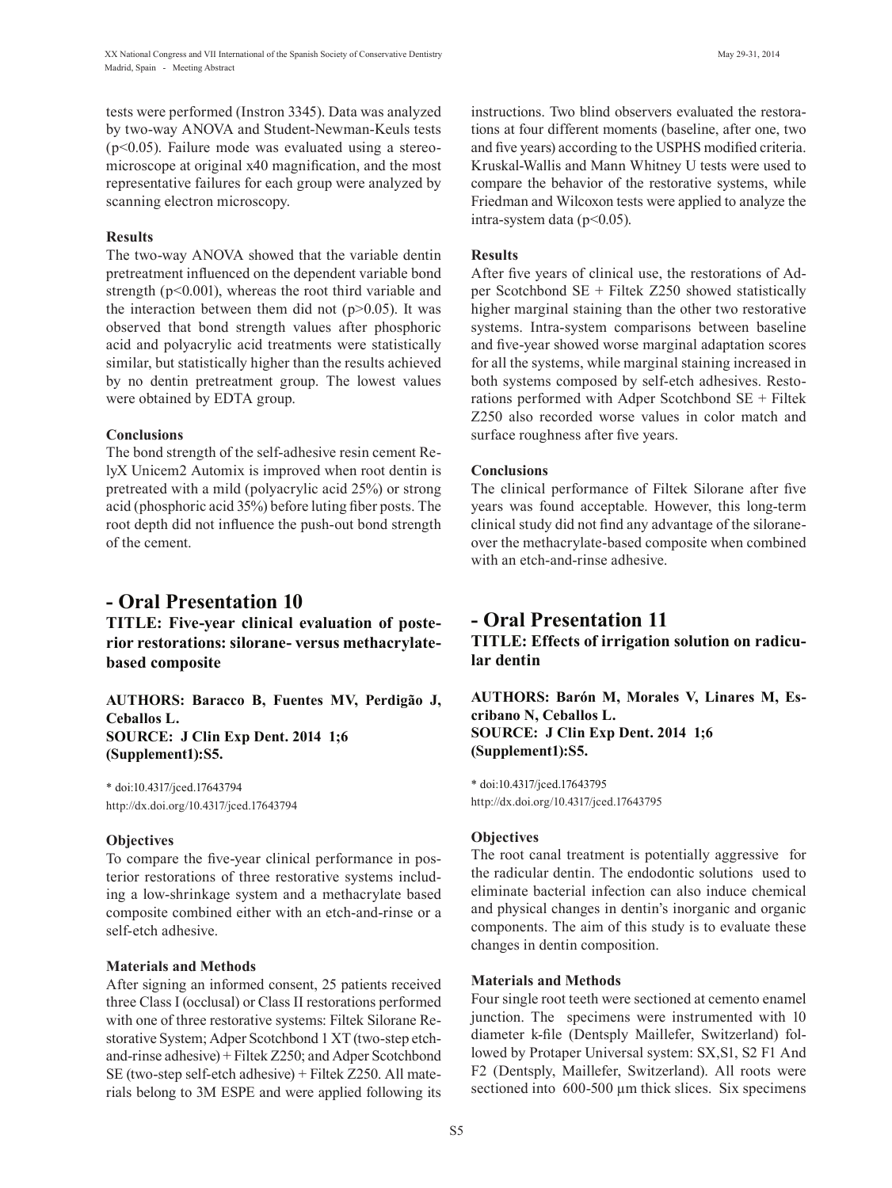tests were performed (Instron 3345). Data was analyzed by two-way ANOVA and Student-Newman-Keuls tests ($p<0.05$). Failure mode was evaluated using a stereomicroscope at original x40 magnification, and the most representative failures for each group were analyzed by scanning electron microscopy.

**Results**

The two-way ANOVA showed that the variable dentin pretreatment influenced on the dependent variable bond strength ($p<0.001$), whereas the root third variable and the interaction between them did not ($p>0.05$). It was observed that bond strength values after phosphoric acid and polyacrylic acid treatments were statistically similar, but statistically higher than the results achieved by no dentin pretreatment group. The lowest values were obtained by EDTA group.

**Conclusions**

The bond strength of the self-adhesive resin cement RelyX Unicem2 Automix is improved when root dentin is pretreated with a mild (polyacrylic acid 25%) or strong acid (phosphoric acid 35%) before luting fiber posts. The root depth did not influence the push-out bond strength of the cement.

## - Oral Presentation 10

### TITLE: Five-year clinical evaluation of posterior restorations: silorane- versus methacrylate-based composite

**AUTHORS: Baracco B, Fuentes MV, Perdigão J, Ceballos L.**
**SOURCE: J Clin Exp Dent. 2014 1;6 (Supplement1):S5.**

\* doi:10.4317/jced.17643794
http://dx.doi.org/10.4317/jced.17643794

**Objectives**

To compare the five-year clinical performance in posterior restorations of three restorative systems including a low-shrinkage system and a methacrylate based composite combined either with an etch-and-rinse or a self-etch adhesive.

**Materials and Methods**

After signing an informed consent, 25 patients received three Class I (occlusal) or Class II restorations performed with one of three restorative systems: Filtek Silorane Restorative System; Adper Scotchbond 1 XT (two-step etch-and-rinse adhesive) + Filtek Z250; and Adper Scotchbond SE (two-step self-etch adhesive) + Filtek Z250. All materials belong to 3M ESPE and were applied following its instructions. Two blind observers evaluated the restorations at four different moments (baseline, after one, two and five years) according to the USPHS modified criteria. Kruskal-Wallis and Mann Whitney U tests were used to compare the behavior of the restorative systems, while Friedman and Wilcoxon tests were applied to analyze the intra-system data ($p<0.05$).

**Results**

After five years of clinical use, the restorations of Adper Scotchbond SE + Filtek Z250 showed statistically higher marginal staining than the other two restorative systems. Intra-system comparisons between baseline and five-year showed worse marginal adaptation scores for all the systems, while marginal staining increased in both systems composed by self-etch adhesives. Restorations performed with Adper Scotchbond SE + Filtek Z250 also recorded worse values in color match and surface roughness after five years.

**Conclusions**

The clinical performance of Filtek Silorane after five years was found acceptable. However, this long-term clinical study did not find any advantage of the silorane-over the methacrylate-based composite when combined with an etch-and-rinse adhesive.

## - Oral Presentation 11

### TITLE: Effects of irrigation solution on radicular dentin

**AUTHORS: Barón M, Morales V, Linares M, Escribano N, Ceballos L.**
**SOURCE: J Clin Exp Dent. 2014 1;6 (Supplement1):S5.**

\* doi:10.4317/jced.17643795
http://dx.doi.org/10.4317/jced.17643795

**Objectives**

The root canal treatment is potentially aggressive for the radicular dentin. The endodontic solutions used to eliminate bacterial infection can also induce chemical and physical changes in dentin's inorganic and organic components. The aim of this study is to evaluate these changes in dentin composition.

**Materials and Methods**

Four single root teeth were sectioned at cemento enamel junction. The specimens were instrumented with 10 diameter k-file (Dentsply Maillefer, Switzerland) followed by Protaper Universal system: SX,S1, S2 F1 And F2 (Dentsply, Maillefer, Switzerland). All roots were sectioned into 600-500 µm thick slices. Six specimens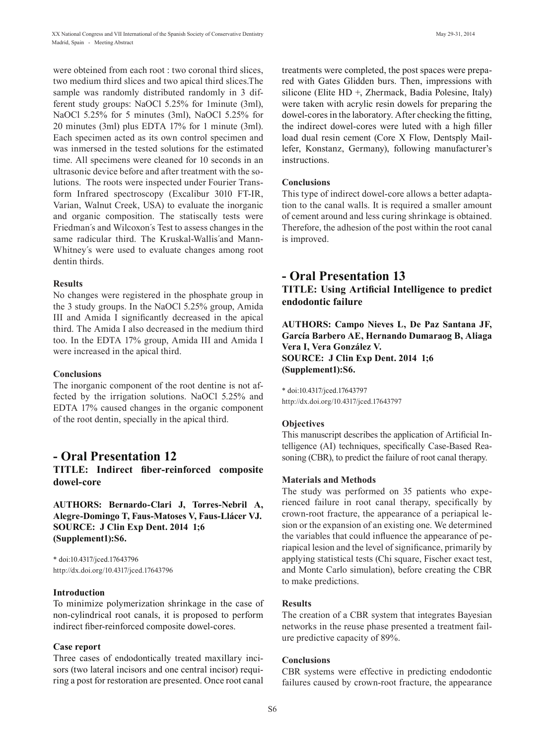were obteined from each root : two coronal third slices, two medium third slices and two apical third slices.The sample was randomly distributed randomly in 3 different study groups: NaOCl 5.25% for 1minute (3ml), NaOCl 5.25% for 5 minutes (3ml), NaOCl 5.25% for 20 minutes (3ml) plus EDTA 17% for 1 minute (3ml). Each specimen acted as its own control specimen and was inmersed in the tested solutions for the estimated time. All specimens were cleaned for 10 seconds in an ultrasonic device before and after treatment with the solutions. The roots were inspected under Fourier Transform Infrared spectroscopy (Excalibur 3010 FT-IR, Varian, Walnut Creek, USA) to evaluate the inorganic and organic composition. The staticsally tests were Friedman´s and Wilcoxon´s Test to assess changes in the same radicular third. The Kruskal-Wallis´and Mann-Whitney´s were used to evaluate changes among root dentin thirds.

#### Results

No changes were registered in the phosphate group in the 3 study groups. In the NaOCl 5.25% group, Amida III and Amida I significantly decreased in the apical third. The Amida I also decreased in the medium third too. In the EDTA 17% group, Amida III and Amida I were increased in the apical third.

#### Conclusions

The inorganic component of the root dentine is not affected by the irrigation solutions. NaOCl 5.25% and EDTA 17% caused changes in the organic component of the root dentin, specially in the apical third.

## - Oral Presentation 12

### TITLE: Indirect fiber-reinforced composite dowel-core

**AUTHORS: Bernardo-Clari J, Torres-Nebril A, Alegre-Domingo T, Faus-Matoses V, Faus-Llácer VJ.**
**SOURCE: J Clin Exp Dent. 2014 1;6 (Supplement1):S6.**

* doi:10.4317/jced.17643796
http://dx.doi.org/10.4317/jced.17643796

#### Introduction

To minimize polymerization shrinkage in the case of non-cylindrical root canals, it is proposed to perform indirect fiber-reinforced composite dowel-cores.

#### Case report

Three cases of endodontically treated maxillary incisors (two lateral incisors and one central incisor) requiring a post for restoration are presented. Once root canal treatments were completed, the post spaces were prepared with Gates Glidden burs. Then, impressions with silicone (Elite HD +, Zhermack, Badia Polesine, Italy) were taken with acrylic resin dowels for preparing the dowel-cores in the laboratory. After checking the fitting, the indirect dowel-cores were luted with a high filler load dual resin cement (Core X Flow, Dentsply Maillefer, Konstanz, Germany), following manufacturer's instructions.

#### Conclusions

This type of indirect dowel-core allows a better adaptation to the canal walls. It is required a smaller amount of cement around and less curing shrinkage is obtained. Therefore, the adhesion of the post within the root canal is improved.

## - Oral Presentation 13

### TITLE: Using Artificial Intelligence to predict endodontic failure

**AUTHORS: Campo Nieves L, De Paz Santana JF, García Barbero AE, Hernando Dumaraog B, Aliaga Vera I, Vera González V.**
**SOURCE: J Clin Exp Dent. 2014 1;6 (Supplement1):S6.**

* doi:10.4317/jced.17643797
http://dx.doi.org/10.4317/jced.17643797

#### Objectives

This manuscript describes the application of Artificial Intelligence (AI) techniques, specifically Case-Based Reasoning (CBR), to predict the failure of root canal therapy.

#### Materials and Methods

The study was performed on 35 patients who experienced failure in root canal therapy, specifically by crown-root fracture, the appearance of a periapical lesion or the expansion of an existing one. We determined the variables that could influence the appearance of periapical lesion and the level of significance, primarily by applying statistical tests (Chi square, Fischer exact test, and Monte Carlo simulation), before creating the CBR to make predictions.

#### Results

The creation of a CBR system that integrates Bayesian networks in the reuse phase presented a treatment failure predictive capacity of 89%.

#### Conclusions

CBR systems were effective in predicting endodontic failures caused by crown-root fracture, the appearance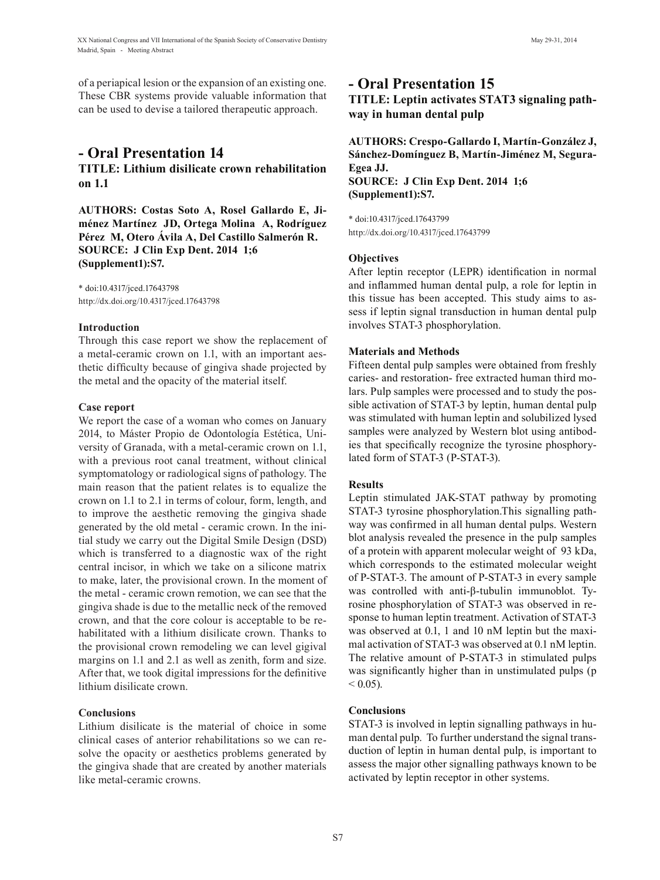of a periapical lesion or the expansion of an existing one. These CBR systems provide valuable information that can be used to devise a tailored therapeutic approach.

## - Oral Presentation 14

### TITLE: Lithium disilicate crown rehabilitation on 1.1

**AUTHORS: Costas Soto A, Rosel Gallardo E, Jiménez Martínez JD, Ortega Molina A, Rodríguez Pérez M, Otero Ávila A, Del Castillo Salmerón R.**
**SOURCE: J Clin Exp Dent. 2014 1;6 (Supplement1):S7.**

* doi:10.4317/jced.17643798
http://dx.doi.org/10.4317/jced.17643798

**Introduction**

Through this case report we show the replacement of a metal-ceramic crown on 1.1, with an important aesthetic difficulty because of gingiva shade projected by the metal and the opacity of the material itself.

**Case report**

We report the case of a woman who comes on January 2014, to Máster Propio de Odontología Estética, University of Granada, with a metal-ceramic crown on 1.1, with a previous root canal treatment, without clinical symptomatology or radiological signs of pathology. The main reason that the patient relates is to equalize the crown on 1.1 to 2.1 in terms of colour, form, length, and to improve the aesthetic removing the gingiva shade generated by the old metal - ceramic crown. In the initial study we carry out the Digital Smile Design (DSD) which is transferred to a diagnostic wax of the right central incisor, in which we take on a silicone matrix to make, later, the provisional crown. In the moment of the metal - ceramic crown remotion, we can see that the gingiva shade is due to the metallic neck of the removed crown, and that the core colour is acceptable to be rehabilitated with a lithium disilicate crown. Thanks to the provisional crown remodeling we can level gigival margins on 1.1 and 2.1 as well as zenith, form and size. After that, we took digital impressions for the definitive lithium disilicate crown.

**Conclusions**

Lithium disilicate is the material of choice in some clinical cases of anterior rehabilitations so we can resolve the opacity or aesthetics problems generated by the gingiva shade that are created by another materials like metal-ceramic crowns.

## - Oral Presentation 15

### TITLE: Leptin activates STAT3 signaling pathway in human dental pulp

**AUTHORS: Crespo-Gallardo I, Martín-González J, Sánchez-Domínguez B, Martín-Jiménez M, Segura-Egea JJ.**
**SOURCE: J Clin Exp Dent. 2014 1;6 (Supplement1):S7.**

* doi:10.4317/jced.17643799
http://dx.doi.org/10.4317/jced.17643799

**Objectives**

After leptin receptor (LEPR) identification in normal and inflammed human dental pulp, a role for leptin in this tissue has been accepted. This study aims to assess if leptin signal transduction in human dental pulp involves STAT-3 phosphorylation.

**Materials and Methods**

Fifteen dental pulp samples were obtained from freshly caries- and restoration- free extracted human third molars. Pulp samples were processed and to study the possible activation of STAT-3 by leptin, human dental pulp was stimulated with human leptin and solubilized lysed samples were analyzed by Western blot using antibodies that specifically recognize the tyrosine phosphorylated form of STAT-3 (P-STAT-3).

**Results**

Leptin stimulated JAK-STAT pathway by promoting STAT-3 tyrosine phosphorylation.This signalling pathway was confirmed in all human dental pulps. Western blot analysis revealed the presence in the pulp samples of a protein with apparent molecular weight of 93 kDa, which corresponds to the estimated molecular weight of P-STAT-3. The amount of P-STAT-3 in every sample was controlled with anti-β-tubulin immunoblot. Tyrosine phosphorylation of STAT-3 was observed in response to human leptin treatment. Activation of STAT-3 was observed at 0.1, 1 and 10 nM leptin but the maximal activation of STAT-3 was observed at 0.1 nM leptin. The relative amount of P-STAT-3 in stimulated pulps was significantly higher than in unstimulated pulps ($p < 0.05$).

**Conclusions**

STAT-3 is involved in leptin signalling pathways in human dental pulp. To further understand the signal transduction of leptin in human dental pulp, is important to assess the major other signalling pathways known to be activated by leptin receptor in other systems.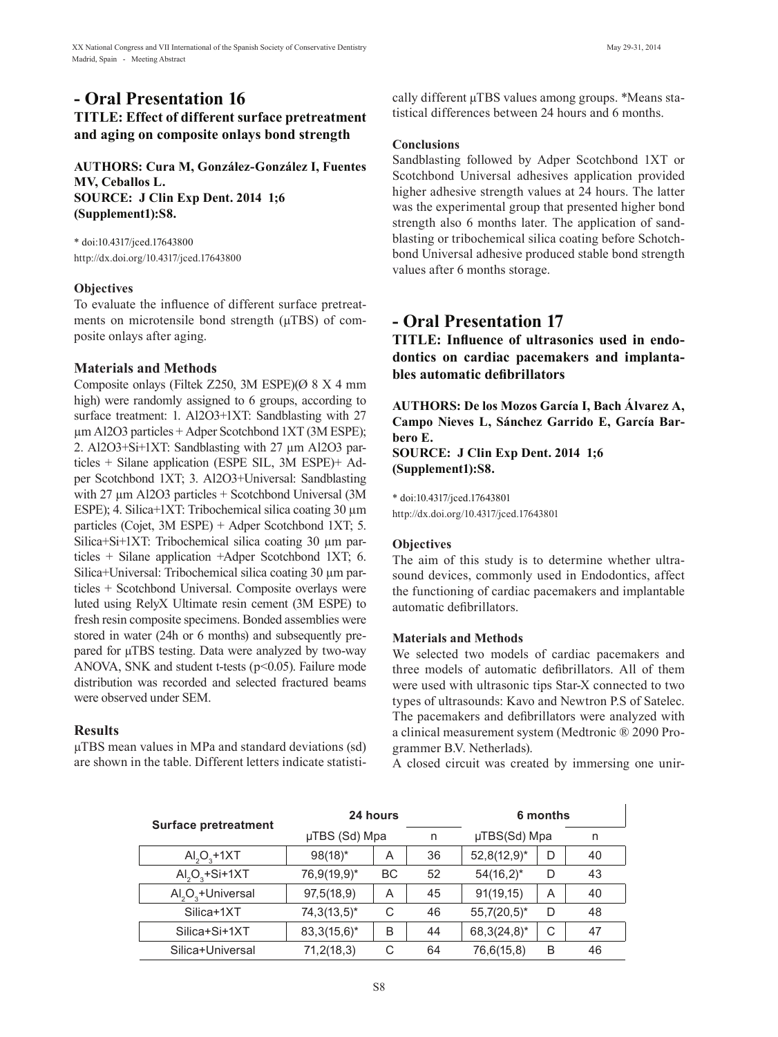## - Oral Presentation 16

### TITLE: Effect of different surface pretreatment and aging on composite onlays bond strength

**AUTHORS: Cura M, González-González I, Fuentes MV, Ceballos L.**
**SOURCE: J Clin Exp Dent. 2014 1;6 (Supplement1):S8.**

* doi:10.4317/jced.17643800
http://dx.doi.org/10.4317/jced.17643800

#### Objectives

To evaluate the influence of different surface pretreatments on microtensile bond strength (μTBS) of composite onlays after aging.

#### Materials and Methods

Composite onlays (Filtek Z250, 3M ESPE)(Ø 8 X 4 mm high) were randomly assigned to 6 groups, according to surface treatment: 1. Al2O3+1XT: Sandblasting with 27 μm Al2O3 particles + Adper Scotchbond 1XT (3M ESPE); 2. Al2O3+Si+1XT: Sandblasting with 27 μm Al2O3 particles + Silane application (ESPE SIL, 3M ESPE)+ Adper Scotchbond 1XT; 3. Al2O3+Universal: Sandblasting with 27 μm Al2O3 particles + Scotchbond Universal (3M ESPE); 4. Silica+1XT: Tribochemical silica coating 30 μm particles (Cojet, 3M ESPE) + Adper Scotchbond 1XT; 5. Silica+Si+1XT: Tribochemical silica coating 30 μm particles + Silane application +Adper Scotchbond 1XT; 6. Silica+Universal: Tribochemical silica coating 30 μm particles + Scotchbond Universal. Composite overlays were luted using RelyX Ultimate resin cement (3M ESPE) to fresh resin composite specimens. Bonded assemblies were stored in water (24h or 6 months) and subsequently prepared for μTBS testing. Data were analyzed by two-way ANOVA, SNK and student t-tests (p<0.05). Failure mode distribution was recorded and selected fractured beams were observed under SEM.

#### Results

μTBS mean values in MPa and standard deviations (sd) are shown in the table. Different letters indicate statistically different μTBS values among groups. *Means statistical differences between 24 hours and 6 months.

| Surface pretreatment | 24 hours | | | 6 months | | |
|---|---|---|---|---|---|---|
| | μTBS (Sd) Mpa | | n | μTBS(Sd) Mpa | | n |
| $Al_2O_3$+1XT | 98(18)* | A | 36 | 52,8(12,9)* | D | 40 |
| $Al_2O_3$+Si+1XT | 76,9(19,9)* | BC | 52 | 54(16,2)* | D | 43 |
| $Al_2O_3$+Universal | 97,5(18,9) | A | 45 | 91(19,15) | A | 40 |
| Silica+1XT | 74,3(13,5)* | C | 46 | 55,7(20,5)* | D | 48 |
| Silica+Si+1XT | 83,3(15,6)* | B | 44 | 68,3(24,8)* | C | 47 |
| Silica+Universal | 71,2(18,3) | C | 64 | 76,6(15,8) | B | 46 |

#### Conclusions

Sandblasting followed by Adper Scotchbond 1XT or Scotchbond Universal adhesives application provided higher adhesive strength values at 24 hours. The latter was the experimental group that presented higher bond strength also 6 months later. The application of sandblasting or tribochemical silica coating before Schotchbond Universal adhesive produced stable bond strength values after 6 months storage.

## - Oral Presentation 17

### TITLE: Influence of ultrasonics used in endodontics on cardiac pacemakers and implantables automatic defibrillators

**AUTHORS: De los Mozos García I, Bach Álvarez A, Campo Nieves L, Sánchez Garrido E, García Barbero E.**
**SOURCE: J Clin Exp Dent. 2014 1;6 (Supplement1):S8.**

* doi:10.4317/jced.17643801
http://dx.doi.org/10.4317/jced.17643801

#### Objectives

The aim of this study is to determine whether ultrasound devices, commonly used in Endodontics, affect the functioning of cardiac pacemakers and implantable automatic defibrillators.

#### Materials and Methods

We selected two models of cardiac pacemakers and three models of automatic defibrillators. All of them were used with ultrasonic tips Star-X connected to two types of ultrasounds: Kavo and Newtron P.S of Satelec. The pacemakers and defibrillators were analyzed with a clinical measurement system (Medtronic ® 2090 Programmer B.V. Netherlands).

A closed circuit was created by immersing one unir-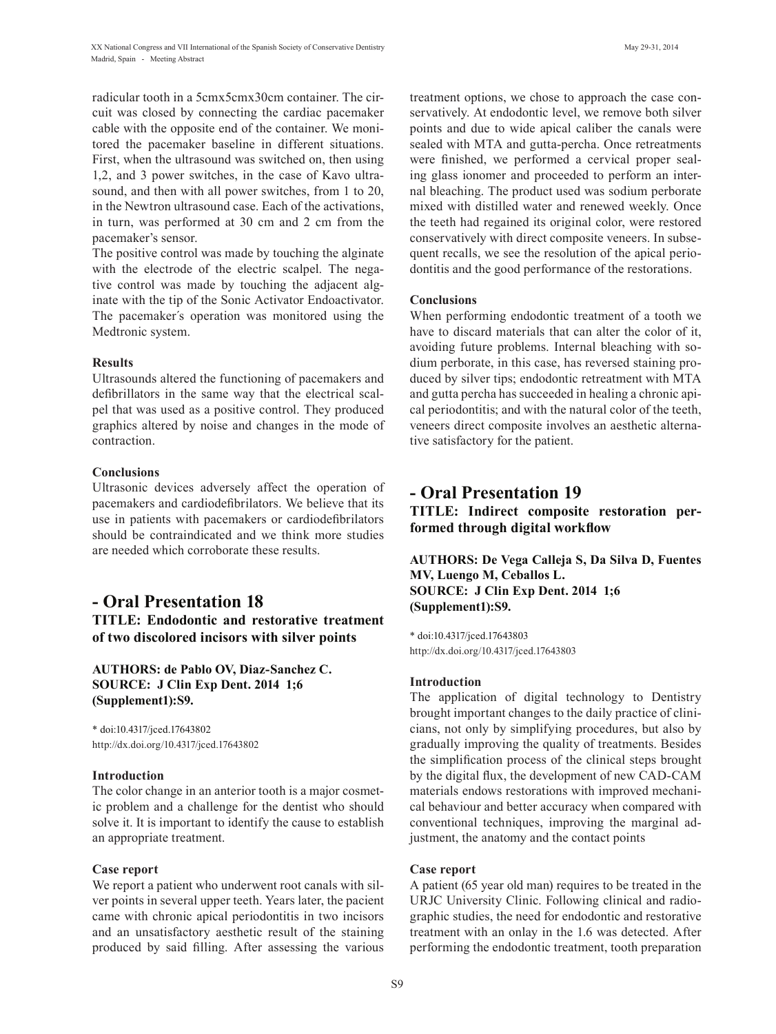radicular tooth in a 5cmx5cmx30cm container. The circuit was closed by connecting the cardiac pacemaker cable with the opposite end of the container. We monitored the pacemaker baseline in different situations. First, when the ultrasound was switched on, then using 1,2, and 3 power switches, in the case of Kavo ultrasound, and then with all power switches, from 1 to 20, in the Newtron ultrasound case. Each of the activations, in turn, was performed at 30 cm and 2 cm from the pacemaker's sensor.

The positive control was made by touching the alginate with the electrode of the electric scalpel. The negative control was made by touching the adjacent alginate with the tip of the Sonic Activator Endoactivator. The pacemaker´s operation was monitored using the Medtronic system.

**Results**

Ultrasounds altered the functioning of pacemakers and defibrillators in the same way that the electrical scalpel that was used as a positive control. They produced graphics altered by noise and changes in the mode of contraction.

**Conclusions**

Ultrasonic devices adversely affect the operation of pacemakers and cardiodefibrilators. We believe that its use in patients with pacemakers or cardiodefibrilators should be contraindicated and we think more studies are needed which corroborate these results.

## - Oral Presentation 18

### TITLE: Endodontic and restorative treatment of two discolored incisors with silver points

**AUTHORS: de Pablo OV, Diaz-Sanchez C.**
**SOURCE: J Clin Exp Dent. 2014 1;6 (Supplement1):S9.**

\* doi:10.4317/jced.17643802
http://dx.doi.org/10.4317/jced.17643802

**Introduction**

The color change in an anterior tooth is a major cosmetic problem and a challenge for the dentist who should solve it. It is important to identify the cause to establish an appropriate treatment.

**Case report**

We report a patient who underwent root canals with silver points in several upper teeth. Years later, the pacient came with chronic apical periodontitis in two incisors and an unsatisfactory aesthetic result of the staining produced by said filling. After assessing the various treatment options, we chose to approach the case conservatively. At endodontic level, we remove both silver points and due to wide apical caliber the canals were sealed with MTA and gutta-percha. Once retreatments were finished, we performed a cervical proper sealing glass ionomer and proceeded to perform an internal bleaching. The product used was sodium perborate mixed with distilled water and renewed weekly. Once the teeth had regained its original color, were restored conservatively with direct composite veneers. In subsequent recalls, we see the resolution of the apical periodontitis and the good performance of the restorations.

**Conclusions**

When performing endodontic treatment of a tooth we have to discard materials that can alter the color of it, avoiding future problems. Internal bleaching with sodium perborate, in this case, has reversed staining produced by silver tips; endodontic retreatment with MTA and gutta percha has succeeded in healing a chronic apical periodontitis; and with the natural color of the teeth, veneers direct composite involves an aesthetic alternative satisfactory for the patient.

## - Oral Presentation 19

### TITLE: Indirect composite restoration performed through digital workflow

**AUTHORS: De Vega Calleja S, Da Silva D, Fuentes MV, Luengo M, Ceballos L.**
**SOURCE: J Clin Exp Dent. 2014 1;6 (Supplement1):S9.**

\* doi:10.4317/jced.17643803
http://dx.doi.org/10.4317/jced.17643803

**Introduction**

The application of digital technology to Dentistry brought important changes to the daily practice of clinicians, not only by simplifying procedures, but also by gradually improving the quality of treatments. Besides the simplification process of the clinical steps brought by the digital flux, the development of new CAD-CAM materials endows restorations with improved mechanical behaviour and better accuracy when compared with conventional techniques, improving the marginal adjustment, the anatomy and the contact points

**Case report**

A patient (65 year old man) requires to be treated in the URJC University Clinic. Following clinical and radiographic studies, the need for endodontic and restorative treatment with an onlay in the 1.6 was detected. After performing the endodontic treatment, tooth preparation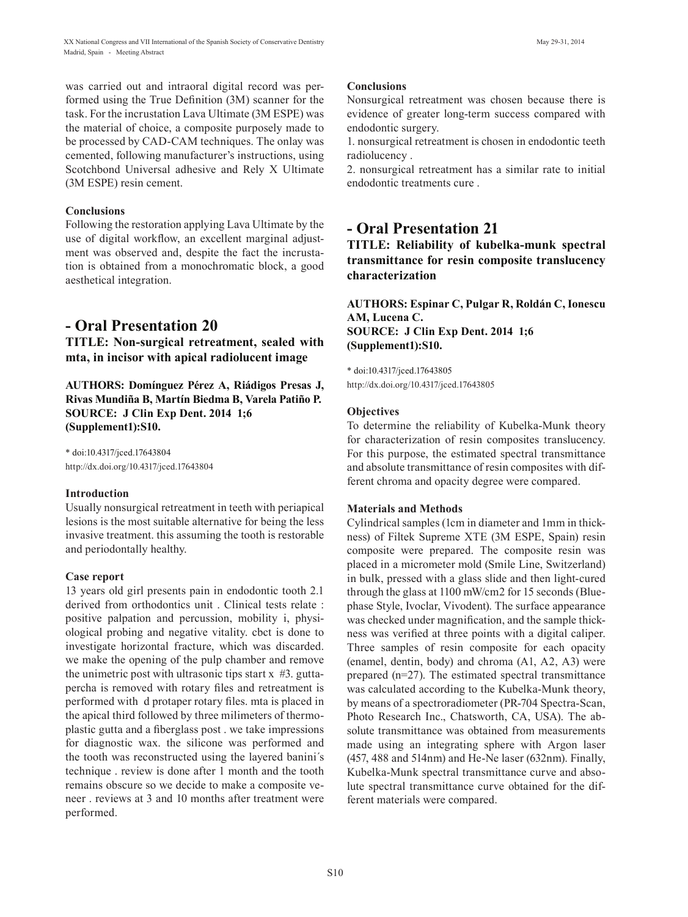was carried out and intraoral digital record was performed using the True Definition (3M) scanner for the task. For the incrustation Lava Ultimate (3M ESPE) was the material of choice, a composite purposely made to be processed by CAD-CAM techniques. The onlay was cemented, following manufacturer's instructions, using Scotchbond Universal adhesive and Rely X Ultimate (3M ESPE) resin cement.

### Conclusions

Following the restoration applying Lava Ultimate by the use of digital workflow, an excellent marginal adjustment was observed and, despite the fact the incrustation is obtained from a monochromatic block, a good aesthetical integration.

## - Oral Presentation 20

**TITLE: Non-surgical retreatment, sealed with mta, in incisor with apical radiolucent image**

**AUTHORS: Domínguez Pérez A, Riádigos Presas J, Rivas Mundiña B, Martín Biedma B, Varela Patiño P.**
**SOURCE: J Clin Exp Dent. 2014 1;6 (Supplement1):S10.**

\* doi:10.4317/jced.17643804
http://dx.doi.org/10.4317/jced.17643804

### Introduction

Usually nonsurgical retreatment in teeth with periapical lesions is the most suitable alternative for being the less invasive treatment. this assuming the tooth is restorable and periodontally healthy.

### Case report

13 years old girl presents pain in endodontic tooth 2.1 derived from orthodontics unit . Clinical tests relate : positive palpation and percussion, mobility i, physiological probing and negative vitality. cbct is done to investigate horizontal fracture, which was discarded. we make the opening of the pulp chamber and remove the unimetric post with ultrasonic tips start x #3. guttapercha is removed with rotary files and retreatment is performed with d protaper rotary files. mta is placed in the apical third followed by three milimeters of thermoplastic gutta and a fiberglass post . we take impressions for diagnostic wax. the silicone was performed and the tooth was reconstructed using the layered banini´s technique . review is done after 1 month and the tooth remains obscure so we decide to make a composite veneer . reviews at 3 and 10 months after treatment were performed.

### Conclusions

Nonsurgical retreatment was chosen because there is evidence of greater long-term success compared with endodontic surgery.

1. nonsurgical retreatment is chosen in endodontic teeth radiolucency .
2. nonsurgical retreatment has a similar rate to initial endodontic treatments cure .

## - Oral Presentation 21

**TITLE: Reliability of kubelka-munk spectral transmittance for resin composite translucency characterization**

**AUTHORS: Espinar C, Pulgar R, Roldán C, Ionescu AM, Lucena C.**
**SOURCE: J Clin Exp Dent. 2014 1;6 (Supplement1):S10.**

\* doi:10.4317/jced.17643805
http://dx.doi.org/10.4317/jced.17643805

### Objectives

To determine the reliability of Kubelka-Munk theory for characterization of resin composites translucency. For this purpose, the estimated spectral transmittance and absolute transmittance of resin composites with different chroma and opacity degree were compared.

### Materials and Methods

Cylindrical samples (1cm in diameter and 1mm in thickness) of Filtek Supreme XTE (3M ESPE, Spain) resin composite were prepared. The composite resin was placed in a micrometer mold (Smile Line, Switzerland) in bulk, pressed with a glass slide and then light-cured through the glass at 1100 mW/cm2 for 15 seconds (Bluephase Style, Ivoclar, Vivodent). The surface appearance was checked under magnification, and the sample thickness was verified at three points with a digital caliper. Three samples of resin composite for each opacity (enamel, dentin, body) and chroma (A1, A2, A3) were prepared (n=27). The estimated spectral transmittance was calculated according to the Kubelka-Munk theory, by means of a spectroradiometer (PR-704 Spectra-Scan, Photo Research Inc., Chatsworth, CA, USA). The absolute transmittance was obtained from measurements made using an integrating sphere with Argon laser (457, 488 and 514nm) and He-Ne laser (632nm). Finally, Kubelka-Munk spectral transmittance curve and absolute spectral transmittance curve obtained for the different materials were compared.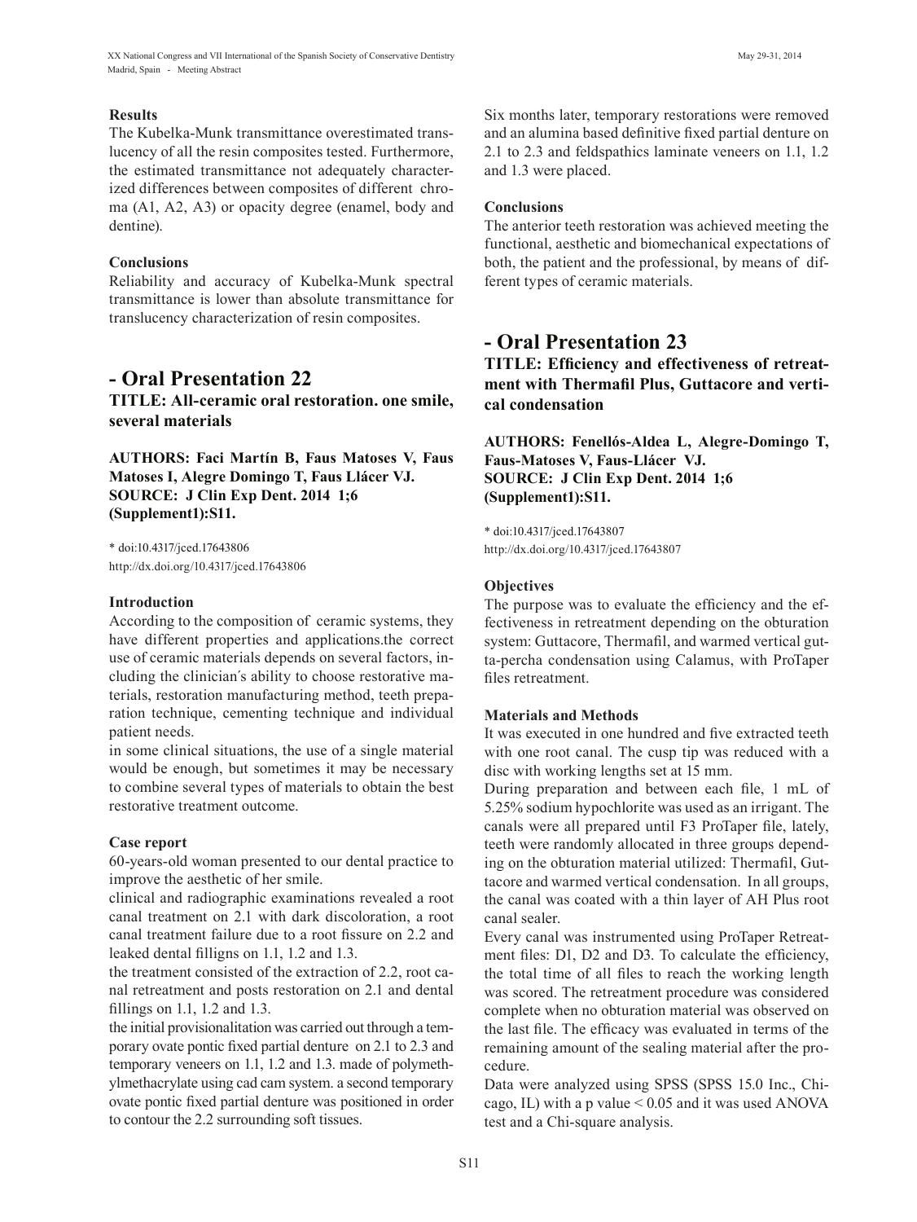#### Results

The Kubelka-Munk transmittance overestimated translucency of all the resin composites tested. Furthermore, the estimated transmittance not adequately characterized differences between composites of different chroma (A1, A2, A3) or opacity degree (enamel, body and dentine).

#### Conclusions

Reliability and accuracy of Kubelka-Munk spectral transmittance is lower than absolute transmittance for translucency characterization of resin composites.

## - Oral Presentation 22

### TITLE: All-ceramic oral restoration. one smile, several materials

**AUTHORS: Faci Martín B, Faus Matoses V, Faus Matoses I, Alegre Domingo T, Faus Llácer VJ.**
**SOURCE: J Clin Exp Dent. 2014 1;6 (Supplement1):S11.**

\* doi:10.4317/jced.17643806
http://dx.doi.org/10.4317/jced.17643806

#### Introduction

According to the composition of ceramic systems, they have different properties and applications.the correct use of ceramic materials depends on several factors, including the clinician´s ability to choose restorative materials, restoration manufacturing method, teeth preparation technique, cementing technique and individual patient needs.

in some clinical situations, the use of a single material would be enough, but sometimes it may be necessary to combine several types of materials to obtain the best restorative treatment outcome.

#### Case report

60-years-old woman presented to our dental practice to improve the aesthetic of her smile.

clinical and radiographic examinations revealed a root canal treatment on 2.1 with dark discoloration, a root canal treatment failure due to a root fissure on 2.2 and leaked dental filligns on 1.1, 1.2 and 1.3.

the treatment consisted of the extraction of 2.2, root canal retreatment and posts restoration on 2.1 and dental fillings on 1.1, 1.2 and 1.3.

the initial provisionalitation was carried out through a temporary ovate pontic fixed partial denture on 2.1 to 2.3 and temporary veneers on 1.1, 1.2 and 1.3. made of polymethylmethacrylate using cad cam system. a second temporary ovate pontic fixed partial denture was positioned in order to contour the 2.2 surrounding soft tissues.

Six months later, temporary restorations were removed and an alumina based definitive fixed partial denture on 2.1 to 2.3 and feldspathics laminate veneers on 1.1, 1.2 and 1.3 were placed.

#### Conclusions

The anterior teeth restoration was achieved meeting the functional, aesthetic and biomechanical expectations of both, the patient and the professional, by means of different types of ceramic materials.

## - Oral Presentation 23

### TITLE: Efficiency and effectiveness of retreatment with Thermafil Plus, Guttacore and vertical condensation

**AUTHORS: Fenellós-Aldea L, Alegre-Domingo T, Faus-Matoses V, Faus-Llácer VJ.**
**SOURCE: J Clin Exp Dent. 2014 1;6 (Supplement1):S11.**

\* doi:10.4317/jced.17643807
http://dx.doi.org/10.4317/jced.17643807

#### Objectives

The purpose was to evaluate the efficiency and the effectiveness in retreatment depending on the obturation system: Guttacore, Thermafil, and warmed vertical gutta-percha condensation using Calamus, with ProTaper files retreatment.

#### Materials and Methods

It was executed in one hundred and five extracted teeth with one root canal. The cusp tip was reduced with a disc with working lengths set at 15 mm.

During preparation and between each file, 1 mL of 5.25% sodium hypochlorite was used as an irrigant. The canals were all prepared until F3 ProTaper file, lately, teeth were randomly allocated in three groups depending on the obturation material utilized: Thermafil, Guttacore and warmed vertical condensation. In all groups, the canal was coated with a thin layer of AH Plus root canal sealer.

Every canal was instrumented using ProTaper Retreatment files: D1, D2 and D3. To calculate the efficiency, the total time of all files to reach the working length was scored. The retreatment procedure was considered complete when no obturation material was observed on the last file. The efficacy was evaluated in terms of the remaining amount of the sealing material after the procedure.

Data were analyzed using SPSS (SPSS 15.0 Inc., Chicago, IL) with a p value $< 0.05$ and it was used ANOVA test and a Chi-square analysis.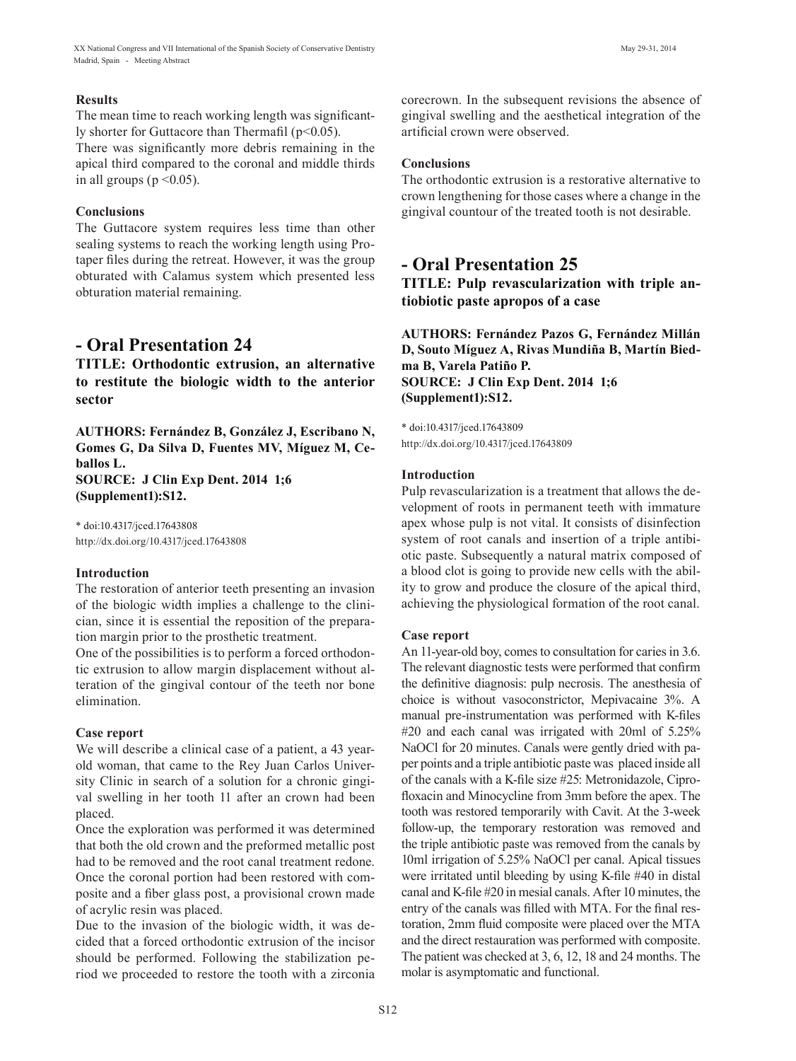#### Results

The mean time to reach working length was significantly shorter for Guttacore than Thermafil ($p<0.05$).

There was significantly more debris remaining in the apical third compared to the coronal and middle thirds in all groups ($p <0.05$).

#### Conclusions

The Guttacore system requires less time than other sealing systems to reach the working length using Protaper files during the retreat. However, it was the group obturated with Calamus system which presented less obturation material remaining.

## - Oral Presentation 24

### TITLE: Orthodontic extrusion, an alternative to restitute the biologic width to the anterior sector

**AUTHORS: Fernández B, González J, Escribano N, Gomes G, Da Silva D, Fuentes MV, Míguez M, Ceballos L.**
**SOURCE: J Clin Exp Dent. 2014 1;6 (Supplement1):S12.**

* doi:10.4317/jced.17643808
http://dx.doi.org/10.4317/jced.17643808

#### Introduction

The restoration of anterior teeth presenting an invasion of the biologic width implies a challenge to the clinician, since it is essential the reposition of the preparation margin prior to the prosthetic treatment.

One of the possibilities is to perform a forced orthodontic extrusion to allow margin displacement without alteration of the gingival contour of the teeth nor bone elimination.

#### Case report

We will describe a clinical case of a patient, a 43 year-old woman, that came to the Rey Juan Carlos University Clinic in search of a solution for a chronic gingival swelling in her tooth 11 after an crown had been placed.

Once the exploration was performed it was determined that both the old crown and the preformed metallic post had to be removed and the root canal treatment redone. Once the coronal portion had been restored with composite and a fiber glass post, a provisional crown made of acrylic resin was placed.

Due to the invasion of the biologic width, it was decided that a forced orthodontic extrusion of the incisor should be performed. Following the stabilization period we proceeded to restore the tooth with a zirconia corecrown. In the subsequent revisions the absence of gingival swelling and the aesthetical integration of the artificial crown were observed.

#### Conclusions

The orthodontic extrusion is a restorative alternative to crown lengthening for those cases where a change in the gingival countour of the treated tooth is not desirable.

## - Oral Presentation 25

### TITLE: Pulp revascularization with triple antiobiotic paste apropos of a case

**AUTHORS: Fernández Pazos G, Fernández Millán D, Souto Míguez A, Rivas Mundiña B, Martín Biedma B, Varela Patiño P.**
**SOURCE: J Clin Exp Dent. 2014 1;6 (Supplement1):S12.**

* doi:10.4317/jced.17643809
http://dx.doi.org/10.4317/jced.17643809

#### Introduction

Pulp revascularization is a treatment that allows the development of roots in permanent teeth with immature apex whose pulp is not vital. It consists of disinfection system of root canals and insertion of a triple antibiotic paste. Subsequently a natural matrix composed of a blood clot is going to provide new cells with the ability to grow and produce the closure of the apical third, achieving the physiological formation of the root canal.

#### Case report

An 11-year-old boy, comes to consultation for caries in 3.6. The relevant diagnostic tests were performed that confirm the definitive diagnosis: pulp necrosis. The anesthesia of choice is without vasoconstrictor, Mepivacaine 3%. A manual pre-instrumentation was performed with K-files #20 and each canal was irrigated with 20ml of 5.25% NaOCl for 20 minutes. Canals were gently dried with paper points and a triple antibiotic paste was placed inside all of the canals with a K-file size #25: Metronidazole, Ciprofloxacin and Minocycline from 3mm before the apex. The tooth was restored temporarily with Cavit. At the 3-week follow-up, the temporary restoration was removed and the triple antibiotic paste was removed from the canals by 10ml irrigation of 5.25% NaOCl per canal. Apical tissues were irritated until bleeding by using K-file #40 in distal canal and K-file #20 in mesial canals. After 10 minutes, the entry of the canals was filled with MTA. For the final restoration, 2mm fluid composite were placed over the MTA and the direct restauration was performed with composite. The patient was checked at 3, 6, 12, 18 and 24 months. The molar is asymptomatic and functional.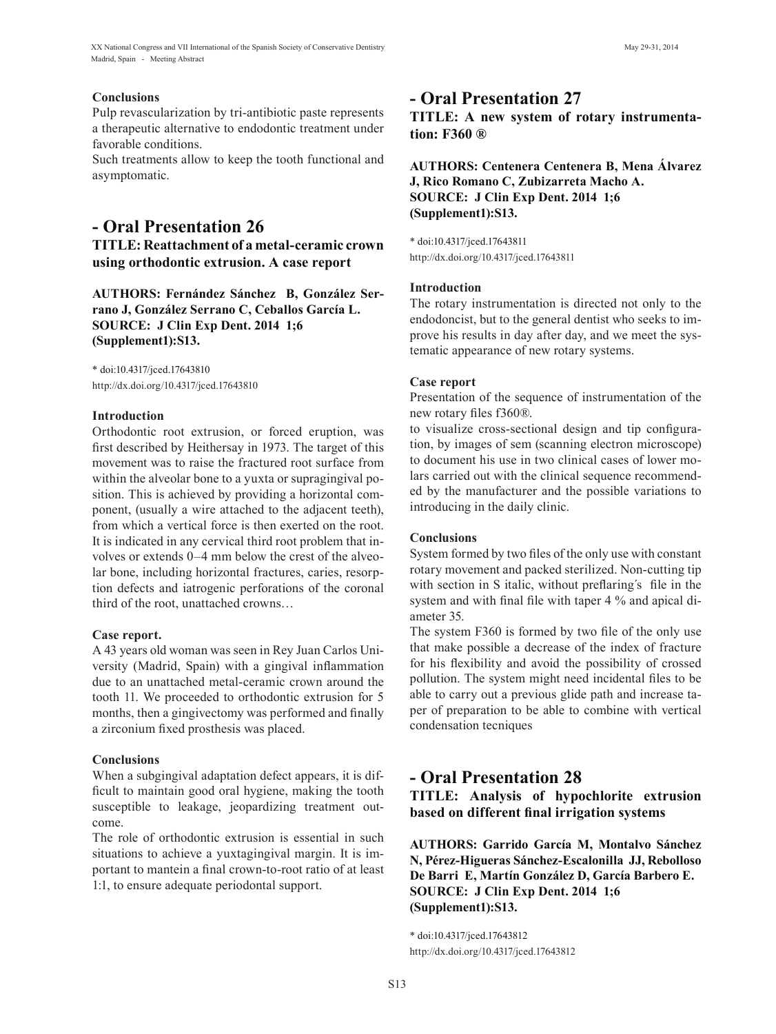### Conclusions

Pulp revascularization by tri-antibiotic paste represents a therapeutic alternative to endodontic treatment under favorable conditions.

Such treatments allow to keep the tooth functional and asymptomatic.

## - Oral Presentation 26

### TITLE: Reattachment of a metal-ceramic crown using orthodontic extrusion. A case report

**AUTHORS: Fernández Sánchez B, González Serrano J, González Serrano C, Ceballos García L.**
**SOURCE: J Clin Exp Dent. 2014 1;6 (Supplement1):S13.**

\* doi:10.4317/jced.17643810
http://dx.doi.org/10.4317/jced.17643810

### Introduction

Orthodontic root extrusion, or forced eruption, was first described by Heithersay in 1973. The target of this movement was to raise the fractured root surface from within the alveolar bone to a yuxta or supragingival position. This is achieved by providing a horizontal component, (usually a wire attached to the adjacent teeth), from which a vertical force is then exerted on the root. It is indicated in any cervical third root problem that involves or extends 0–4 mm below the crest of the alveolar bone, including horizontal fractures, caries, resorption defects and iatrogenic perforations of the coronal third of the root, unattached crowns…

### Case report.

A 43 years old woman was seen in Rey Juan Carlos University (Madrid, Spain) with a gingival inflammation due to an unattached metal-ceramic crown around the tooth 11. We proceeded to orthodontic extrusion for 5 months, then a gingivectomy was performed and finally a zirconium fixed prosthesis was placed.

### Conclusions

When a subgingival adaptation defect appears, it is difficult to maintain good oral hygiene, making the tooth susceptible to leakage, jeopardizing treatment outcome.

The role of orthodontic extrusion is essential in such situations to achieve a yuxtagingival margin. It is important to mantein a final crown-to-root ratio of at least 1:1, to ensure adequate periodontal support.

## - Oral Presentation 27

### TITLE: A new system of rotary instrumentation: F360 ®

**AUTHORS: Centenera Centenera B, Mena Álvarez J, Rico Romano C, Zubizarreta Macho A.**
**SOURCE: J Clin Exp Dent. 2014 1;6 (Supplement1):S13.**

\* doi:10.4317/jced.17643811
http://dx.doi.org/10.4317/jced.17643811

### Introduction

The rotary instrumentation is directed not only to the endodoncist, but to the general dentist who seeks to improve his results in day after day, and we meet the systematic appearance of new rotary systems.

### Case report

Presentation of the sequence of instrumentation of the new rotary files f360®.

to visualize cross-sectional design and tip configuration, by images of sem (scanning electron microscope) to document his use in two clinical cases of lower molars carried out with the clinical sequence recommended by the manufacturer and the possible variations to introducing in the daily clinic.

### Conclusions

System formed by two files of the only use with constant rotary movement and packed sterilized. Non-cutting tip with section in S italic, without preflaring´s file in the system and with final file with taper 4 % and apical diameter 35.

The system F360 is formed by two file of the only use that make possible a decrease of the index of fracture for his flexibility and avoid the possibility of crossed pollution. The system might need incidental files to be able to carry out a previous glide path and increase taper of preparation to be able to combine with vertical condensation tecniques

## - Oral Presentation 28

### TITLE: Analysis of hypochlorite extrusion based on different final irrigation systems

**AUTHORS: Garrido García M, Montalvo Sánchez N, Pérez-Higueras Sánchez-Escalonilla JJ, Rebolloso De Barri E, Martín González D, García Barbero E.**
**SOURCE: J Clin Exp Dent. 2014 1;6 (Supplement1):S13.**

\* doi:10.4317/jced.17643812
http://dx.doi.org/10.4317/jced.17643812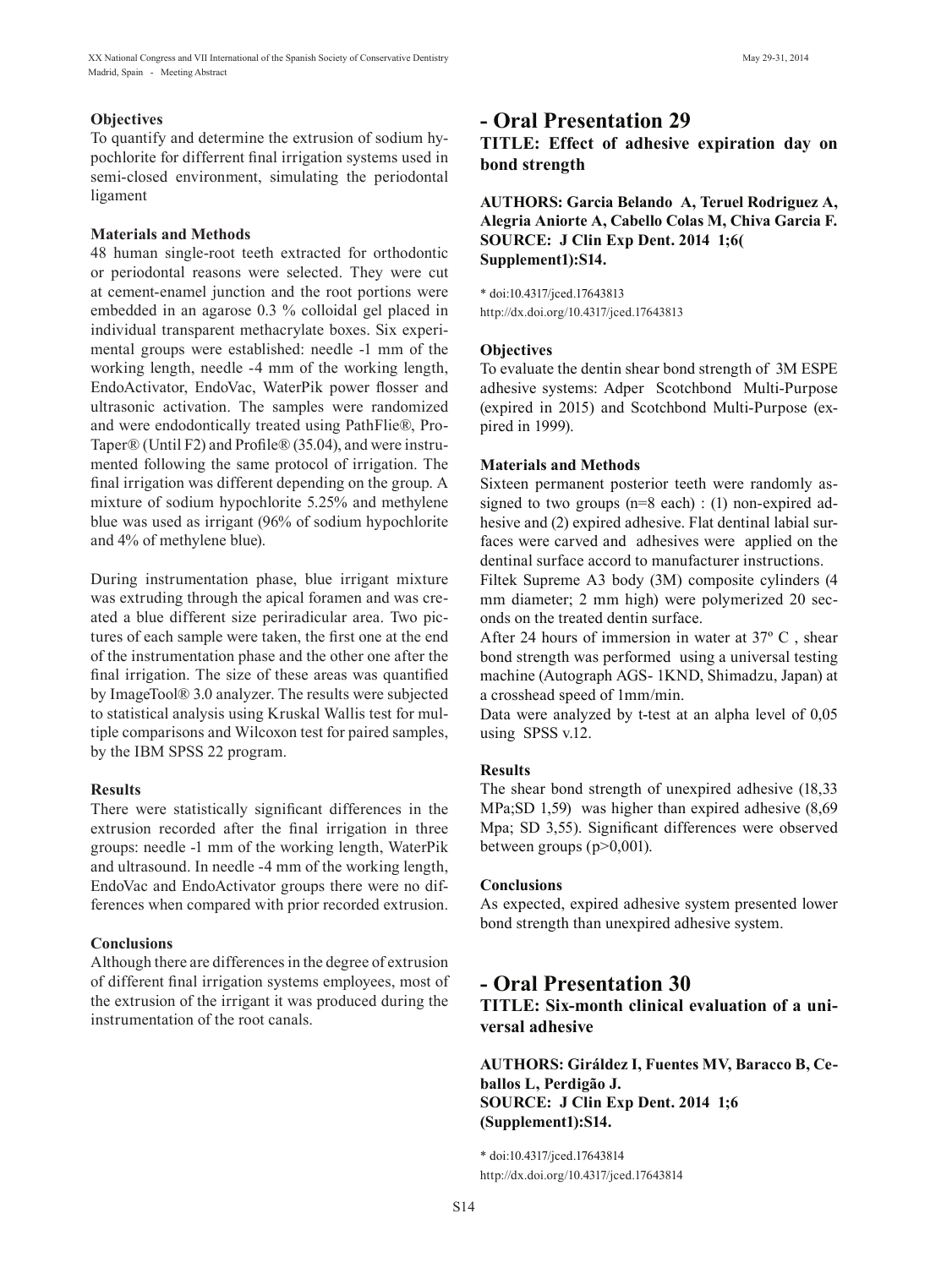### Objectives

To quantify and determine the extrusion of sodium hypochlorite for differrent final irrigation systems used in semi-closed environment, simulating the periodontal ligament

### Materials and Methods

48 human single-root teeth extracted for orthodontic or periodontal reasons were selected. They were cut at cement-enamel junction and the root portions were embedded in an agarose 0.3 % colloidal gel placed in individual transparent methacrylate boxes. Six experimental groups were established: needle -1 mm of the working length, needle -4 mm of the working length, EndoActivator, EndoVac, WaterPik power flosser and ultrasonic activation. The samples were randomized and were endodontically treated using PathFlie®, ProTaper® (Until F2) and Profile® (35.04), and were instrumented following the same protocol of irrigation. The final irrigation was different depending on the group. A mixture of sodium hypochlorite 5.25% and methylene blue was used as irrigant (96% of sodium hypochlorite and 4% of methylene blue).

During instrumentation phase, blue irrigant mixture was extruding through the apical foramen and was created a blue different size periradicular area. Two pictures of each sample were taken, the first one at the end of the instrumentation phase and the other one after the final irrigation. The size of these areas was quantified by ImageTool® 3.0 analyzer. The results were subjected to statistical analysis using Kruskal Wallis test for multiple comparisons and Wilcoxon test for paired samples, by the IBM SPSS 22 program.

### Results

There were statistically significant differences in the extrusion recorded after the final irrigation in three groups: needle -1 mm of the working length, WaterPik and ultrasound. In needle -4 mm of the working length, EndoVac and EndoActivator groups there were no differences when compared with prior recorded extrusion.

### Conclusions

Although there are differences in the degree of extrusion of different final irrigation systems employees, most of the extrusion of the irrigant it was produced during the instrumentation of the root canals.

## - Oral Presentation 29

### TITLE: Effect of adhesive expiration day on bond strength

**AUTHORS: Garcia Belando A, Teruel Rodriguez A, Alegria Aniorte A, Cabello Colas M, Chiva Garcia F.**
**SOURCE: J Clin Exp Dent. 2014 1;6( Supplement1):S14.**

* doi:10.4317/jced.17643813
http://dx.doi.org/10.4317/jced.17643813

### Objectives

To evaluate the dentin shear bond strength of 3M ESPE adhesive systems: Adper Scotchbond Multi-Purpose (expired in 2015) and Scotchbond Multi-Purpose (expired in 1999).

### Materials and Methods

Sixteen permanent posterior teeth were randomly assigned to two groups (n=8 each) : (1) non-expired adhesive and (2) expired adhesive. Flat dentinal labial surfaces were carved and adhesives were applied on the dentinal surface accord to manufacturer instructions.

Filtek Supreme A3 body (3M) composite cylinders (4 mm diameter; 2 mm high) were polymerized 20 seconds on the treated dentin surface.

After 24 hours of immersion in water at 37º C , shear bond strength was performed using a universal testing machine (Autograph AGS- 1KND, Shimadzu, Japan) at a crosshead speed of 1mm/min.

Data were analyzed by t-test at an alpha level of 0,05 using SPSS v.12.

### Results

The shear bond strength of unexpired adhesive (18,33 MPa;SD 1,59) was higher than expired adhesive (8,69 Mpa; SD 3,55). Significant differences were observed between groups (p>0,001).

### Conclusions

As expected, expired adhesive system presented lower bond strength than unexpired adhesive system.

## - Oral Presentation 30

### TITLE: Six-month clinical evaluation of a universal adhesive

**AUTHORS: Giráldez I, Fuentes MV, Baracco B, Ceballos L, Perdigão J.**
**SOURCE: J Clin Exp Dent. 2014 1;6 (Supplement1):S14.**

* doi:10.4317/jced.17643814
http://dx.doi.org/10.4317/jced.17643814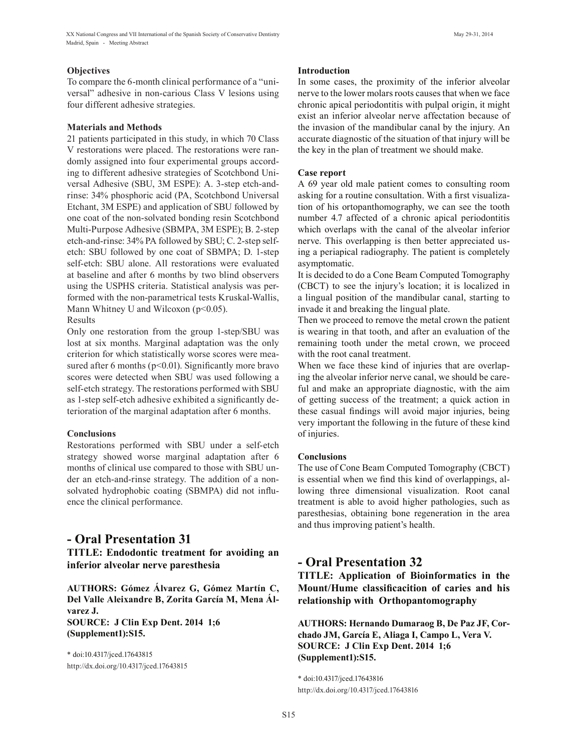**Objectives**

To compare the 6-month clinical performance of a "universal" adhesive in non-carious Class V lesions using four different adhesive strategies.

**Materials and Methods**

21 patients participated in this study, in which 70 Class V restorations were placed. The restorations were randomly assigned into four experimental groups according to different adhesive strategies of Scotchbond Universal Adhesive (SBU, 3M ESPE): A. 3-step etch-and-rinse: 34% phosphoric acid (PA, Scotchbond Universal Etchant, 3M ESPE) and application of SBU followed by one coat of the non-solvated bonding resin Scotchbond Multi-Purpose Adhesive (SBMPA, 3M ESPE); B. 2-step etch-and-rinse: 34% PA followed by SBU; C. 2-step self-etch: SBU followed by one coat of SBMPA; D. 1-step self-etch: SBU alone. All restorations were evaluated at baseline and after 6 months by two blind observers using the USPHS criteria. Statistical analysis was performed with the non-parametrical tests Kruskal-Wallis, Mann Whitney U and Wilcoxon ($p<0.05$).

Results

Only one restoration from the group 1-step/SBU was lost at six months. Marginal adaptation was the only criterion for which statistically worse scores were measured after 6 months ($p<0.01$). Significantly more bravo scores were detected when SBU was used following a self-etch strategy. The restorations performed with SBU as 1-step self-etch adhesive exhibited a significantly deterioration of the marginal adaptation after 6 months.

**Conclusions**

Restorations performed with SBU under a self-etch strategy showed worse marginal adaptation after 6 months of clinical use compared to those with SBU under an etch-and-rinse strategy. The addition of a non-solvated hydrophobic coating (SBMPA) did not influence the clinical performance.

## - Oral Presentation 31

### TITLE: Endodontic treatment for avoiding an inferior alveolar nerve paresthesia

**AUTHORS: Gómez Álvarez G, Gómez Martín C, Del Valle Aleixandre B, Zorita García M, Mena Álvarez J.**
**SOURCE: J Clin Exp Dent. 2014 1;6 (Supplement1):S15.**

\* doi:10.4317/jced.17643815
http://dx.doi.org/10.4317/jced.17643815

**Introduction**

In some cases, the proximity of the inferior alveolar nerve to the lower molars roots causes that when we face chronic apical periodontitis with pulpal origin, it might exist an inferior alveolar nerve affectation because of the invasion of the mandibular canal by the injury. An accurate diagnostic of the situation of that injury will be the key in the plan of treatment we should make.

**Case report**

A 69 year old male patient comes to consulting room asking for a routine consultation. With a first visualization of his ortopanthomography, we can see the tooth number 4.7 affected of a chronic apical periodontitis which overlaps with the canal of the alveolar inferior nerve. This overlapping is then better appreciated using a periapical radiography. The patient is completely asymptomatic.

It is decided to do a Cone Beam Computed Tomography (CBCT) to see the injury's location; it is localized in a lingual position of the mandibular canal, starting to invade it and breaking the lingual plate.

Then we proceed to remove the metal crown the patient is wearing in that tooth, and after an evaluation of the remaining tooth under the metal crown, we proceed with the root canal treatment.

When we face these kind of injuries that are overlapping the alveolar inferior nerve canal, we should be careful and make an appropriate diagnostic, with the aim of getting success of the treatment; a quick action in these casual findings will avoid major injuries, being very important the following in the future of these kind of injuries.

**Conclusions**

The use of Cone Beam Computed Tomography (CBCT) is essential when we find this kind of overlappings, allowing three dimensional visualization. Root canal treatment is able to avoid higher pathologies, such as paresthesias, obtaining bone regeneration in the area and thus improving patient's health.

## - Oral Presentation 32

### TITLE: Application of Bioinformatics in the Mount/Hume classificacition of caries and his relationship with Orthopantomography

**AUTHORS: Hernando Dumaraog B, De Paz JF, Corchado JM, García E, Aliaga I, Campo L, Vera V.**
**SOURCE: J Clin Exp Dent. 2014 1;6 (Supplement1):S15.**

\* doi:10.4317/jced.17643816
http://dx.doi.org/10.4317/jced.17643816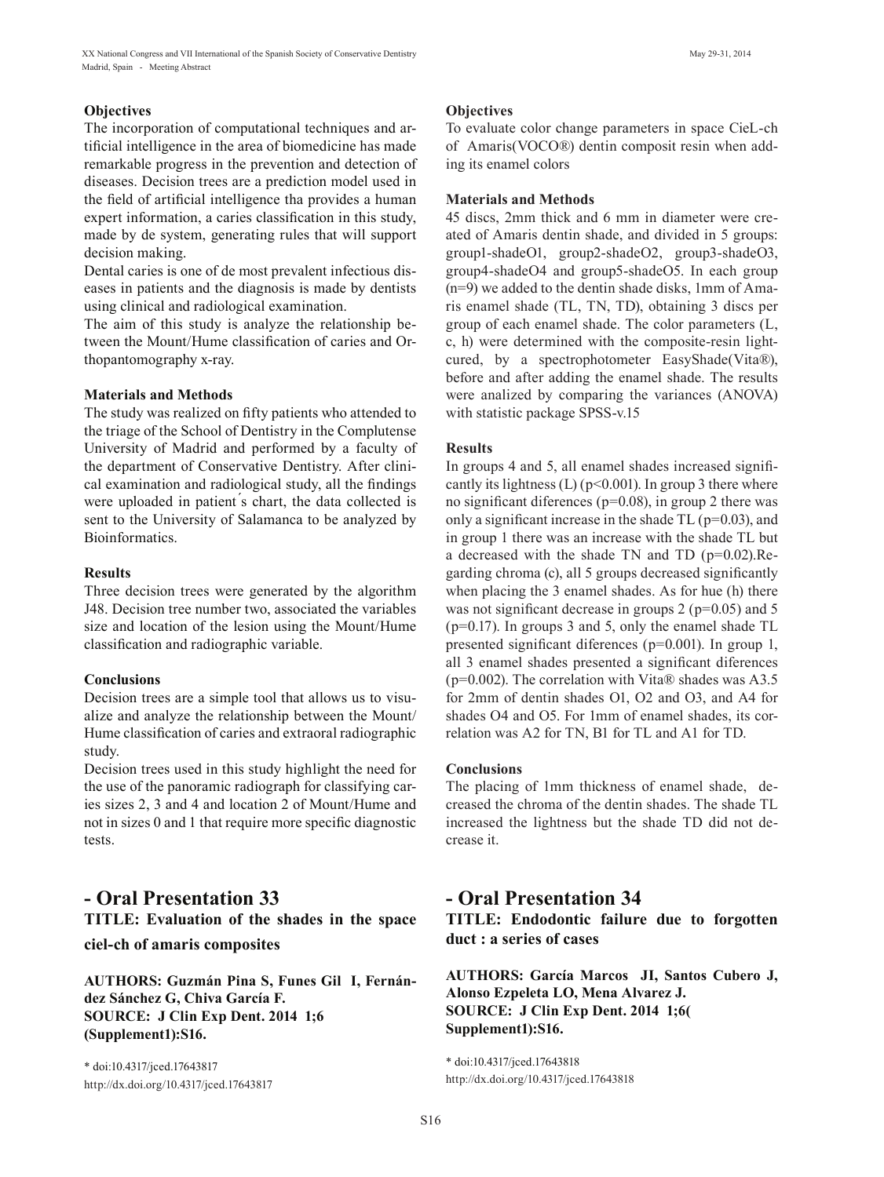### Objectives

The incorporation of computational techniques and artificial intelligence in the area of biomedicine has made remarkable progress in the prevention and detection of diseases. Decision trees are a prediction model used in the field of artificial intelligence tha provides a human expert information, a caries classification in this study, made by de system, generating rules that will support decision making.

Dental caries is one of de most prevalent infectious diseases in patients and the diagnosis is made by dentists using clinical and radiological examination.

The aim of this study is analyze the relationship between the Mount/Hume classification of caries and Orthopantomography x-ray.

### Materials and Methods

The study was realized on fifty patients who attended to the triage of the School of Dentistry in the Complutense University of Madrid and performed by a faculty of the department of Conservative Dentistry. After clinical examination and radiological study, all the findings were uploaded in patient´s chart, the data collected is sent to the University of Salamanca to be analyzed by Bioinformatics.

### Results

Three decision trees were generated by the algorithm J48. Decision tree number two, associated the variables size and location of the lesion using the Mount/Hume classification and radiographic variable.

### Conclusions

Decision trees are a simple tool that allows us to visualize and analyze the relationship between the Mount/Hume classification of caries and extraoral radiographic study.

Decision trees used in this study highlight the need for the use of the panoramic radiograph for classifying caries sizes 2, 3 and 4 and location 2 of Mount/Hume and not in sizes 0 and 1 that require more specific diagnostic tests.

## - Oral Presentation 33

**TITLE: Evaluation of the shades in the space ciel-ch of amaris composites**

**AUTHORS: Guzmán Pina S, Funes Gil I, Fernández Sánchez G, Chiva García F.**
**SOURCE: J Clin Exp Dent. 2014 1;6 (Supplement1):S16.**

* doi:10.4317/jced.17643817
http://dx.doi.org/10.4317/jced.17643817

### Objectives

To evaluate color change parameters in space CieL-ch of Amaris(VOCO®) dentin composit resin when adding its enamel colors

### Materials and Methods

45 discs, 2mm thick and 6 mm in diameter were created of Amaris dentin shade, and divided in 5 groups: group1-shadeO1, group2-shadeO2, group3-shadeO3, group4-shadeO4 and group5-shadeO5. In each group (n=9) we added to the dentin shade disks, 1mm of Amaris enamel shade (TL, TN, TD), obtaining 3 discs per group of each enamel shade. The color parameters (L, c, h) were determined with the composite-resin light-cured, by a spectrophotometer EasyShade(Vita®), before and after adding the enamel shade. The results were analized by comparing the variances (ANOVA) with statistic package SPSS-v.15

### Results

In groups 4 and 5, all enamel shades increased significantly its lightness (L) ($p<0.001$). In group 3 there where no significant diferences ($p=0.08$), in group 2 there was only a significant increase in the shade TL ($p=0.03$), and in group 1 there was an increase with the shade TL but a decreased with the shade TN and TD ($p=0.02$).Regarding chroma (c), all 5 groups decreased significantly when placing the 3 enamel shades. As for hue (h) there was not significant decrease in groups 2 ($p=0.05$) and 5 ($p=0.17$). In groups 3 and 5, only the enamel shade TL presented significant diferences ($p=0.001$). In group 1, all 3 enamel shades presented a significant diferences ($p=0.002$). The correlation with Vita® shades was A3.5 for 2mm of dentin shades O1, O2 and O3, and A4 for shades O4 and O5. For 1mm of enamel shades, its correlation was A2 for TN, B1 for TL and A1 for TD.

### Conclusions

The placing of 1mm thickness of enamel shade, decreased the chroma of the dentin shades. The shade TL increased the lightness but the shade TD did not decrease it.

## - Oral Presentation 34

**TITLE: Endodontic failure due to forgotten duct : a series of cases**

**AUTHORS: García Marcos JI, Santos Cubero J, Alonso Ezpeleta LO, Mena Alvarez J.**
**SOURCE: J Clin Exp Dent. 2014 1;6( Supplement1):S16.**

* doi:10.4317/jced.17643818
http://dx.doi.org/10.4317/jced.17643818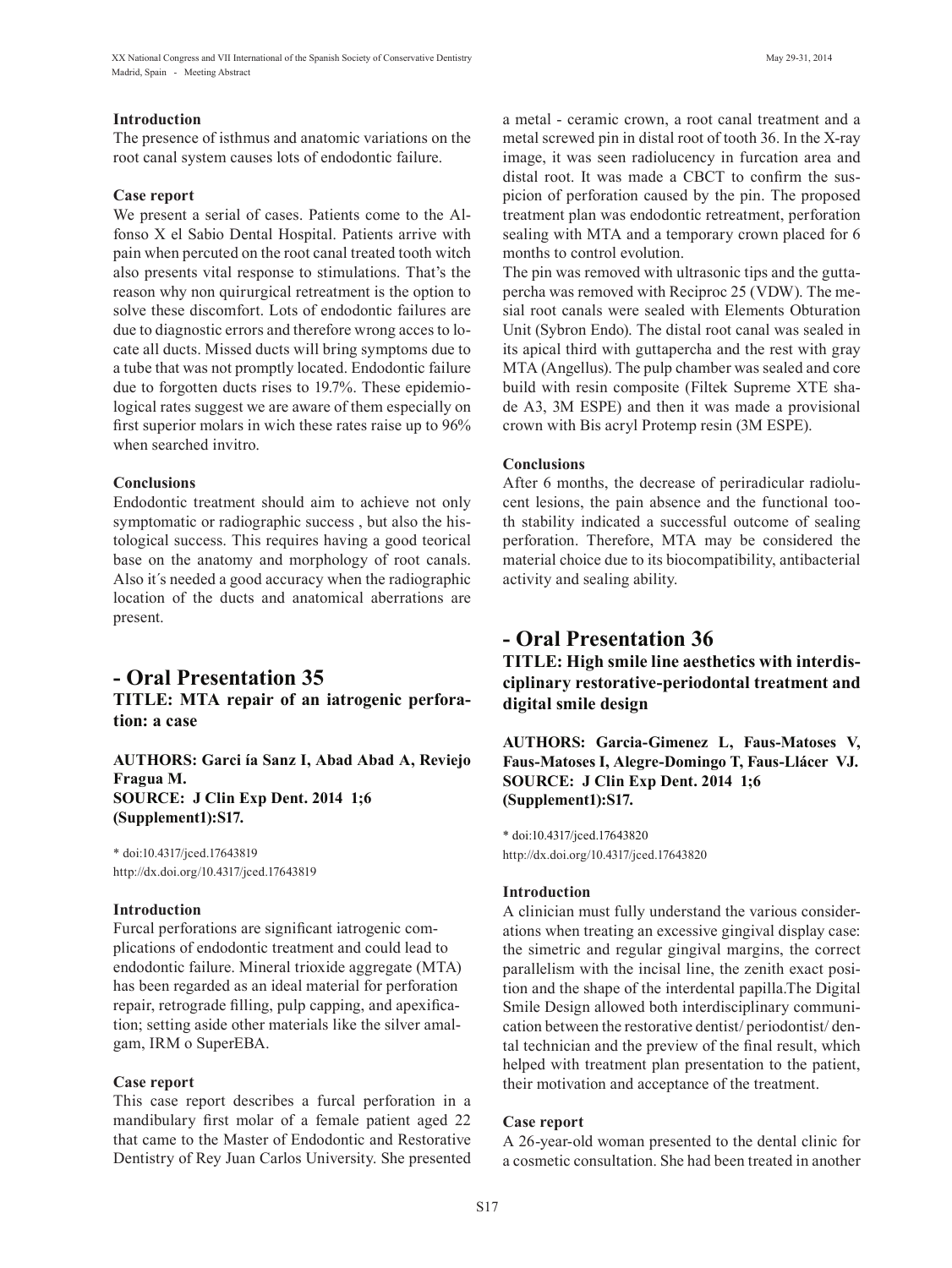### Introduction

The presence of isthmus and anatomic variations on the root canal system causes lots of endodontic failure.

### Case report

We present a serial of cases. Patients come to the Alfonso X el Sabio Dental Hospital. Patients arrive with pain when percuted on the root canal treated tooth witch also presents vital response to stimulations. That's the reason why non quirurgical retreatment is the option to solve these discomfort. Lots of endodontic failures are due to diagnostic errors and therefore wrong acces to locate all ducts. Missed ducts will bring symptoms due to a tube that was not promptly located. Endodontic failure due to forgotten ducts rises to 19.7%. These epidemiological rates suggest we are aware of them especially on first superior molars in wich these rates raise up to 96% when searched invitro.

### Conclusions

Endodontic treatment should aim to achieve not only symptomatic or radiographic success , but also the histological success. This requires having a good teorical base on the anatomy and morphology of root canals. Also it´s needed a good accuracy when the radiographic location of the ducts and anatomical aberrations are present.

## - Oral Presentation 35

### TITLE: MTA repair of an iatrogenic perforation: a case

**AUTHORS: Garci ía Sanz I, Abad Abad A, Reviejo Fragua M.**
**SOURCE: J Clin Exp Dent. 2014 1;6 (Supplement1):S17.**

* doi:10.4317/jced.17643819
http://dx.doi.org/10.4317/jced.17643819

### Introduction

Furcal perforations are significant iatrogenic complications of endodontic treatment and could lead to endodontic failure. Mineral trioxide aggregate (MTA) has been regarded as an ideal material for perforation repair, retrograde filling, pulp capping, and apexification; setting aside other materials like the silver amalgam, IRM o SuperEBA.

### Case report

This case report describes a furcal perforation in a mandibulary first molar of a female patient aged 22 that came to the Master of Endodontic and Restorative Dentistry of Rey Juan Carlos University. She presented a metal - ceramic crown, a root canal treatment and a metal screwed pin in distal root of tooth 36. In the X-ray image, it was seen radiolucency in furcation area and distal root. It was made a CBCT to confirm the suspicion of perforation caused by the pin. The proposed treatment plan was endodontic retreatment, perforation sealing with MTA and a temporary crown placed for 6 months to control evolution.

The pin was removed with ultrasonic tips and the guttapercha was removed with Reciproc 25 (VDW). The mesial root canals were sealed with Elements Obturation Unit (Sybron Endo). The distal root canal was sealed in its apical third with guttapercha and the rest with gray MTA (Angellus). The pulp chamber was sealed and core build with resin composite (Filtek Supreme XTE shade A3, 3M ESPE) and then it was made a provisional crown with Bis acryl Protemp resin (3M ESPE).

### Conclusions

After 6 months, the decrease of periradicular radiolucent lesions, the pain absence and the functional tooth stability indicated a successful outcome of sealing perforation. Therefore, MTA may be considered the material choice due to its biocompatibility, antibacterial activity and sealing ability.

## - Oral Presentation 36

### TITLE: High smile line aesthetics with interdisciplinary restorative-periodontal treatment and digital smile design

**AUTHORS: Garcia-Gimenez L, Faus-Matoses V, Faus-Matoses I, Alegre-Domingo T, Faus-Llácer VJ.**
**SOURCE: J Clin Exp Dent. 2014 1;6 (Supplement1):S17.**

* doi:10.4317/jced.17643820
http://dx.doi.org/10.4317/jced.17643820

### Introduction

A clinician must fully understand the various considerations when treating an excessive gingival display case: the simetric and regular gingival margins, the correct parallelism with the incisal line, the zenith exact position and the shape of the interdental papilla.The Digital Smile Design allowed both interdisciplinary communication between the restorative dentist/ periodontist/ dental technician and the preview of the final result, which helped with treatment plan presentation to the patient, their motivation and acceptance of the treatment.

### Case report

A 26-year-old woman presented to the dental clinic for a cosmetic consultation. She had been treated in another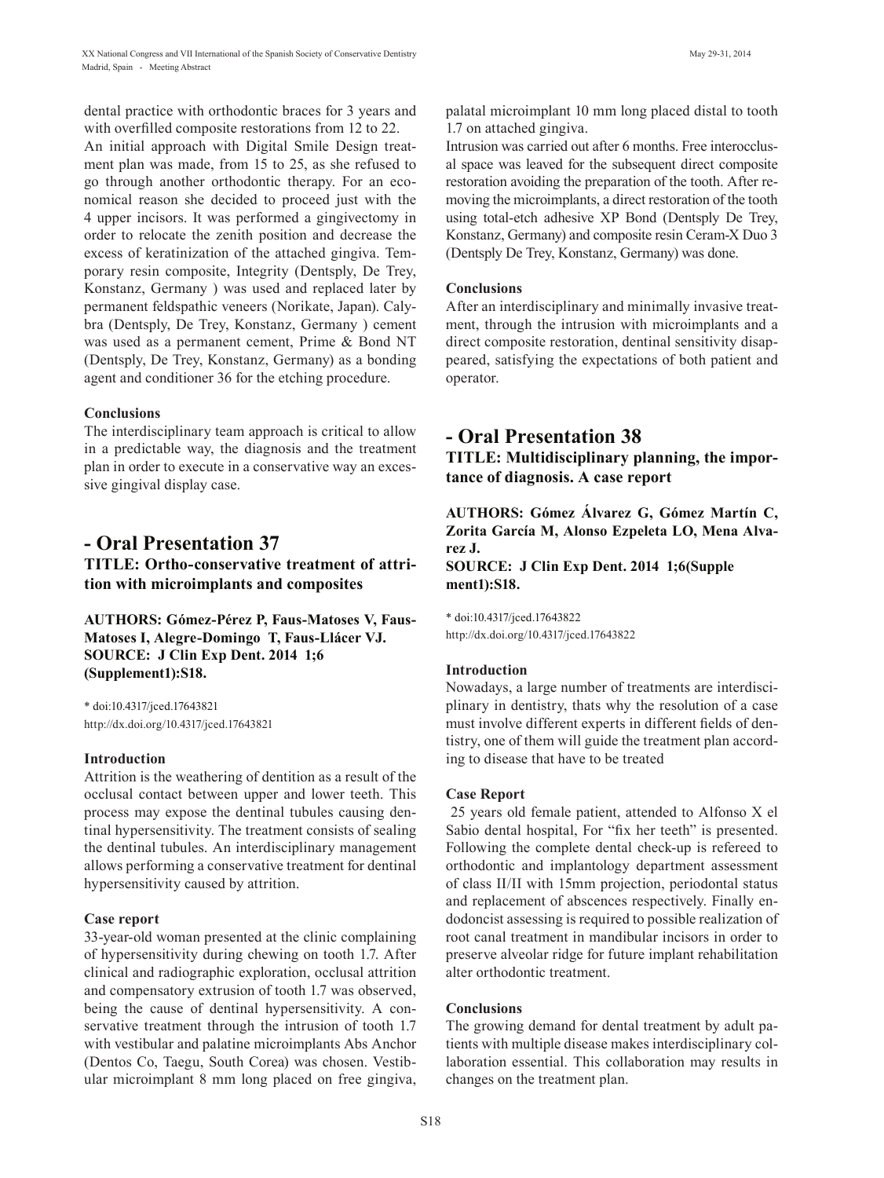dental practice with orthodontic braces for 3 years and with overfilled composite restorations from 12 to 22.
An initial approach with Digital Smile Design treatment plan was made, from 15 to 25, as she refused to go through another orthodontic therapy. For an economical reason she decided to proceed just with the 4 upper incisors. It was performed a gingivectomy in order to relocate the zenith position and decrease the excess of keratinization of the attached gingiva. Temporary resin composite, Integrity (Dentsply, De Trey, Konstanz, Germany ) was used and replaced later by permanent feldspathic veneers (Norikate, Japan). Calybra (Dentsply, De Trey, Konstanz, Germany ) cement was used as a permanent cement, Prime & Bond NT (Dentsply, De Trey, Konstanz, Germany) as a bonding agent and conditioner 36 for the etching procedure.

#### Conclusions

The interdisciplinary team approach is critical to allow in a predictable way, the diagnosis and the treatment plan in order to execute in a conservative way an excessive gingival display case.

## - Oral Presentation 37

### TITLE: Ortho-conservative treatment of attrition with microimplants and composites

**AUTHORS: Gómez-Pérez P, Faus-Matoses V, Faus-Matoses I, Alegre-Domingo T, Faus-Llácer VJ.**
**SOURCE: J Clin Exp Dent. 2014 1;6 (Supplement1):S18.**

\* doi:10.4317/jced.17643821
http://dx.doi.org/10.4317/jced.17643821

#### Introduction

Attrition is the weathering of dentition as a result of the occlusal contact between upper and lower teeth. This process may expose the dentinal tubules causing dentinal hypersensitivity. The treatment consists of sealing the dentinal tubules. An interdisciplinary management allows performing a conservative treatment for dentinal hypersensitivity caused by attrition.

#### Case report

33-year-old woman presented at the clinic complaining of hypersensitivity during chewing on tooth 1.7. After clinical and radiographic exploration, occlusal attrition and compensatory extrusion of tooth 1.7 was observed, being the cause of dentinal hypersensitivity. A conservative treatment through the intrusion of tooth 1.7 with vestibular and palatine microimplants Abs Anchor (Dentos Co, Taegu, South Corea) was chosen. Vestibular microimplant 8 mm long placed on free gingiva, palatal microimplant 10 mm long placed distal to tooth 1.7 on attached gingiva.
Intrusion was carried out after 6 months. Free interocclusal space was leaved for the subsequent direct composite restoration avoiding the preparation of the tooth. After removing the microimplants, a direct restoration of the tooth using total-etch adhesive XP Bond (Dentsply De Trey, Konstanz, Germany) and composite resin Ceram-X Duo 3 (Dentsply De Trey, Konstanz, Germany) was done.

#### Conclusions

After an interdisciplinary and minimally invasive treatment, through the intrusion with microimplants and a direct composite restoration, dentinal sensitivity disappeared, satisfying the expectations of both patient and operator.

## - Oral Presentation 38

### TITLE: Multidisciplinary planning, the importance of diagnosis. A case report

**AUTHORS: Gómez Álvarez G, Gómez Martín C, Zorita García M, Alonso Ezpeleta LO, Mena Alvarez J.**
**SOURCE: J Clin Exp Dent. 2014 1;6(Supplement1):S18.**

\* doi:10.4317/jced.17643822
http://dx.doi.org/10.4317/jced.17643822

#### Introduction

Nowadays, a large number of treatments are interdisciplinary in dentistry, thats why the resolution of a case must involve different experts in different fields of dentistry, one of them will guide the treatment plan according to disease that have to be treated

#### Case Report

25 years old female patient, attended to Alfonso X el Sabio dental hospital, For "fix her teeth" is presented. Following the complete dental check-up is refereed to orthodontic and implantology department assessment of class II/II with 15mm projection, periodontal status and replacement of abscences respectively. Finally endodoncist assessing is required to possible realization of root canal treatment in mandibular incisors in order to preserve alveolar ridge for future implant rehabilitation alter orthodontic treatment.

#### Conclusions

The growing demand for dental treatment by adult patients with multiple disease makes interdisciplinary collaboration essential. This collaboration may results in changes on the treatment plan.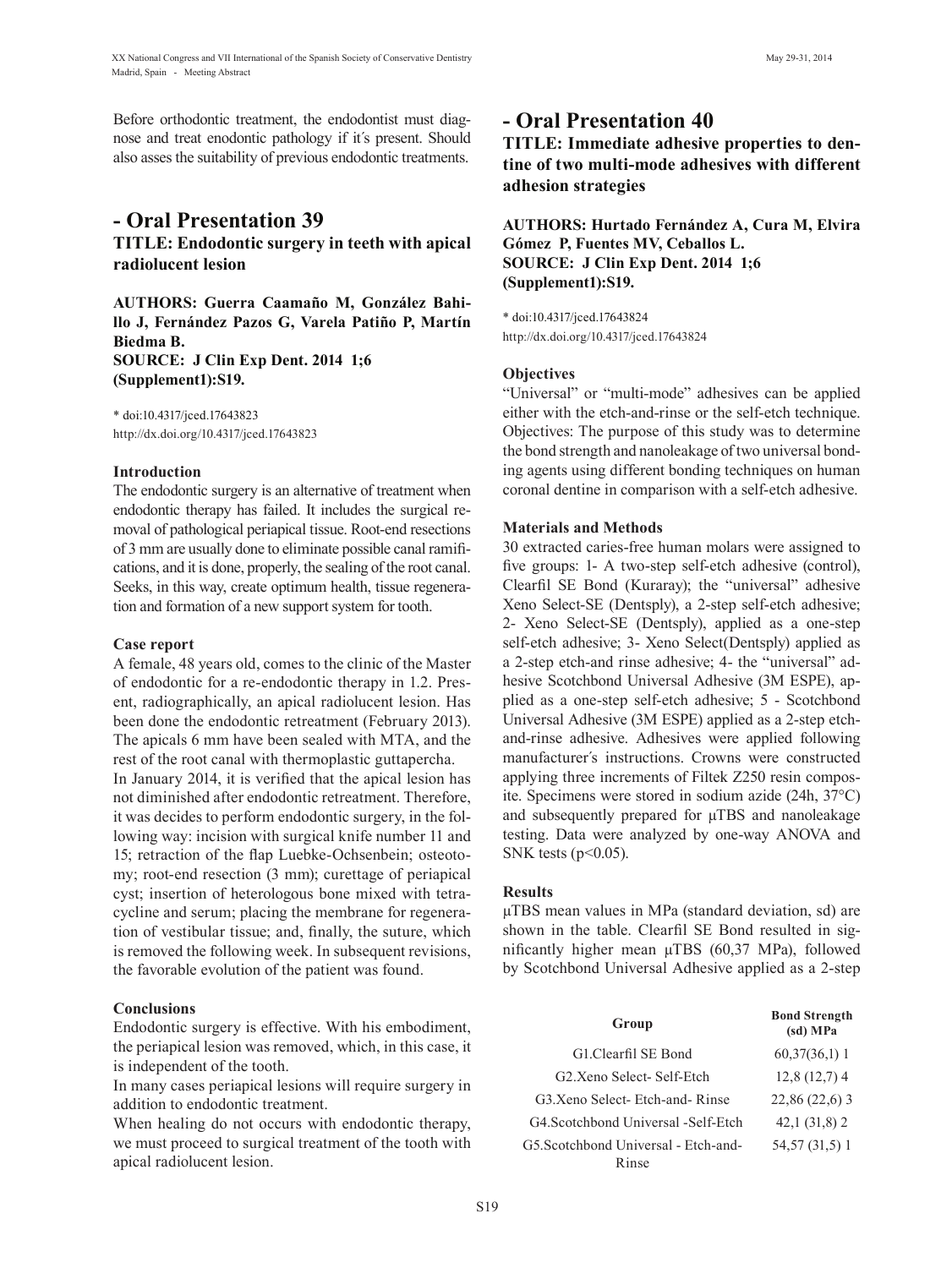Before orthodontic treatment, the endodontist must diagnose and treat enodontic pathology if it´s present. Should also asses the suitability of previous endodontic treatments.

## - Oral Presentation 39

### TITLE: Endodontic surgery in teeth with apical radiolucent lesion

**AUTHORS: Guerra Caamaño M, González Bahillo J, Fernández Pazos G, Varela Patiño P, Martín Biedma B.**
**SOURCE: J Clin Exp Dent. 2014 1;6 (Supplement1):S19.**

\* doi:10.4317/jced.17643823
http://dx.doi.org/10.4317/jced.17643823

#### Introduction

The endodontic surgery is an alternative of treatment when endodontic therapy has failed. It includes the surgical removal of pathological periapical tissue. Root-end resections of 3 mm are usually done to eliminate possible canal ramifications, and it is done, properly, the sealing of the root canal. Seeks, in this way, create optimum health, tissue regeneration and formation of a new support system for tooth.

#### Case report

A female, 48 years old, comes to the clinic of the Master of endodontic for a re-endodontic therapy in 1.2. Present, radiographically, an apical radiolucent lesion. Has been done the endodontic retreatment (February 2013). The apicals 6 mm have been sealed with MTA, and the rest of the root canal with thermoplastic guttapercha.

In January 2014, it is verified that the apical lesion has not diminished after endodontic retreatment. Therefore, it was decides to perform endodontic surgery, in the following way: incision with surgical knife number 11 and 15; retraction of the flap Luebke-Ochsenbein; osteotomy; root-end resection (3 mm); curettage of periapical cyst; insertion of heterologous bone mixed with tetracycline and serum; placing the membrane for regeneration of vestibular tissue; and, finally, the suture, which is removed the following week. In subsequent revisions, the favorable evolution of the patient was found.

#### Conclusions

Endodontic surgery is effective. With his embodiment, the periapical lesion was removed, which, in this case, it is independent of the tooth.

In many cases periapical lesions will require surgery in addition to endodontic treatment.

When healing do not occurs with endodontic therapy, we must proceed to surgical treatment of the tooth with apical radiolucent lesion.

## - Oral Presentation 40

### TITLE: Immediate adhesive properties to dentine of two multi-mode adhesives with different adhesion strategies

**AUTHORS: Hurtado Fernández A, Cura M, Elvira Gómez P, Fuentes MV, Ceballos L.**
**SOURCE: J Clin Exp Dent. 2014 1;6 (Supplement1):S19.**

\* doi:10.4317/jced.17643824
http://dx.doi.org/10.4317/jced.17643824

#### Objectives

"Universal" or "multi-mode" adhesives can be applied either with the etch-and-rinse or the self-etch technique. Objectives: The purpose of this study was to determine the bond strength and nanoleakage of two universal bonding agents using different bonding techniques on human coronal dentine in comparison with a self-etch adhesive.

#### Materials and Methods

30 extracted caries-free human molars were assigned to five groups: 1- A two-step self-etch adhesive (control), Clearfil SE Bond (Kuraray); the "universal" adhesive Xeno Select-SE (Dentsply), a 2-step self-etch adhesive; 2- Xeno Select-SE (Dentsply), applied as a one-step self-etch adhesive; 3- Xeno Select(Dentsply) applied as a 2-step etch-and rinse adhesive; 4- the "universal" adhesive Scotchbond Universal Adhesive (3M ESPE), applied as a one-step self-etch adhesive; 5 - Scotchbond Universal Adhesive (3M ESPE) applied as a 2-step etch-and-rinse adhesive. Adhesives were applied following manufacturer´s instructions. Crowns were constructed applying three increments of Filtek Z250 resin composite. Specimens were stored in sodium azide (24h, 37°C) and subsequently prepared for µTBS and nanoleakage testing. Data were analyzed by one-way ANOVA and SNK tests ($p<0.05$).

#### Results

µTBS mean values in MPa (standard deviation, sd) are shown in the table. Clearfil SE Bond resulted in significantly higher mean µTBS (60,37 MPa), followed by Scotchbond Universal Adhesive applied as a 2-step

| Group | Bond Strength (sd) MPa |
|---|---|
| G1.Clearfil SE Bond | 60,37(36,1) 1 |
| G2.Xeno Select- Self-Etch | 12,8 (12,7) 4 |
| G3.Xeno Select- Etch-and- Rinse | 22,86 (22,6) 3 |
| G4.Scotchbond Universal -Self-Etch | 42,1 (31,8) 2 |
| G5.Scotchbond Universal - Etch-and-Rinse | 54,57 (31,5) 1 |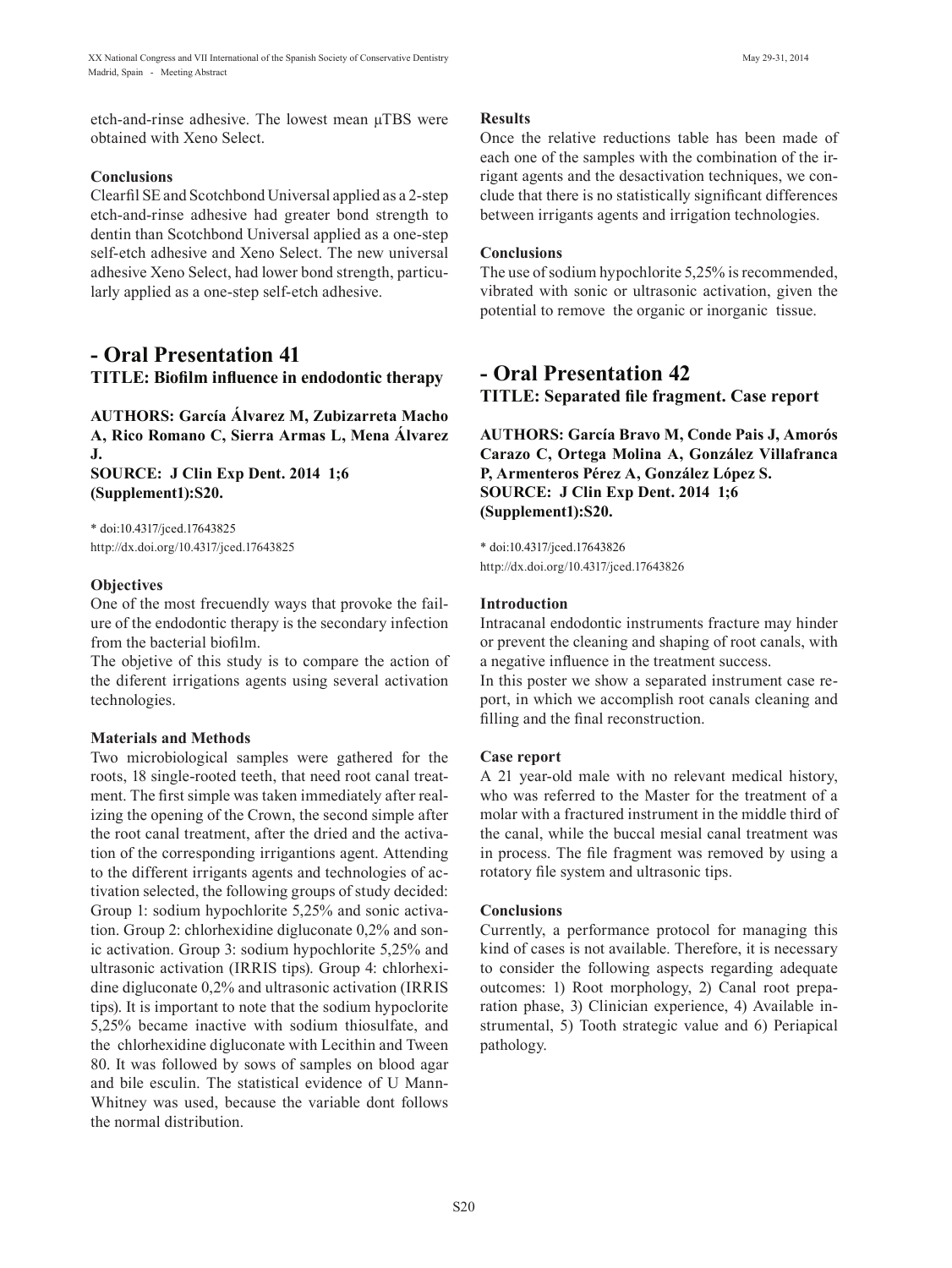etch-and-rinse adhesive. The lowest mean μTBS were obtained with Xeno Select.

### Conclusions

Clearfil SE and Scotchbond Universal applied as a 2-step etch-and-rinse adhesive had greater bond strength to dentin than Scotchbond Universal applied as a one-step self-etch adhesive and Xeno Select. The new universal adhesive Xeno Select, had lower bond strength, particularly applied as a one-step self-etch adhesive.

## - Oral Presentation 41

**TITLE: Biofilm influence in endodontic therapy**

**AUTHORS: García Álvarez M, Zubizarreta Macho A, Rico Romano C, Sierra Armas L, Mena Álvarez J.**

**SOURCE: J Clin Exp Dent. 2014 1;6 (Supplement1):S20.**

* doi:10.4317/jced.17643825
http://dx.doi.org/10.4317/jced.17643825

### Objectives

One of the most frecuendly ways that provoke the failure of the endodontic therapy is the secondary infection from the bacterial biofilm.

The objetive of this study is to compare the action of the diferent irrigations agents using several activation technologies.

### Materials and Methods

Two microbiological samples were gathered for the roots, 18 single-rooted teeth, that need root canal treatment. The first simple was taken immediately after realizing the opening of the Crown, the second simple after the root canal treatment, after the dried and the activation of the corresponding irrigantions agent. Attending to the different irrigants agents and technologies of activation selected, the following groups of study decided: Group 1: sodium hypochlorite 5,25% and sonic activation. Group 2: chlorhexidine digluconate 0,2% and sonic activation. Group 3: sodium hypochlorite 5,25% and ultrasonic activation (IRRIS tips). Group 4: chlorhexidine digluconate 0,2% and ultrasonic activation (IRRIS tips). It is important to note that the sodium hypoclorite 5,25% became inactive with sodium thiosulfate, and the chlorhexidine digluconate with Lecithin and Tween 80. It was followed by sows of samples on blood agar and bile esculin. The statistical evidence of U Mann-Whitney was used, because the variable dont follows the normal distribution.

### Results

Once the relative reductions table has been made of each one of the samples with the combination of the irrigant agents and the desactivation techniques, we conclude that there is no statistically significant differences between irrigants agents and irrigation technologies.

### Conclusions

The use of sodium hypochlorite 5,25% is recommended, vibrated with sonic or ultrasonic activation, given the potential to remove the organic or inorganic tissue.

## - Oral Presentation 42

**TITLE: Separated file fragment. Case report**

**AUTHORS: García Bravo M, Conde Pais J, Amorós Carazo C, Ortega Molina A, González Villafranca P, Armenteros Pérez A, González López S.**

**SOURCE: J Clin Exp Dent. 2014 1;6 (Supplement1):S20.**

* doi:10.4317/jced.17643826
http://dx.doi.org/10.4317/jced.17643826

### Introduction

Intracanal endodontic instruments fracture may hinder or prevent the cleaning and shaping of root canals, with a negative influence in the treatment success.

In this poster we show a separated instrument case report, in which we accomplish root canals cleaning and filling and the final reconstruction.

### Case report

A 21 year-old male with no relevant medical history, who was referred to the Master for the treatment of a molar with a fractured instrument in the middle third of the canal, while the buccal mesial canal treatment was in process. The file fragment was removed by using a rotatory file system and ultrasonic tips.

### Conclusions

Currently, a performance protocol for managing this kind of cases is not available. Therefore, it is necessary to consider the following aspects regarding adequate outcomes: 1) Root morphology, 2) Canal root preparation phase, 3) Clinician experience, 4) Available instrumental, 5) Tooth strategic value and 6) Periapical pathology.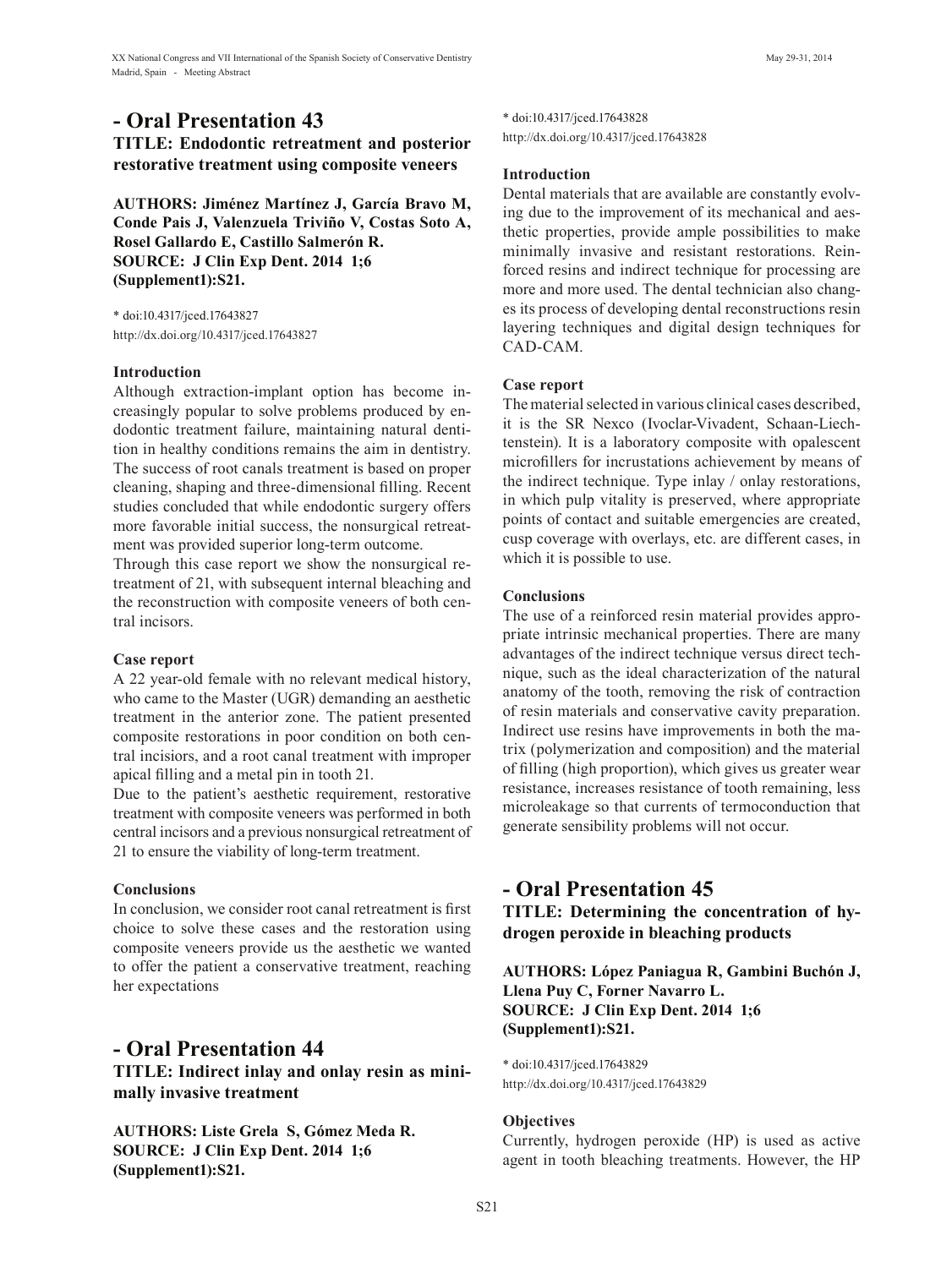## - Oral Presentation 43

### TITLE: Endodontic retreatment and posterior restorative treatment using composite veneers

**AUTHORS: Jiménez Martínez J, García Bravo M, Conde Pais J, Valenzuela Triviño V, Costas Soto A, Rosel Gallardo E, Castillo Salmerón R.**
**SOURCE: J Clin Exp Dent. 2014 1;6 (Supplement1):S21.**

* doi:10.4317/jced.17643827
http://dx.doi.org/10.4317/jced.17643827

#### Introduction

Although extraction-implant option has become increasingly popular to solve problems produced by endodontic treatment failure, maintaining natural dentition in healthy conditions remains the aim in dentistry. The success of root canals treatment is based on proper cleaning, shaping and three-dimensional filling. Recent studies concluded that while endodontic surgery offers more favorable initial success, the nonsurgical retreatment was provided superior long-term outcome.

Through this case report we show the nonsurgical retreatment of 21, with subsequent internal bleaching and the reconstruction with composite veneers of both central incisors.

#### Case report

A 22 year-old female with no relevant medical history, who came to the Master (UGR) demanding an aesthetic treatment in the anterior zone. The patient presented composite restorations in poor condition on both central incisiors, and a root canal treatment with improper apical filling and a metal pin in tooth 21.

Due to the patient's aesthetic requirement, restorative treatment with composite veneers was performed in both central incisors and a previous nonsurgical retreatment of 21 to ensure the viability of long-term treatment.

#### Conclusions

In conclusion, we consider root canal retreatment is first choice to solve these cases and the restoration using composite veneers provide us the aesthetic we wanted to offer the patient a conservative treatment, reaching her expectations

## - Oral Presentation 44

### TITLE: Indirect inlay and onlay resin as minimally invasive treatment

**AUTHORS: Liste Grela S, Gómez Meda R.**
**SOURCE: J Clin Exp Dent. 2014 1;6 (Supplement1):S21.**

* doi:10.4317/jced.17643828
http://dx.doi.org/10.4317/jced.17643828

#### Introduction

Dental materials that are available are constantly evolving due to the improvement of its mechanical and aesthetic properties, provide ample possibilities to make minimally invasive and resistant restorations. Reinforced resins and indirect technique for processing are more and more used. The dental technician also changes its process of developing dental reconstructions resin layering techniques and digital design techniques for CAD-CAM.

#### Case report

The material selected in various clinical cases described, it is the SR Nexco (Ivoclar-Vivadent, Schaan-Liechtenstein). It is a laboratory composite with opalescent microfillers for incrustations achievement by means of the indirect technique. Type inlay / onlay restorations, in which pulp vitality is preserved, where appropriate points of contact and suitable emergencies are created, cusp coverage with overlays, etc. are different cases, in which it is possible to use.

#### Conclusions

The use of a reinforced resin material provides appropriate intrinsic mechanical properties. There are many advantages of the indirect technique versus direct technique, such as the ideal characterization of the natural anatomy of the tooth, removing the risk of contraction of resin materials and conservative cavity preparation. Indirect use resins have improvements in both the matrix (polymerization and composition) and the material of filling (high proportion), which gives us greater wear resistance, increases resistance of tooth remaining, less microleakage so that currents of termoconduction that generate sensibility problems will not occur.

## - Oral Presentation 45

### TITLE: Determining the concentration of hydrogen peroxide in bleaching products

**AUTHORS: López Paniagua R, Gambini Buchón J, Llena Puy C, Forner Navarro L.**
**SOURCE: J Clin Exp Dent. 2014 1;6 (Supplement1):S21.**

* doi:10.4317/jced.17643829
http://dx.doi.org/10.4317/jced.17643829

#### Objectives

Currently, hydrogen peroxide (HP) is used as active agent in tooth bleaching treatments. However, the HP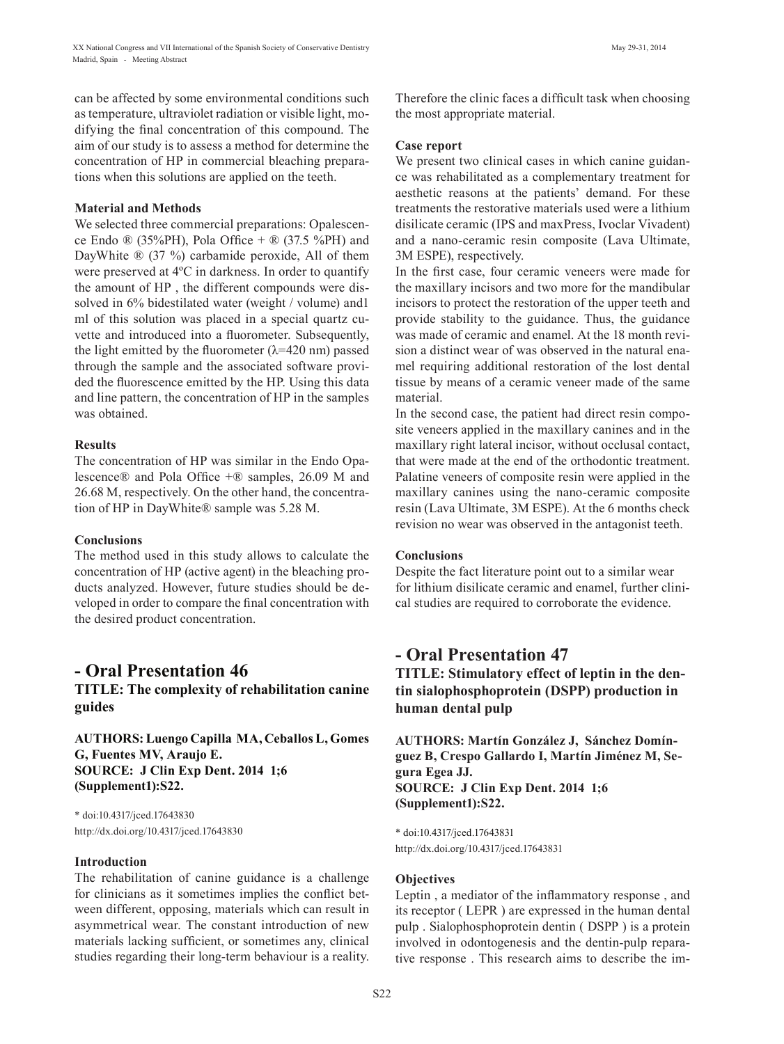can be affected by some environmental conditions such as temperature, ultraviolet radiation or visible light, modifying the final concentration of this compound. The aim of our study is to assess a method for determine the concentration of HP in commercial bleaching preparations when this solutions are applied on the teeth.

**Material and Methods**

We selected three commercial preparations: Opalescence Endo ® (35%PH), Pola Office + ® (37.5 %PH) and DayWhite ® (37 %) carbamide peroxide, All of them were preserved at 4ºC in darkness. In order to quantify the amount of HP , the different compounds were dissolved in 6% bidestilated water (weight / volume) and1 ml of this solution was placed in a special quartz cuvette and introduced into a fluorometer. Subsequently, the light emitted by the fluorometer ($\lambda$=420 nm) passed through the sample and the associated software provided the fluorescence emitted by the HP. Using this data and line pattern, the concentration of HP in the samples was obtained.

**Results**

The concentration of HP was similar in the Endo Opalescence® and Pola Office +® samples, 26.09 M and 26.68 M, respectively. On the other hand, the concentration of HP in DayWhite® sample was 5.28 M.

**Conclusions**

The method used in this study allows to calculate the concentration of HP (active agent) in the bleaching products analyzed. However, future studies should be developed in order to compare the final concentration with the desired product concentration.

## - Oral Presentation 46

**TITLE: The complexity of rehabilitation canine guides**

**AUTHORS: Luengo Capilla MA, Ceballos L, Gomes G, Fuentes MV, Araujo E.**
**SOURCE: J Clin Exp Dent. 2014 1;6 (Supplement1):S22.**

\* doi:10.4317/jced.17643830
http://dx.doi.org/10.4317/jced.17643830

**Introduction**

The rehabilitation of canine guidance is a challenge for clinicians as it sometimes implies the conflict between different, opposing, materials which can result in asymmetrical wear. The constant introduction of new materials lacking sufficient, or sometimes any, clinical studies regarding their long-term behaviour is a reality. Therefore the clinic faces a difficult task when choosing the most appropriate material.

**Case report**

We present two clinical cases in which canine guidance was rehabilitated as a complementary treatment for aesthetic reasons at the patients' demand. For these treatments the restorative materials used were a lithium disilicate ceramic (IPS and maxPress, Ivoclar Vivadent) and a nano-ceramic resin composite (Lava Ultimate, 3M ESPE), respectively.

In the first case, four ceramic veneers were made for the maxillary incisors and two more for the mandibular incisors to protect the restoration of the upper teeth and provide stability to the guidance. Thus, the guidance was made of ceramic and enamel. At the 18 month revision a distinct wear of was observed in the natural enamel requiring additional restoration of the lost dental tissue by means of a ceramic veneer made of the same material.

In the second case, the patient had direct resin composite veneers applied in the maxillary canines and in the maxillary right lateral incisor, without occlusal contact, that were made at the end of the orthodontic treatment. Palatine veneers of composite resin were applied in the maxillary canines using the nano-ceramic composite resin (Lava Ultimate, 3M ESPE). At the 6 months check revision no wear was observed in the antagonist teeth.

**Conclusions**

Despite the fact literature point out to a similar wear for lithium disilicate ceramic and enamel, further clinical studies are required to corroborate the evidence.

## - Oral Presentation 47

**TITLE: Stimulatory effect of leptin in the dentin sialophosphoprotein (DSPP) production in human dental pulp**

**AUTHORS: Martín González J, Sánchez Domínguez B, Crespo Gallardo I, Martín Jiménez M, Segura Egea JJ.**
**SOURCE: J Clin Exp Dent. 2014 1;6 (Supplement1):S22.**

\* doi:10.4317/jced.17643831
http://dx.doi.org/10.4317/jced.17643831

**Objectives**

Leptin , a mediator of the inflammatory response , and its receptor ( LEPR ) are expressed in the human dental pulp . Sialophosphoprotein dentin ( DSPP ) is a protein involved in odontogenesis and the dentin-pulp reparative response . This research aims to describe the im-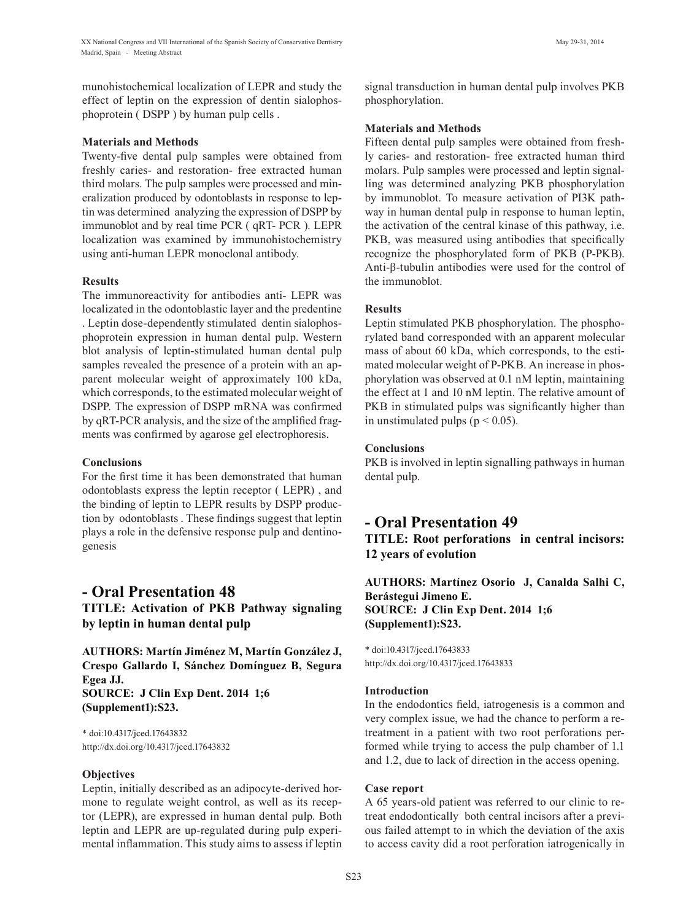munohistochemical localization of LEPR and study the effect of leptin on the expression of dentin sialophosphoprotein ( DSPP ) by human pulp cells .

**Materials and Methods**

Twenty-five dental pulp samples were obtained from freshly caries- and restoration- free extracted human third molars. The pulp samples were processed and mineralization produced by odontoblasts in response to leptin was determined analyzing the expression of DSPP by immunoblot and by real time PCR ( qRT- PCR ). LEPR localization was examined by immunohistochemistry using anti-human LEPR monoclonal antibody.

**Results**

The immunoreactivity for antibodies anti- LEPR was localizated in the odontoblastic layer and the predentine . Leptin dose-dependently stimulated dentin sialophosphoprotein expression in human dental pulp. Western blot analysis of leptin-stimulated human dental pulp samples revealed the presence of a protein with an apparent molecular weight of approximately 100 kDa, which corresponds, to the estimated molecular weight of DSPP. The expression of DSPP mRNA was confirmed by qRT-PCR analysis, and the size of the amplified fragments was confirmed by agarose gel electrophoresis.

**Conclusions**

For the first time it has been demonstrated that human odontoblasts express the leptin receptor ( LEPR) , and the binding of leptin to LEPR results by DSPP production by odontoblasts . These findings suggest that leptin plays a role in the defensive response pulp and dentinogenesis

## - Oral Presentation 48

### TITLE: Activation of PKB Pathway signaling by leptin in human dental pulp

**AUTHORS: Martín Jiménez M, Martín González J, Crespo Gallardo I, Sánchez Domínguez B, Segura Egea JJ.**
**SOURCE: J Clin Exp Dent. 2014 1;6 (Supplement1):S23.**

\* doi:10.4317/jced.17643832
http://dx.doi.org/10.4317/jced.17643832

**Objectives**

Leptin, initially described as an adipocyte-derived hormone to regulate weight control, as well as its receptor (LEPR), are expressed in human dental pulp. Both leptin and LEPR are up-regulated during pulp experimental inflammation. This study aims to assess if leptin signal transduction in human dental pulp involves PKB phosphorylation.

**Materials and Methods**

Fifteen dental pulp samples were obtained from freshly caries- and restoration- free extracted human third molars. Pulp samples were processed and leptin signalling was determined analyzing PKB phosphorylation by immunoblot. To measure activation of PI3K pathway in human dental pulp in response to human leptin, the activation of the central kinase of this pathway, i.e. PKB, was measured using antibodies that specifically recognize the phosphorylated form of PKB (P-PKB). Anti-β-tubulin antibodies were used for the control of the immunoblot.

**Results**

Leptin stimulated PKB phosphorylation. The phosphorylated band corresponded with an apparent molecular mass of about 60 kDa, which corresponds, to the estimated molecular weight of P-PKB. An increase in phosphorylation was observed at 0.1 nM leptin, maintaining the effect at 1 and 10 nM leptin. The relative amount of PKB in stimulated pulps was significantly higher than in unstimulated pulps ($p < 0.05$).

**Conclusions**

PKB is involved in leptin signalling pathways in human dental pulp.

## - Oral Presentation 49

### TITLE: Root perforations in central incisors: 12 years of evolution

**AUTHORS: Martínez Osorio J, Canalda Salhi C, Berástegui Jimeno E.**
**SOURCE: J Clin Exp Dent. 2014 1;6 (Supplement1):S23.**

\* doi:10.4317/jced.17643833
http://dx.doi.org/10.4317/jced.17643833

**Introduction**

In the endodontics field, iatrogenesis is a common and very complex issue, we had the chance to perform a retreatment in a patient with two root perforations performed while trying to access the pulp chamber of 1.1 and 1.2, due to lack of direction in the access opening.

**Case report**

A 65 years-old patient was referred to our clinic to retreat endodontically both central incisors after a previous failed attempt to in which the deviation of the axis to access cavity did a root perforation iatrogenically in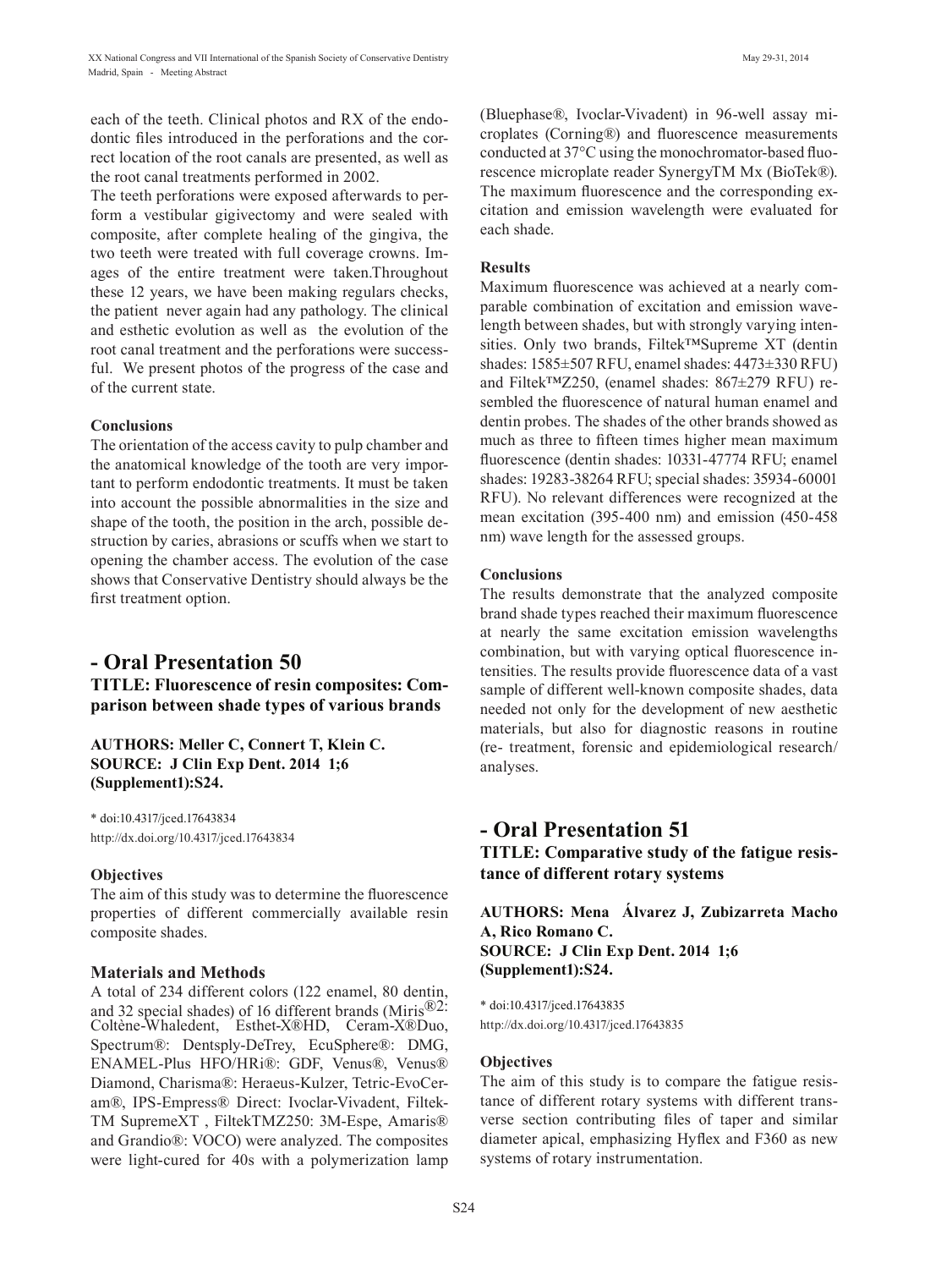each of the teeth. Clinical photos and RX of the endodontic files introduced in the perforations and the correct location of the root canals are presented, as well as the root canal treatments performed in 2002.

The teeth perforations were exposed afterwards to perform a vestibular gigivectomy and were sealed with composite, after complete healing of the gingiva, the two teeth were treated with full coverage crowns. Images of the entire treatment were taken.Throughout these 12 years, we have been making regulars checks, the patient never again had any pathology. The clinical and esthetic evolution as well as the evolution of the root canal treatment and the perforations were successful. We present photos of the progress of the case and of the current state.

#### Conclusions

The orientation of the access cavity to pulp chamber and the anatomical knowledge of the tooth are very important to perform endodontic treatments. It must be taken into account the possible abnormalities in the size and shape of the tooth, the position in the arch, possible destruction by caries, abrasions or scuffs when we start to opening the chamber access. The evolution of the case shows that Conservative Dentistry should always be the first treatment option.

## - Oral Presentation 50

### TITLE: Fluorescence of resin composites: Comparison between shade types of various brands

**AUTHORS: Meller C, Connert T, Klein C.**
**SOURCE: J Clin Exp Dent. 2014 1;6 (Supplement1):S24.**

* doi:10.4317/jced.17643834
http://dx.doi.org/10.4317/jced.17643834

#### Objectives

The aim of this study was to determine the fluorescence properties of different commercially available resin composite shades.

#### Materials and Methods

A total of 234 different colors (122 enamel, 80 dentin, and 32 special shades) of 16 different brands (Miris®2: Coltène-Whaledent, Esthet-X®HD, Ceram-X®Duo, Spectrum®: Dentsply-DeTrey, EcuSphere®: DMG, ENAMEL-Plus HFO/HRi®: GDF, Venus®, Venus® Diamond, Charisma®: Heraeus-Kulzer, Tetric-EvoCeram®, IPS-Empress® Direct: Ivoclar-Vivadent, Filtek-TM SupremeXT , FiltekTMZ250: 3M-Espe, Amaris® and Grandio®: VOCO) were analyzed. The composites were light-cured for 40s with a polymerization lamp (Bluephase®, Ivoclar-Vivadent) in 96-well assay microplates (Corning®) and fluorescence measurements conducted at 37°C using the monochromator-based fluorescence microplate reader SynergyTM Mx (BioTek®). The maximum fluorescence and the corresponding excitation and emission wavelength were evaluated for each shade.

#### Results

Maximum fluorescence was achieved at a nearly comparable combination of excitation and emission wavelength between shades, but with strongly varying intensities. Only two brands, Filtek™Supreme XT (dentin shades: 1585±507 RFU, enamel shades: 4473±330 RFU) and Filtek™Z250, (enamel shades: 867±279 RFU) resembled the fluorescence of natural human enamel and dentin probes. The shades of the other brands showed as much as three to fifteen times higher mean maximum fluorescence (dentin shades: 10331-47774 RFU; enamel shades: 19283-38264 RFU; special shades: 35934-60001 RFU). No relevant differences were recognized at the mean excitation (395-400 nm) and emission (450-458 nm) wave length for the assessed groups.

#### Conclusions

The results demonstrate that the analyzed composite brand shade types reached their maximum fluorescence at nearly the same excitation emission wavelengths combination, but with varying optical fluorescence intensities. The results provide fluorescence data of a vast sample of different well-known composite shades, data needed not only for the development of new aesthetic materials, but also for diagnostic reasons in routine (re- treatment, forensic and epidemiological research/ analyses.

## - Oral Presentation 51

### TITLE: Comparative study of the fatigue resistance of different rotary systems

**AUTHORS: Mena Álvarez J, Zubizarreta Macho A, Rico Romano C.**
**SOURCE: J Clin Exp Dent. 2014 1;6 (Supplement1):S24.**

* doi:10.4317/jced.17643835
http://dx.doi.org/10.4317/jced.17643835

#### Objectives

The aim of this study is to compare the fatigue resistance of different rotary systems with different transverse section contributing files of taper and similar diameter apical, emphasizing Hyflex and F360 as new systems of rotary instrumentation.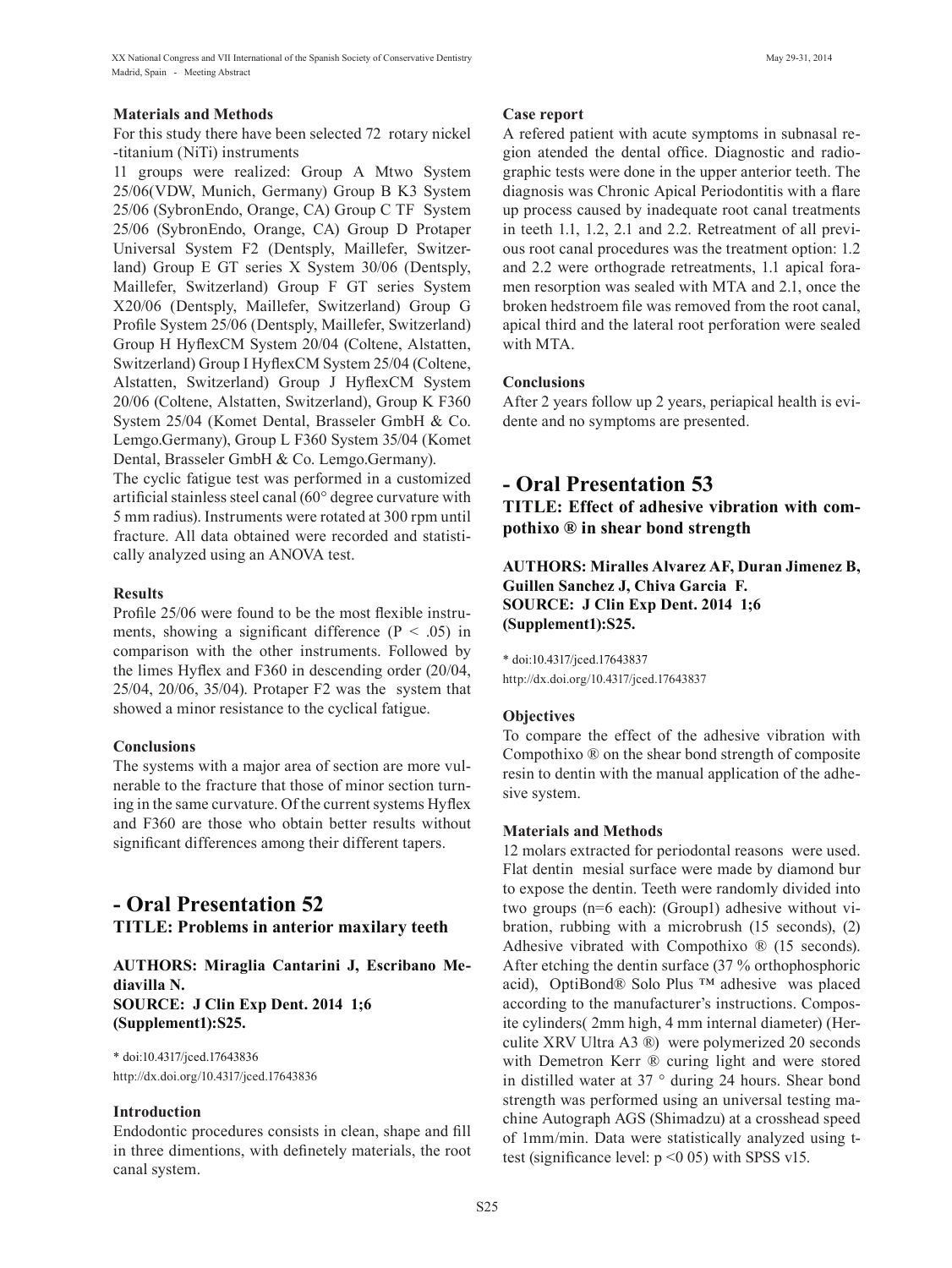#### Materials and Methods

For this study there have been selected 72 rotary nickel -titanium (NiTi) instruments

11 groups were realized: Group A Mtwo System 25/06(VDW, Munich, Germany) Group B K3 System 25/06 (SybronEndo, Orange, CA) Group C TF System 25/06 (SybronEndo, Orange, CA) Group D Protaper Universal System F2 (Dentsply, Maillefer, Switzerland) Group E GT series X System 30/06 (Dentsply, Maillefer, Switzerland) Group F GT series System X20/06 (Dentsply, Maillefer, Switzerland) Group G Profile System 25/06 (Dentsply, Maillefer, Switzerland) Group H HyflexCM System 20/04 (Coltene, Alstatten, Switzerland) Group I HyflexCM System 25/04 (Coltene, Alstatten, Switzerland) Group J HyflexCM System 20/06 (Coltene, Alstatten, Switzerland), Group K F360 System 25/04 (Komet Dental, Brasseler GmbH & Co. Lemgo.Germany), Group L F360 System 35/04 (Komet Dental, Brasseler GmbH & Co. Lemgo.Germany).

The cyclic fatigue test was performed in a customized artificial stainless steel canal (60° degree curvature with 5 mm radius). Instruments were rotated at 300 rpm until fracture. All data obtained were recorded and statistically analyzed using an ANOVA test.

#### Results

Profile 25/06 were found to be the most flexible instruments, showing a significant difference ($P < .05$) in comparison with the other instruments. Followed by the limes Hyflex and F360 in descending order (20/04, 25/04, 20/06, 35/04). Protaper F2 was the system that showed a minor resistance to the cyclical fatigue.

#### Conclusions

The systems with a major area of section are more vulnerable to the fracture that those of minor section turning in the same curvature. Of the current systems Hyflex and F360 are those who obtain better results without significant differences among their different tapers.

## - Oral Presentation 52

### TITLE: Problems in anterior maxilary teeth

**AUTHORS: Miraglia Cantarini J, Escribano Mediavilla N.**
**SOURCE: J Clin Exp Dent. 2014 1;6 (Supplement1):S25.**

* doi:10.4317/jced.17643836
http://dx.doi.org/10.4317/jced.17643836

#### Introduction

Endodontic procedures consists in clean, shape and fill in three dimentions, with definetely materials, the root canal system.

#### Case report

A refered patient with acute symptoms in subnasal region atended the dental office. Diagnostic and radiographic tests were done in the upper anterior teeth. The diagnosis was Chronic Apical Periodontitis with a flare up process caused by inadequate root canal treatments in teeth 1.1, 1.2, 2.1 and 2.2. Retreatment of all previous root canal procedures was the treatment option: 1.2 and 2.2 were orthograde retreatments, 1.1 apical foramen resorption was sealed with MTA and 2.1, once the broken hedstroem file was removed from the root canal, apical third and the lateral root perforation were sealed with MTA.

#### Conclusions

After 2 years follow up 2 years, periapical health is evidente and no symptoms are presented.

## - Oral Presentation 53

### TITLE: Effect of adhesive vibration with compothixo ® in shear bond strength

**AUTHORS: Miralles Alvarez AF, Duran Jimenez B, Guillen Sanchez J, Chiva Garcia F.**
**SOURCE: J Clin Exp Dent. 2014 1;6 (Supplement1):S25.**

* doi:10.4317/jced.17643837
http://dx.doi.org/10.4317/jced.17643837

#### Objectives

To compare the effect of the adhesive vibration with Compothixo ® on the shear bond strength of composite resin to dentin with the manual application of the adhesive system.

#### Materials and Methods

12 molars extracted for periodontal reasons were used. Flat dentin mesial surface were made by diamond bur to expose the dentin. Teeth were randomly divided into two groups (n=6 each): (Group1) adhesive without vibration, rubbing with a microbrush (15 seconds), (2) Adhesive vibrated with Compothixo ® (15 seconds). After etching the dentin surface (37 % orthophosphoric acid), OptiBond® Solo Plus ™ adhesive was placed according to the manufacturer's instructions. Composite cylinders( 2mm high, 4 mm internal diameter) (Herculite XRV Ultra A3 ®) were polymerized 20 seconds with Demetron Kerr ® curing light and were stored in distilled water at 37 ° during 24 hours. Shear bond strength was performed using an universal testing machine Autograph AGS (Shimadzu) at a crosshead speed of 1mm/min. Data were statistically analyzed using t-test (significance level: $p < 0\ 05$) with SPSS v15.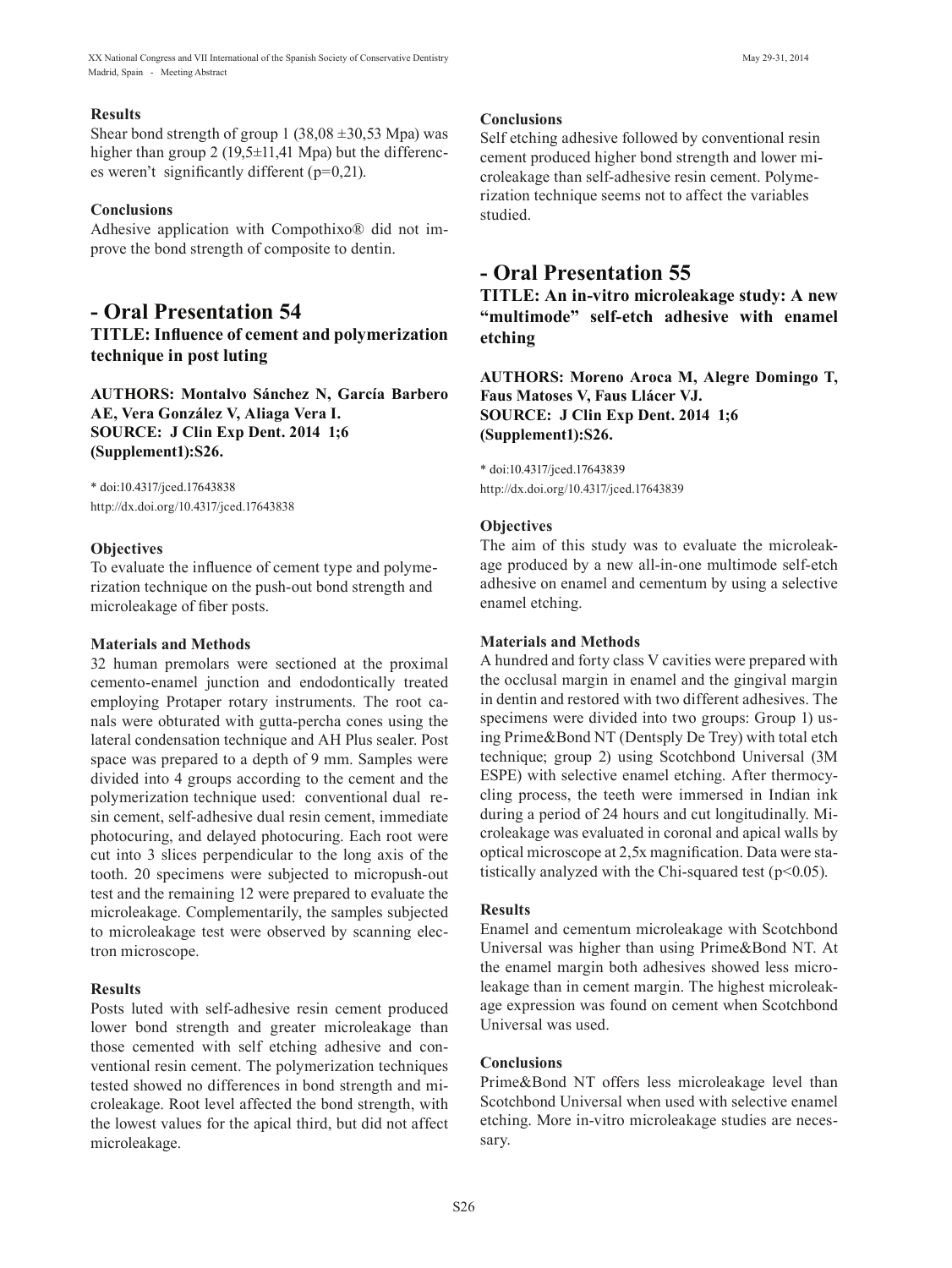### Results

Shear bond strength of group 1 (38,08 ±30,53 Mpa) was higher than group 2 (19,5±11,41 Mpa) but the differences weren't significantly different (p=0,21).

### Conclusions

Adhesive application with Compothixo® did not improve the bond strength of composite to dentin.

## - Oral Presentation 54

### TITLE: Influence of cement and polymerization technique in post luting

**AUTHORS: Montalvo Sánchez N, García Barbero AE, Vera González V, Aliaga Vera I.**
**SOURCE: J Clin Exp Dent. 2014 1;6 (Supplement1):S26.**

* doi:10.4317/jced.17643838
http://dx.doi.org/10.4317/jced.17643838

### Objectives

To evaluate the influence of cement type and polymerization technique on the push-out bond strength and microleakage of fiber posts.

### Materials and Methods

32 human premolars were sectioned at the proximal cemento-enamel junction and endodontically treated employing Protaper rotary instruments. The root canals were obturated with gutta-percha cones using the lateral condensation technique and AH Plus sealer. Post space was prepared to a depth of 9 mm. Samples were divided into 4 groups according to the cement and the polymerization technique used: conventional dual resin cement, self-adhesive dual resin cement, immediate photocuring, and delayed photocuring. Each root were cut into 3 slices perpendicular to the long axis of the tooth. 20 specimens were subjected to micropush-out test and the remaining 12 were prepared to evaluate the microleakage. Complementarily, the samples subjected to microleakage test were observed by scanning electron microscope.

### Results

Posts luted with self-adhesive resin cement produced lower bond strength and greater microleakage than those cemented with self etching adhesive and conventional resin cement. The polymerization techniques tested showed no differences in bond strength and microleakage. Root level affected the bond strength, with the lowest values for the apical third, but did not affect microleakage.

### Conclusions

Self etching adhesive followed by conventional resin cement produced higher bond strength and lower microleakage than self-adhesive resin cement. Polymerization technique seems not to affect the variables studied.

## - Oral Presentation 55

### TITLE: An in-vitro microleakage study: A new "multimode" self-etch adhesive with enamel etching

**AUTHORS: Moreno Aroca M, Alegre Domingo T, Faus Matoses V, Faus Llácer VJ.**
**SOURCE: J Clin Exp Dent. 2014 1;6 (Supplement1):S26.**

* doi:10.4317/jced.17643839
http://dx.doi.org/10.4317/jced.17643839

### Objectives

The aim of this study was to evaluate the microleakage produced by a new all-in-one multimode self-etch adhesive on enamel and cementum by using a selective enamel etching.

### Materials and Methods

A hundred and forty class V cavities were prepared with the occlusal margin in enamel and the gingival margin in dentin and restored with two different adhesives. The specimens were divided into two groups: Group 1) using Prime&Bond NT (Dentsply De Trey) with total etch technique; group 2) using Scotchbond Universal (3M ESPE) with selective enamel etching. After thermocycling process, the teeth were immersed in Indian ink during a period of 24 hours and cut longitudinally. Microleakage was evaluated in coronal and apical walls by optical microscope at 2,5x magnification. Data were statistically analyzed with the Chi-squared test ($p<0.05$).

### Results

Enamel and cementum microleakage with Scotchbond Universal was higher than using Prime&Bond NT. At the enamel margin both adhesives showed less microleakage than in cement margin. The highest microleakage expression was found on cement when Scotchbond Universal was used.

### Conclusions

Prime&Bond NT offers less microleakage level than Scotchbond Universal when used with selective enamel etching. More in-vitro microleakage studies are necessary.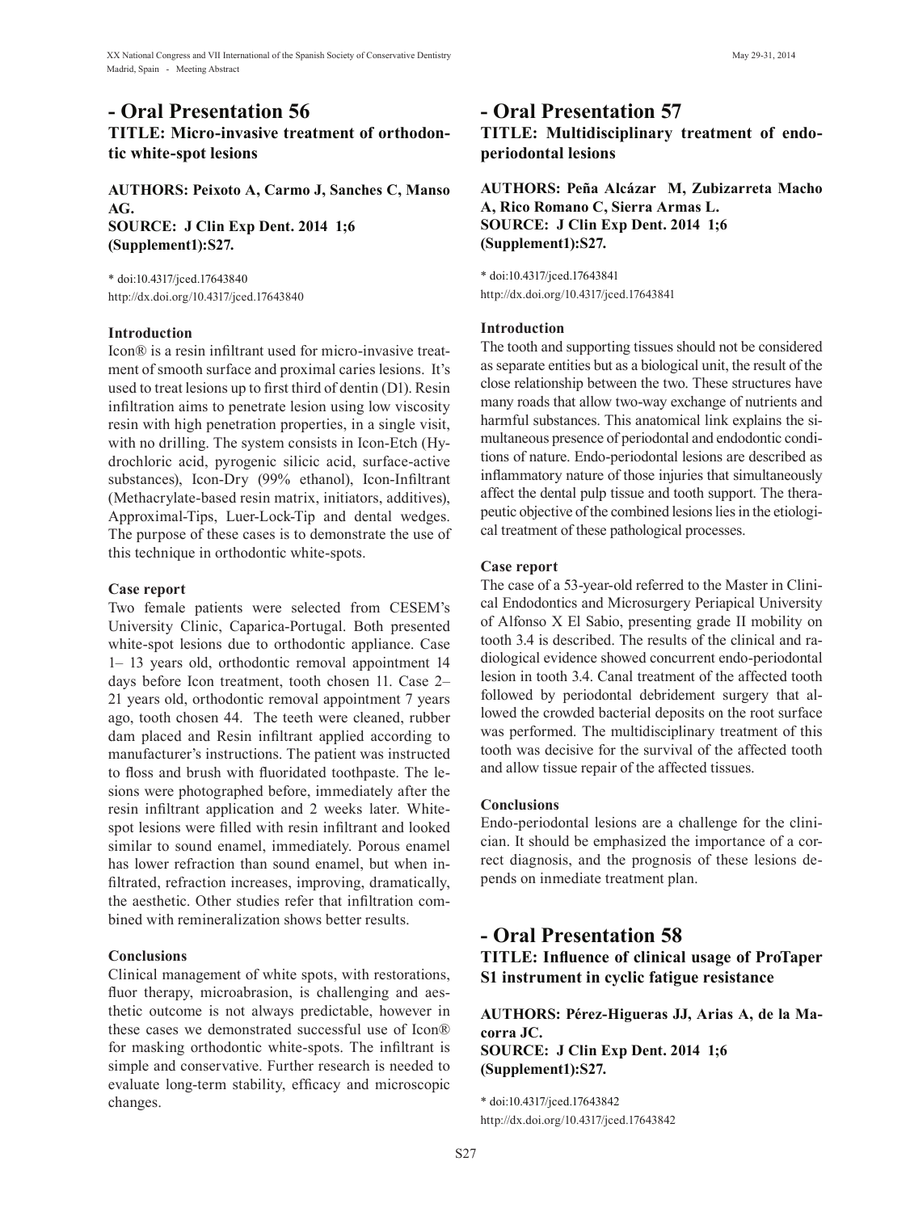## - Oral Presentation 56

### TITLE: Micro-invasive treatment of orthodontic white-spot lesions

**AUTHORS: Peixoto A, Carmo J, Sanches C, Manso AG.**
**SOURCE: J Clin Exp Dent. 2014 1;6 (Supplement1):S27.**

* doi:10.4317/jced.17643840
http://dx.doi.org/10.4317/jced.17643840

**Introduction**

Icon® is a resin infiltrant used for micro-invasive treatment of smooth surface and proximal caries lesions. It's used to treat lesions up to first third of dentin (D1). Resin infiltration aims to penetrate lesion using low viscosity resin with high penetration properties, in a single visit, with no drilling. The system consists in Icon-Etch (Hydrochloric acid, pyrogenic silicic acid, surface-active substances), Icon-Dry (99% ethanol), Icon-Infiltrant (Methacrylate-based resin matrix, initiators, additives), Approximal-Tips, Luer-Lock-Tip and dental wedges. The purpose of these cases is to demonstrate the use of this technique in orthodontic white-spots.

**Case report**

Two female patients were selected from CESEM's University Clinic, Caparica-Portugal. Both presented white-spot lesions due to orthodontic appliance. Case 1– 13 years old, orthodontic removal appointment 14 days before Icon treatment, tooth chosen 11. Case 2– 21 years old, orthodontic removal appointment 7 years ago, tooth chosen 44. The teeth were cleaned, rubber dam placed and Resin infiltrant applied according to manufacturer's instructions. The patient was instructed to floss and brush with fluoridated toothpaste. The lesions were photographed before, immediately after the resin infiltrant application and 2 weeks later. White-spot lesions were filled with resin infiltrant and looked similar to sound enamel, immediately. Porous enamel has lower refraction than sound enamel, but when infiltrated, refraction increases, improving, dramatically, the aesthetic. Other studies refer that infiltration combined with remineralization shows better results.

**Conclusions**

Clinical management of white spots, with restorations, fluor therapy, microabrasion, is challenging and aesthetic outcome is not always predictable, however in these cases we demonstrated successful use of Icon® for masking orthodontic white-spots. The infiltrant is simple and conservative. Further research is needed to evaluate long-term stability, efficacy and microscopic changes.

## - Oral Presentation 57

### TITLE: Multidisciplinary treatment of endo-periodontal lesions

**AUTHORS: Peña Alcázar M, Zubizarreta Macho A, Rico Romano C, Sierra Armas L.**
**SOURCE: J Clin Exp Dent. 2014 1;6 (Supplement1):S27.**

* doi:10.4317/jced.17643841
http://dx.doi.org/10.4317/jced.17643841

**Introduction**

The tooth and supporting tissues should not be considered as separate entities but as a biological unit, the result of the close relationship between the two. These structures have many roads that allow two-way exchange of nutrients and harmful substances. This anatomical link explains the simultaneous presence of periodontal and endodontic conditions of nature. Endo-periodontal lesions are described as inflammatory nature of those injuries that simultaneously affect the dental pulp tissue and tooth support. The therapeutic objective of the combined lesions lies in the etiological treatment of these pathological processes.

**Case report**

The case of a 53-year-old referred to the Master in Clinical Endodontics and Microsurgery Periapical University of Alfonso X El Sabio, presenting grade II mobility on tooth 3.4 is described. The results of the clinical and radiological evidence showed concurrent endo-periodontal lesion in tooth 3.4. Canal treatment of the affected tooth followed by periodontal debridement surgery that allowed the crowded bacterial deposits on the root surface was performed. The multidisciplinary treatment of this tooth was decisive for the survival of the affected tooth and allow tissue repair of the affected tissues.

**Conclusions**

Endo-periodontal lesions are a challenge for the clinician. It should be emphasized the importance of a correct diagnosis, and the prognosis of these lesions depends on inmediate treatment plan.

## - Oral Presentation 58

### TITLE: Influence of clinical usage of ProTaper S1 instrument in cyclic fatigue resistance

**AUTHORS: Pérez-Higueras JJ, Arias A, de la Macorra JC.**
**SOURCE: J Clin Exp Dent. 2014 1;6 (Supplement1):S27.**

* doi:10.4317/jced.17643842
http://dx.doi.org/10.4317/jced.17643842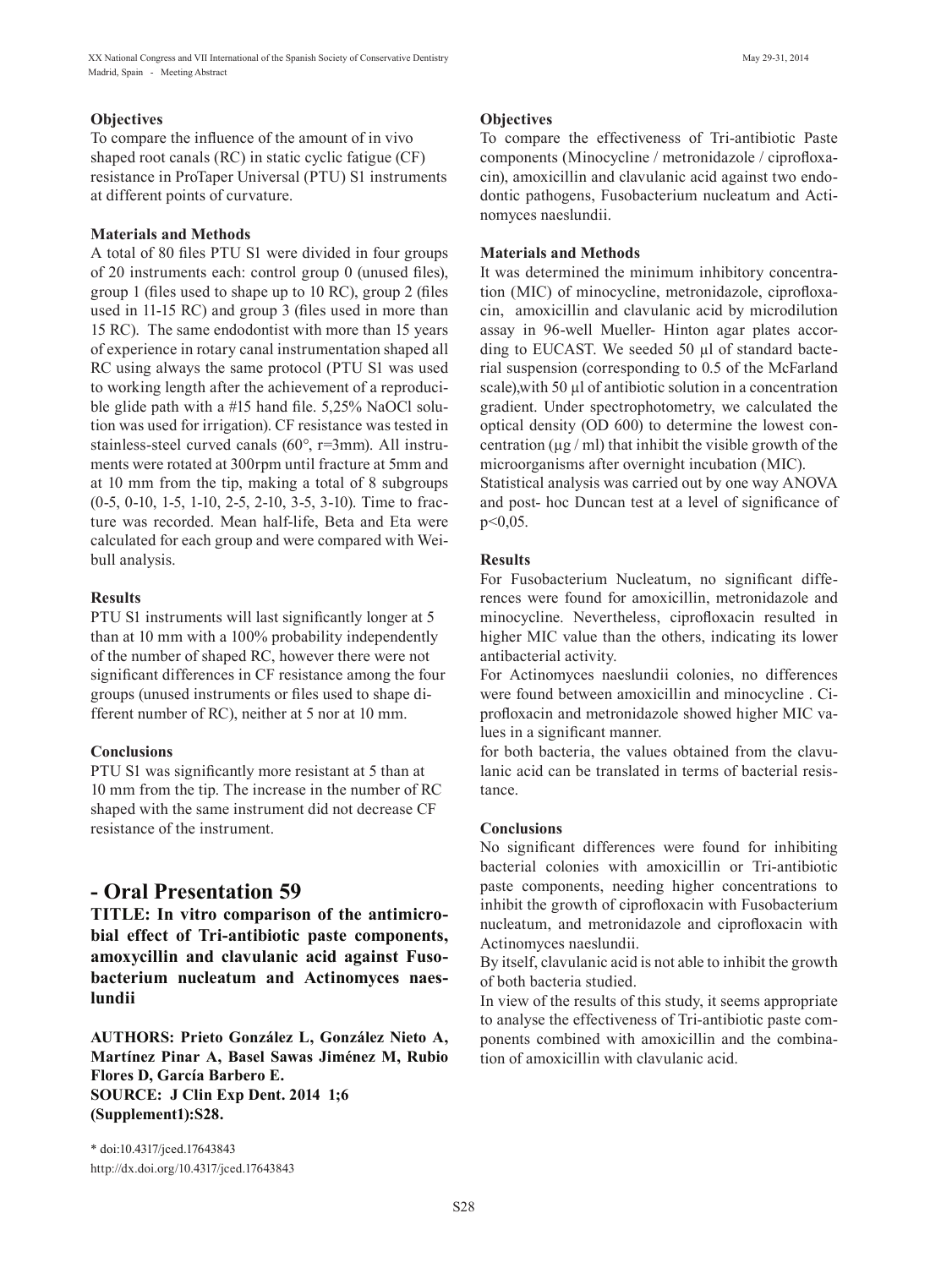### Objectives

To compare the influence of the amount of in vivo shaped root canals (RC) in static cyclic fatigue (CF) resistance in ProTaper Universal (PTU) S1 instruments at different points of curvature.

### Materials and Methods

A total of 80 files PTU S1 were divided in four groups of 20 instruments each: control group 0 (unused files), group 1 (files used to shape up to 10 RC), group 2 (files used in 11-15 RC) and group 3 (files used in more than 15 RC). The same endodontist with more than 15 years of experience in rotary canal instrumentation shaped all RC using always the same protocol (PTU S1 was used to working length after the achievement of a reproducible glide path with a #15 hand file. 5,25% NaOCl solution was used for irrigation). CF resistance was tested in stainless-steel curved canals (60°, r=3mm). All instruments were rotated at 300rpm until fracture at 5mm and at 10 mm from the tip, making a total of 8 subgroups (0-5, 0-10, 1-5, 1-10, 2-5, 2-10, 3-5, 3-10). Time to fracture was recorded. Mean half-life, Beta and Eta were calculated for each group and were compared with Weibull analysis.

### Results

PTU S1 instruments will last significantly longer at 5 than at 10 mm with a 100% probability independently of the number of shaped RC, however there were not significant differences in CF resistance among the four groups (unused instruments or files used to shape different number of RC), neither at 5 nor at 10 mm.

### Conclusions

PTU S1 was significantly more resistant at 5 than at 10 mm from the tip. The increase in the number of RC shaped with the same instrument did not decrease CF resistance of the instrument.

## - Oral Presentation 59

**TITLE: In vitro comparison of the antimicrobial effect of Tri-antibiotic paste components, amoxycillin and clavulanic acid against Fusobacterium nucleatum and Actinomyces naeslundii**

**AUTHORS: Prieto González L, González Nieto A, Martínez Pinar A, Basel Sawas Jiménez M, Rubio Flores D, García Barbero E.**
**SOURCE: J Clin Exp Dent. 2014 1;6 (Supplement1):S28.**

\* doi:10.4317/jced.17643843
http://dx.doi.org/10.4317/jced.17643843

### Objectives

To compare the effectiveness of Tri-antibiotic Paste components (Minocycline / metronidazole / ciprofloxacin), amoxicillin and clavulanic acid against two endodontic pathogens, Fusobacterium nucleatum and Actinomyces naeslundii.

### Materials and Methods

It was determined the minimum inhibitory concentration (MIC) of minocycline, metronidazole, ciprofloxacin, amoxicillin and clavulanic acid by microdilution assay in 96-well Mueller- Hinton agar plates according to EUCAST. We seeded 50 µl of standard bacterial suspension (corresponding to 0.5 of the McFarland scale),with 50 µl of antibiotic solution in a concentration gradient. Under spectrophotometry, we calculated the optical density (OD 600) to determine the lowest concentration (µg / ml) that inhibit the visible growth of the microorganisms after overnight incubation (MIC).
Statistical analysis was carried out by one way ANOVA and post- hoc Duncan test at a level of significance of $p<0,05$.

### Results

For Fusobacterium Nucleatum, no significant differences were found for amoxicillin, metronidazole and minocycline. Nevertheless, ciprofloxacin resulted in higher MIC value than the others, indicating its lower antibacterial activity.
For Actinomyces naeslundii colonies, no differences were found between amoxicillin and minocycline . Ciprofloxacin and metronidazole showed higher MIC values in a significant manner.
for both bacteria, the values obtained from the clavulanic acid can be translated in terms of bacterial resistance.

### Conclusions

No significant differences were found for inhibiting bacterial colonies with amoxicillin or Tri-antibiotic paste components, needing higher concentrations to inhibit the growth of ciprofloxacin with Fusobacterium nucleatum, and metronidazole and ciprofloxacin with Actinomyces naeslundii.
By itself, clavulanic acid is not able to inhibit the growth of both bacteria studied.
In view of the results of this study, it seems appropriate to analyse the effectiveness of Tri-antibiotic paste components combined with amoxicillin and the combination of amoxicillin with clavulanic acid.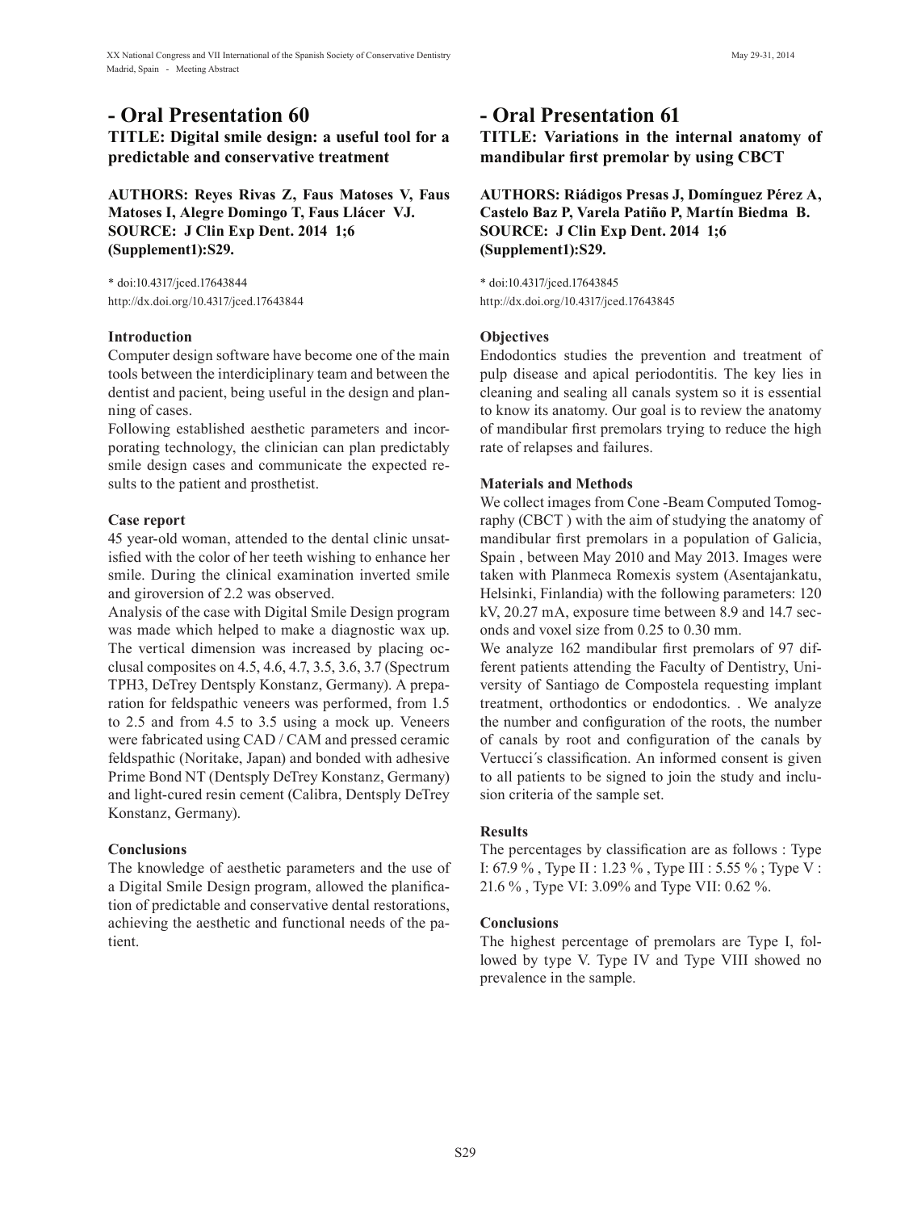# - Oral Presentation 60

## TITLE: Digital smile design: a useful tool for a predictable and conservative treatment

**AUTHORS: Reyes Rivas Z, Faus Matoses V, Faus Matoses I, Alegre Domingo T, Faus Llácer VJ.**
**SOURCE: J Clin Exp Dent. 2014 1;6 (Supplement1):S29.**

* doi:10.4317/jced.17643844
http://dx.doi.org/10.4317/jced.17643844

### Introduction

Computer design software have become one of the main tools between the interdiciplinary team and between the dentist and pacient, being useful in the design and planning of cases.

Following established aesthetic parameters and incorporating technology, the clinician can plan predictably smile design cases and communicate the expected results to the patient and prosthetist.

### Case report

45 year-old woman, attended to the dental clinic unsatisfied with the color of her teeth wishing to enhance her smile. During the clinical examination inverted smile and giroversion of 2.2 was observed.

Analysis of the case with Digital Smile Design program was made which helped to make a diagnostic wax up. The vertical dimension was increased by placing occlusal composites on 4.5, 4.6, 4.7, 3.5, 3.6, 3.7 (Spectrum TPH3, DeTrey Dentsply Konstanz, Germany). A preparation for feldspathic veneers was performed, from 1.5 to 2.5 and from 4.5 to 3.5 using a mock up. Veneers were fabricated using CAD / CAM and pressed ceramic feldspathic (Noritake, Japan) and bonded with adhesive Prime Bond NT (Dentsply DeTrey Konstanz, Germany) and light-cured resin cement (Calibra, Dentsply DeTrey Konstanz, Germany).

### Conclusions

The knowledge of aesthetic parameters and the use of a Digital Smile Design program, allowed the planification of predictable and conservative dental restorations, achieving the aesthetic and functional needs of the patient.

# - Oral Presentation 61

## TITLE: Variations in the internal anatomy of mandibular first premolar by using CBCT

**AUTHORS: Riádigos Presas J, Domínguez Pérez A, Castelo Baz P, Varela Patiño P, Martín Biedma B.**
**SOURCE: J Clin Exp Dent. 2014 1;6 (Supplement1):S29.**

* doi:10.4317/jced.17643845
http://dx.doi.org/10.4317/jced.17643845

### Objectives

Endodontics studies the prevention and treatment of pulp disease and apical periodontitis. The key lies in cleaning and sealing all canals system so it is essential to know its anatomy. Our goal is to review the anatomy of mandibular first premolars trying to reduce the high rate of relapses and failures.

### Materials and Methods

We collect images from Cone -Beam Computed Tomography (CBCT ) with the aim of studying the anatomy of mandibular first premolars in a population of Galicia, Spain , between May 2010 and May 2013. Images were taken with Planmeca Romexis system (Asentajankatu, Helsinki, Finlandia) with the following parameters: 120 kV, 20.27 mA, exposure time between 8.9 and 14.7 seconds and voxel size from 0.25 to 0.30 mm.

We analyze 162 mandibular first premolars of 97 different patients attending the Faculty of Dentistry, University of Santiago de Compostela requesting implant treatment, orthodontics or endodontics. . We analyze the number and configuration of the roots, the number of canals by root and configuration of the canals by Vertucci´s classification. An informed consent is given to all patients to be signed to join the study and inclusion criteria of the sample set.

### Results

The percentages by classification are as follows : Type I: 67.9 % , Type II : 1.23 % , Type III : 5.55 % ; Type V : 21.6 % , Type VI: 3.09% and Type VII: 0.62 %.

### Conclusions

The highest percentage of premolars are Type I, followed by type V. Type IV and Type VIII showed no prevalence in the sample.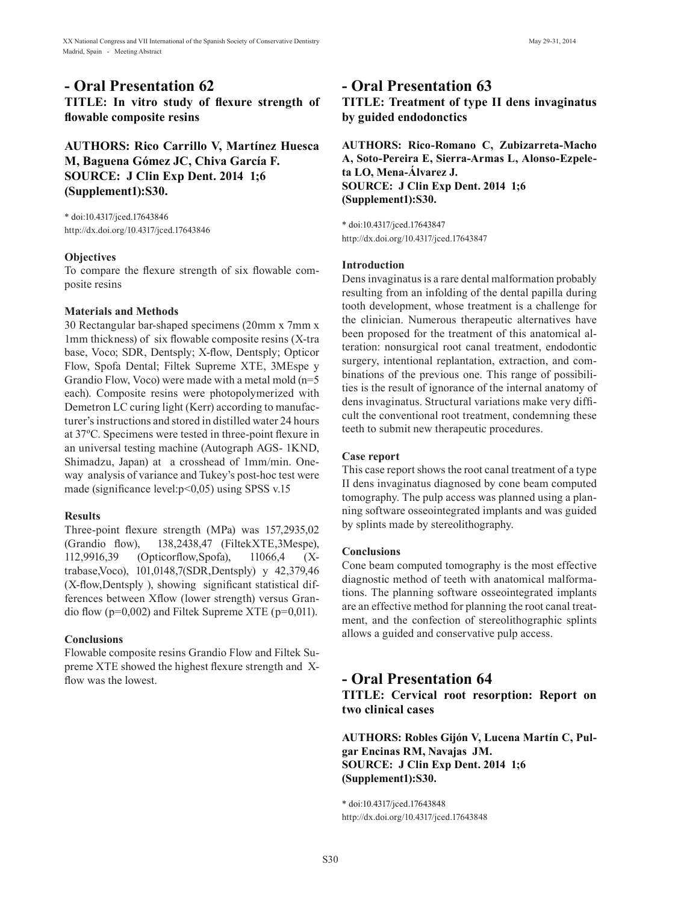## - Oral Presentation 62

### TITLE: In vitro study of flexure strength of flowable composite resins

**AUTHORS: Rico Carrillo V, Martínez Huesca M, Baguena Gómez JC, Chiva García F.**
**SOURCE: J Clin Exp Dent. 2014 1;6 (Supplement1):S30.**

* doi:10.4317/jced.17643846
http://dx.doi.org/10.4317/jced.17643846

#### Objectives

To compare the flexure strength of six flowable composite resins

#### Materials and Methods

30 Rectangular bar-shaped specimens (20mm x 7mm x 1mm thickness) of six flowable composite resins (X-tra base, Voco; SDR, Dentsply; X-flow, Dentsply; Opticor Flow, Spofa Dental; Filtek Supreme XTE, 3MEspe y Grandio Flow, Voco) were made with a metal mold (n=5 each). Composite resins were photopolymerized with Demetron LC curing light (Kerr) according to manufacturer's instructions and stored in distilled water 24 hours at 37ºC. Specimens were tested in three-point flexure in an universal testing machine (Autograph AGS- 1KND, Shimadzu, Japan) at a crosshead of 1mm/min. One-way analysis of variance and Tukey's post-hoc test were made (significance level:p<0,05) using SPSS v.15

#### Results

Three-point flexure strength (MPa) was 157,2935,02 (Grandio flow), 138,2438,47 (FiltekXTE,3Mespe), 112,9916,39 (Opticorflow,Spofa), 11066,4 (X-trabase,Voco), 101,0148,7(SDR,Dentsply) y 42,379,46 (X-flow,Dentsply ), showing significant statistical differences between Xflow (lower strength) versus Grandio flow (p=0,002) and Filtek Supreme XTE (p=0,011).

#### Conclusions

Flowable composite resins Grandio Flow and Filtek Supreme XTE showed the highest flexure strength and X-flow was the lowest.

## - Oral Presentation 63

### TITLE: Treatment of type II dens invaginatus by guided endodonctics

**AUTHORS: Rico-Romano C, Zubizarreta-Macho A, Soto-Pereira E, Sierra-Armas L, Alonso-Ezpeleta LO, Mena-Álvarez J.**
**SOURCE: J Clin Exp Dent. 2014 1;6 (Supplement1):S30.**

* doi:10.4317/jced.17643847
http://dx.doi.org/10.4317/jced.17643847

#### Introduction

Dens invaginatus is a rare dental malformation probably resulting from an infolding of the dental papilla during tooth development, whose treatment is a challenge for the clinician. Numerous therapeutic alternatives have been proposed for the treatment of this anatomical alteration: nonsurgical root canal treatment, endodontic surgery, intentional replantation, extraction, and combinations of the previous one. This range of possibilities is the result of ignorance of the internal anatomy of dens invaginatus. Structural variations make very difficult the conventional root treatment, condemning these teeth to submit new therapeutic procedures.

#### Case report

This case report shows the root canal treatment of a type II dens invaginatus diagnosed by cone beam computed tomography. The pulp access was planned using a planning software osseointegrated implants and was guided by splints made by stereolithography.

#### Conclusions

Cone beam computed tomography is the most effective diagnostic method of teeth with anatomical malformations. The planning software osseointegrated implants are an effective method for planning the root canal treatment, and the confection of stereolithographic splints allows a guided and conservative pulp access.

## - Oral Presentation 64

### TITLE: Cervical root resorption: Report on two clinical cases

**AUTHORS: Robles Gijón V, Lucena Martín C, Pulgar Encinas RM, Navajas JM.**
**SOURCE: J Clin Exp Dent. 2014 1;6 (Supplement1):S30.**

* doi:10.4317/jced.17643848
http://dx.doi.org/10.4317/jced.17643848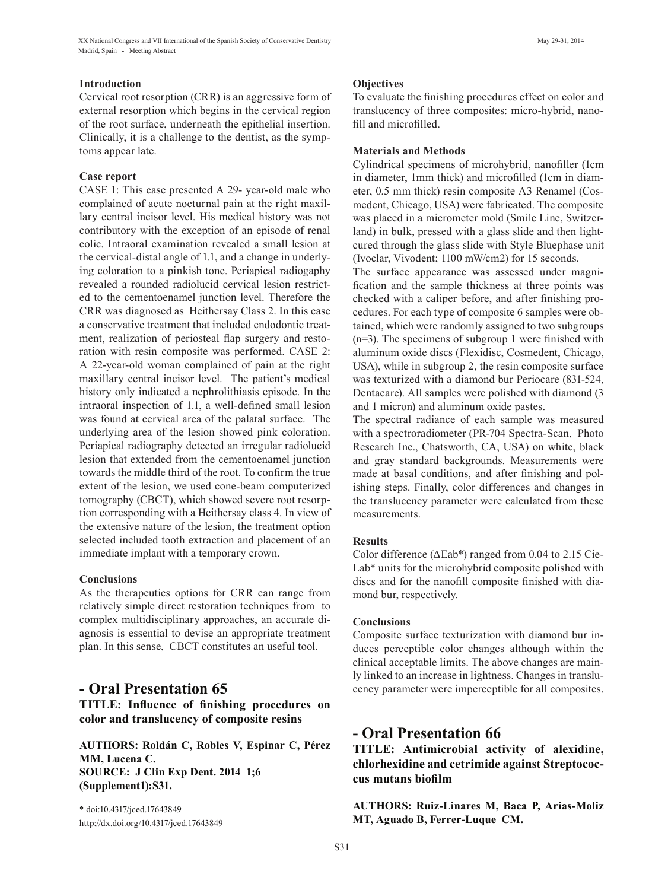### Introduction

Cervical root resorption (CRR) is an aggressive form of external resorption which begins in the cervical region of the root surface, underneath the epithelial insertion. Clinically, it is a challenge to the dentist, as the symptoms appear late.

### Case report

CASE 1: This case presented A 29- year-old male who complained of acute nocturnal pain at the right maxillary central incisor level. His medical history was not contributory with the exception of an episode of renal colic. Intraoral examination revealed a small lesion at the cervical-distal angle of 1.1, and a change in underlying coloration to a pinkish tone. Periapical radiography revealed a rounded radiolucid cervical lesion restricted to the cementoenamel junction level. Therefore the CRR was diagnosed as Heithersay Class 2. In this case a conservative treatment that included endodontic treatment, realization of periosteal flap surgery and restoration with resin composite was performed. CASE 2: A 22-year-old woman complained of pain at the right maxillary central incisor level. The patient's medical history only indicated a nephrolithiasis episode. In the intraoral inspection of 1.1, a well-defined small lesion was found at cervical area of the palatal surface. The underlying area of the lesion showed pink coloration. Periapical radiography detected an irregular radiolucid lesion that extended from the cementoenamel junction towards the middle third of the root. To confirm the true extent of the lesion, we used cone-beam computerized tomography (CBCT), which showed severe root resorption corresponding with a Heithersay class 4. In view of the extensive nature of the lesion, the treatment option selected included tooth extraction and placement of an immediate implant with a temporary crown.

### Conclusions

As the therapeutics options for CRR can range from relatively simple direct restoration techniques from to complex multidisciplinary approaches, an accurate diagnosis is essential to devise an appropriate treatment plan. In this sense, CBCT constitutes an useful tool.

## - Oral Presentation 65

**TITLE: Influence of finishing procedures on color and translucency of composite resins**

**AUTHORS: Roldán C, Robles V, Espinar C, Pérez MM, Lucena C.**
**SOURCE: J Clin Exp Dent. 2014 1;6 (Supplement1):S31.**

* doi:10.4317/jced.17643849
http://dx.doi.org/10.4317/jced.17643849

### Objectives

To evaluate the finishing procedures effect on color and translucency of three composites: micro-hybrid, nanofill and microfilled.

### Materials and Methods

Cylindrical specimens of microhybrid, nanofiller (1cm in diameter, 1mm thick) and microfilled (1cm in diameter, 0.5 mm thick) resin composite A3 Renamel (Cosmedent, Chicago, USA) were fabricated. The composite was placed in a micrometer mold (Smile Line, Switzerland) in bulk, pressed with a glass slide and then light-cured through the glass slide with Style Bluephase unit (Ivoclar, Vivodent; 1100 mW/cm2) for 15 seconds.

The surface appearance was assessed under magnification and the sample thickness at three points was checked with a caliper before, and after finishing procedures. For each type of composite 6 samples were obtained, which were randomly assigned to two subgroups (n=3). The specimens of subgroup 1 were finished with aluminum oxide discs (Flexidisc, Cosmedent, Chicago, USA), while in subgroup 2, the resin composite surface was texturized with a diamond bur Periocare (831-524, Dentacare). All samples were polished with diamond (3 and 1 micron) and aluminum oxide pastes.

The spectral radiance of each sample was measured with a spectroradiometer (PR-704 Spectra-Scan, Photo Research Inc., Chatsworth, CA, USA) on white, black and gray standard backgrounds. Measurements were made at basal conditions, and after finishing and polishing steps. Finally, color differences and changes in the translucency parameter were calculated from these measurements.

### Results

Color difference ($\Delta Eab^*$) ranged from 0.04 to 2.15 CieLab* units for the microhybrid composite polished with discs and for the nanofill composite finished with diamond bur, respectively.

### Conclusions

Composite surface texturization with diamond bur induces perceptible color changes although within the clinical acceptable limits. The above changes are mainly linked to an increase in lightness. Changes in translucency parameter were imperceptible for all composites.

## - Oral Presentation 66

**TITLE: Antimicrobial activity of alexidine, chlorhexidine and cetrimide against Streptococcus mutans biofilm**

**AUTHORS: Ruiz-Linares M, Baca P, Arias-Moliz MT, Aguado B, Ferrer-Luque CM.**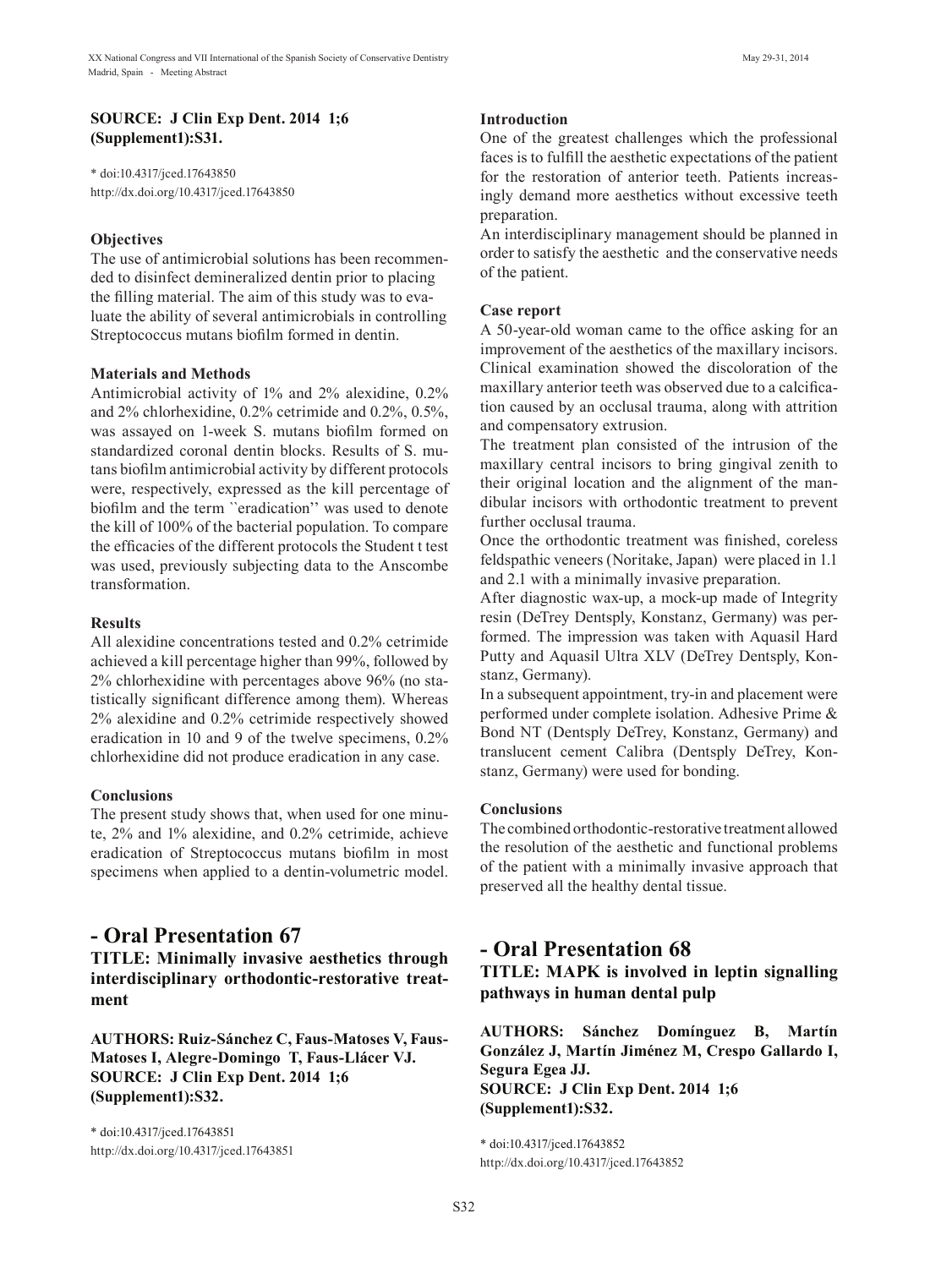**SOURCE: J Clin Exp Dent. 2014 1;6 (Supplement1):S31.**

\* doi:10.4317/jced.17643850
http://dx.doi.org/10.4317/jced.17643850

**Objectives**

The use of antimicrobial solutions has been recommended to disinfect demineralized dentin prior to placing the filling material. The aim of this study was to evaluate the ability of several antimicrobials in controlling Streptococcus mutans biofilm formed in dentin.

**Materials and Methods**

Antimicrobial activity of 1% and 2% alexidine, 0.2% and 2% chlorhexidine, 0.2% cetrimide and 0.2%, 0.5%, was assayed on 1-week S. mutans biofilm formed on standardized coronal dentin blocks. Results of S. mutans biofilm antimicrobial activity by different protocols were, respectively, expressed as the kill percentage of biofilm and the term ``eradication'' was used to denote the kill of 100% of the bacterial population. To compare the efficacies of the different protocols the Student t test was used, previously subjecting data to the Anscombe transformation.

**Results**

All alexidine concentrations tested and 0.2% cetrimide achieved a kill percentage higher than 99%, followed by 2% chlorhexidine with percentages above 96% (no statistically significant difference among them). Whereas 2% alexidine and 0.2% cetrimide respectively showed eradication in 10 and 9 of the twelve specimens, 0.2% chlorhexidine did not produce eradication in any case.

**Conclusions**

The present study shows that, when used for one minute, 2% and 1% alexidine, and 0.2% cetrimide, achieve eradication of Streptococcus mutans biofilm in most specimens when applied to a dentin-volumetric model.

## - Oral Presentation 67

### TITLE: Minimally invasive aesthetics through interdisciplinary orthodontic-restorative treatment

**AUTHORS: Ruiz-Sánchez C, Faus-Matoses V, Faus-Matoses I, Alegre-Domingo T, Faus-Llácer VJ.**
**SOURCE: J Clin Exp Dent. 2014 1;6 (Supplement1):S32.**

\* doi:10.4317/jced.17643851
http://dx.doi.org/10.4317/jced.17643851

**Introduction**

One of the greatest challenges which the professional faces is to fulfill the aesthetic expectations of the patient for the restoration of anterior teeth. Patients increasingly demand more aesthetics without excessive teeth preparation.

An interdisciplinary management should be planned in order to satisfy the aesthetic and the conservative needs of the patient.

**Case report**

A 50-year-old woman came to the office asking for an improvement of the aesthetics of the maxillary incisors. Clinical examination showed the discoloration of the maxillary anterior teeth was observed due to a calcification caused by an occlusal trauma, along with attrition and compensatory extrusion.

The treatment plan consisted of the intrusion of the maxillary central incisors to bring gingival zenith to their original location and the alignment of the mandibular incisors with orthodontic treatment to prevent further occlusal trauma.

Once the orthodontic treatment was finished, coreless feldspathic veneers (Noritake, Japan) were placed in 1.1 and 2.1 with a minimally invasive preparation.

After diagnostic wax-up, a mock-up made of Integrity resin (DeTrey Dentsply, Konstanz, Germany) was performed. The impression was taken with Aquasil Hard Putty and Aquasil Ultra XLV (DeTrey Dentsply, Konstanz, Germany).

In a subsequent appointment, try-in and placement were performed under complete isolation. Adhesive Prime & Bond NT (Dentsply DeTrey, Konstanz, Germany) and translucent cement Calibra (Dentsply DeTrey, Konstanz, Germany) were used for bonding.

**Conclusions**

The combined orthodontic-restorative treatment allowed the resolution of the aesthetic and functional problems of the patient with a minimally invasive approach that preserved all the healthy dental tissue.

## - Oral Presentation 68

### TITLE: MAPK is involved in leptin signalling pathways in human dental pulp

**AUTHORS: Sánchez Domínguez B, Martín González J, Martín Jiménez M, Crespo Gallardo I, Segura Egea JJ.**
**SOURCE: J Clin Exp Dent. 2014 1;6 (Supplement1):S32.**

\* doi:10.4317/jced.17643852
http://dx.doi.org/10.4317/jced.17643852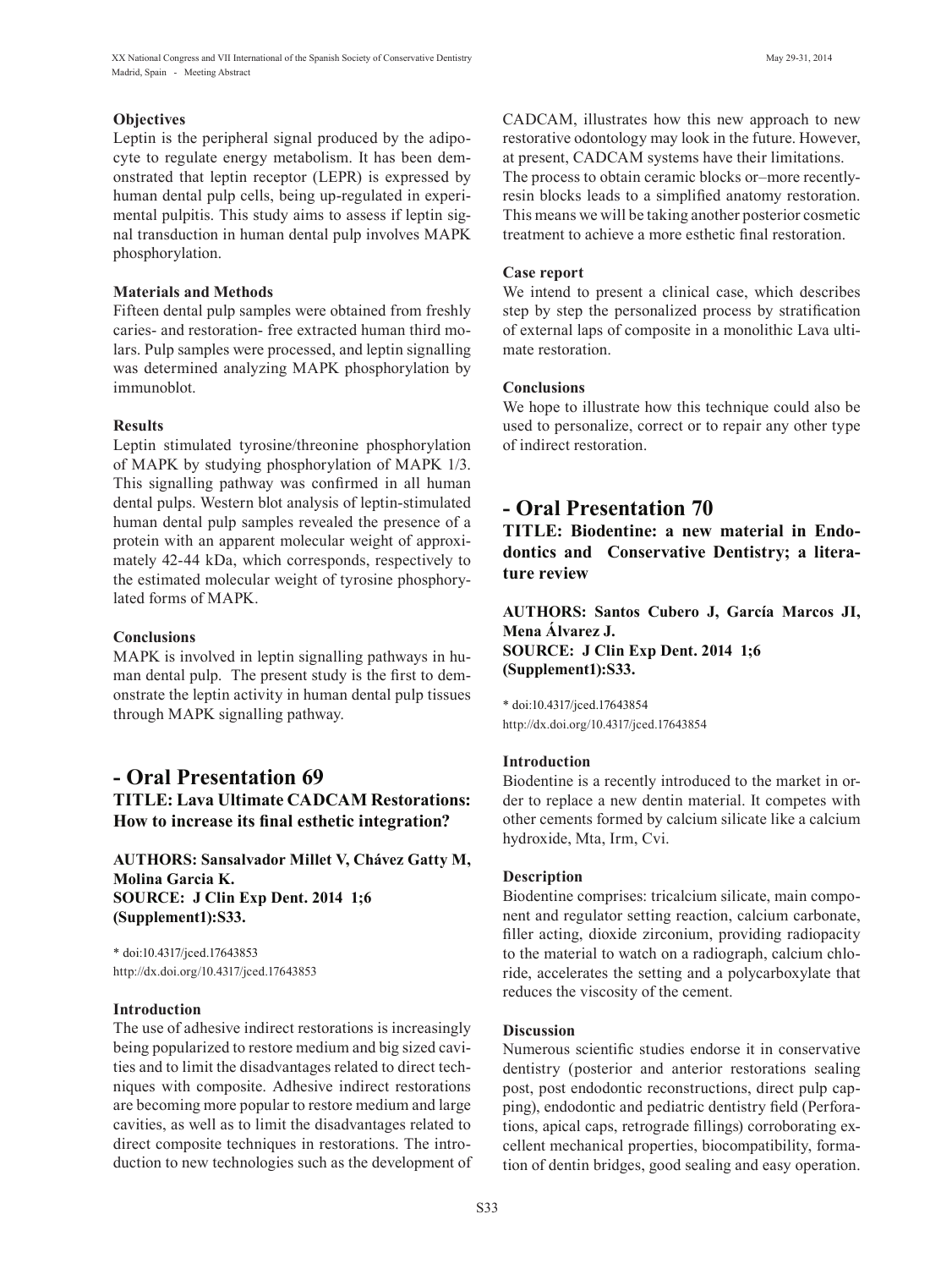### Objectives

Leptin is the peripheral signal produced by the adipocyte to regulate energy metabolism. It has been demonstrated that leptin receptor (LEPR) is expressed by human dental pulp cells, being up-regulated in experimental pulpitis. This study aims to assess if leptin signal transduction in human dental pulp involves MAPK phosphorylation.

### Materials and Methods

Fifteen dental pulp samples were obtained from freshly caries- and restoration- free extracted human third molars. Pulp samples were processed, and leptin signalling was determined analyzing MAPK phosphorylation by immunoblot.

### Results

Leptin stimulated tyrosine/threonine phosphorylation of MAPK by studying phosphorylation of MAPK 1/3. This signalling pathway was confirmed in all human dental pulps. Western blot analysis of leptin-stimulated human dental pulp samples revealed the presence of a protein with an apparent molecular weight of approximately 42-44 kDa, which corresponds, respectively to the estimated molecular weight of tyrosine phosphorylated forms of MAPK.

### Conclusions

MAPK is involved in leptin signalling pathways in human dental pulp. The present study is the first to demonstrate the leptin activity in human dental pulp tissues through MAPK signalling pathway.

## - Oral Presentation 69

**TITLE: Lava Ultimate CADCAM Restorations: How to increase its final esthetic integration?**

**AUTHORS: Sansalvador Millet V, Chávez Gatty M, Molina Garcia K.**
**SOURCE: J Clin Exp Dent. 2014 1;6 (Supplement1):S33.**

\* doi:10.4317/jced.17643853
http://dx.doi.org/10.4317/jced.17643853

### Introduction

The use of adhesive indirect restorations is increasingly being popularized to restore medium and big sized cavities and to limit the disadvantages related to direct techniques with composite. Adhesive indirect restorations are becoming more popular to restore medium and large cavities, as well as to limit the disadvantages related to direct composite techniques in restorations. The introduction to new technologies such as the development of CADCAM, illustrates how this new approach to new restorative odontology may look in the future. However, at present, CADCAM systems have their limitations. The process to obtain ceramic blocks or–more recently-resin blocks leads to a simplified anatomy restoration. This means we will be taking another posterior cosmetic treatment to achieve a more esthetic final restoration.

### Case report

We intend to present a clinical case, which describes step by step the personalized process by stratification of external laps of composite in a monolithic Lava ultimate restoration.

### Conclusions

We hope to illustrate how this technique could also be used to personalize, correct or to repair any other type of indirect restoration.

## - Oral Presentation 70

**TITLE: Biodentine: a new material in Endodontics and Conservative Dentistry; a literature review**

**AUTHORS: Santos Cubero J, García Marcos JI, Mena Álvarez J.**
**SOURCE: J Clin Exp Dent. 2014 1;6 (Supplement1):S33.**

\* doi:10.4317/jced.17643854
http://dx.doi.org/10.4317/jced.17643854

### Introduction

Biodentine is a recently introduced to the market in order to replace a new dentin material. It competes with other cements formed by calcium silicate like a calcium hydroxide, Mta, Irm, Cvi.

### Description

Biodentine comprises: tricalcium silicate, main component and regulator setting reaction, calcium carbonate, filler acting, dioxide zirconium, providing radiopacity to the material to watch on a radiograph, calcium chloride, accelerates the setting and a polycarboxylate that reduces the viscosity of the cement.

### Discussion

Numerous scientific studies endorse it in conservative dentistry (posterior and anterior restorations sealing post, post endodontic reconstructions, direct pulp capping), endodontic and pediatric dentistry field (Perforations, apical caps, retrograde fillings) corroborating excellent mechanical properties, biocompatibility, formation of dentin bridges, good sealing and easy operation.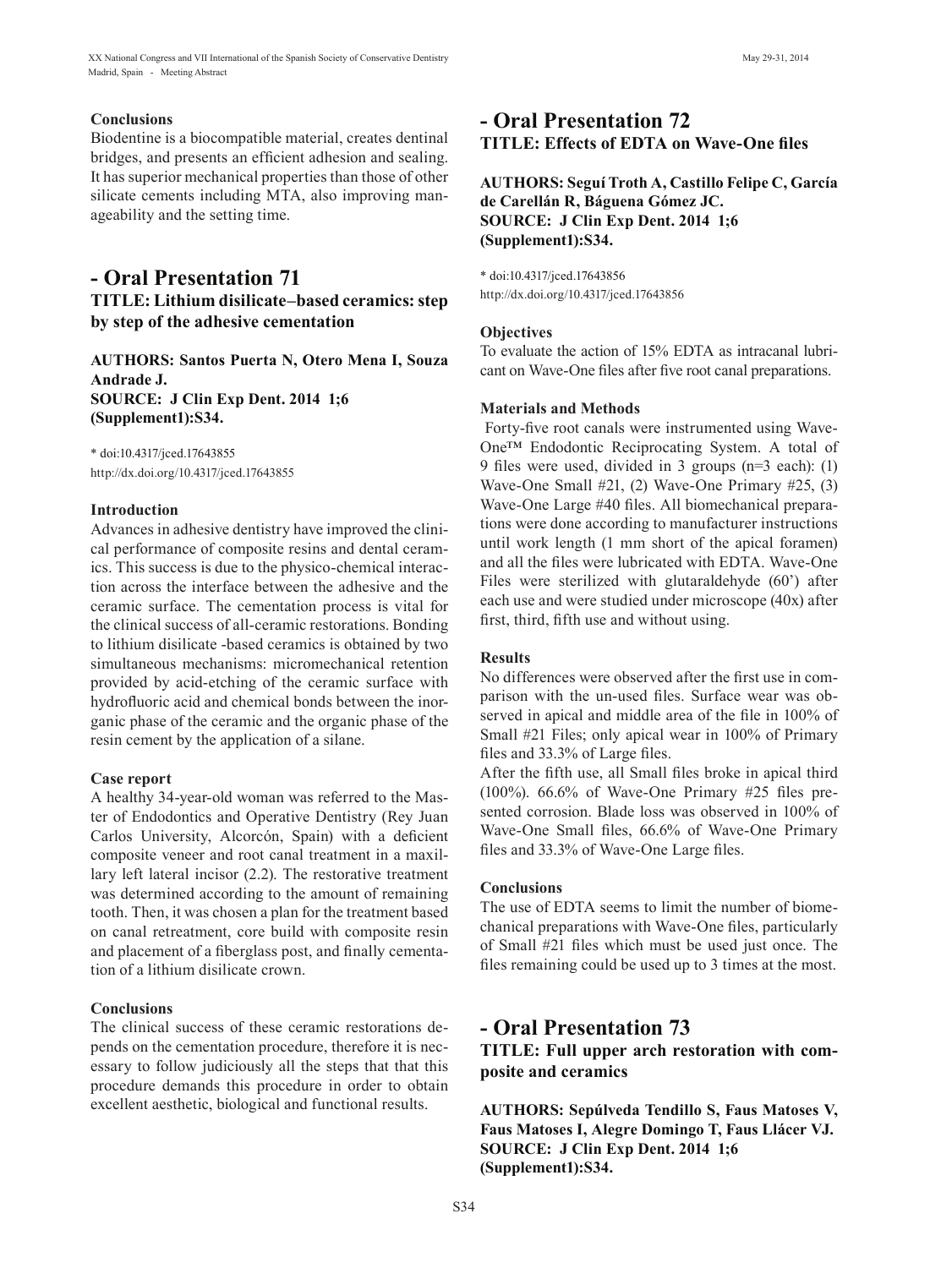### Conclusions

Biodentine is a biocompatible material, creates dentinal bridges, and presents an efficient adhesion and sealing. It has superior mechanical properties than those of other silicate cements including MTA, also improving manageability and the setting time.

## - Oral Presentation 71

### TITLE: Lithium disilicate–based ceramics: step by step of the adhesive cementation

**AUTHORS: Santos Puerta N, Otero Mena I, Souza Andrade J.**
**SOURCE: J Clin Exp Dent. 2014 1;6 (Supplement1):S34.**

\* doi:10.4317/jced.17643855
http://dx.doi.org/10.4317/jced.17643855

### Introduction

Advances in adhesive dentistry have improved the clinical performance of composite resins and dental ceramics. This success is due to the physico-chemical interaction across the interface between the adhesive and the ceramic surface. The cementation process is vital for the clinical success of all-ceramic restorations. Bonding to lithium disilicate -based ceramics is obtained by two simultaneous mechanisms: micromechanical retention provided by acid-etching of the ceramic surface with hydrofluoric acid and chemical bonds between the inorganic phase of the ceramic and the organic phase of the resin cement by the application of a silane.

### Case report

A healthy 34-year-old woman was referred to the Master of Endodontics and Operative Dentistry (Rey Juan Carlos University, Alcorcón, Spain) with a deficient composite veneer and root canal treatment in a maxillary left lateral incisor (2.2). The restorative treatment was determined according to the amount of remaining tooth. Then, it was chosen a plan for the treatment based on canal retreatment, core build with composite resin and placement of a fiberglass post, and finally cementation of a lithium disilicate crown.

### Conclusions

The clinical success of these ceramic restorations depends on the cementation procedure, therefore it is necessary to follow judiciously all the steps that that this procedure demands this procedure in order to obtain excellent aesthetic, biological and functional results.

## - Oral Presentation 72

### TITLE: Effects of EDTA on Wave-One files

**AUTHORS: Seguí Troth A, Castillo Felipe C, García de Carellán R, Báguena Gómez JC.**
**SOURCE: J Clin Exp Dent. 2014 1;6 (Supplement1):S34.**

\* doi:10.4317/jced.17643856
http://dx.doi.org/10.4317/jced.17643856

### Objectives

To evaluate the action of 15% EDTA as intracanal lubricant on Wave-One files after five root canal preparations.

### Materials and Methods

Forty-five root canals were instrumented using Wave-One™ Endodontic Reciprocating System. A total of 9 files were used, divided in 3 groups (n=3 each): (1) Wave-One Small #21, (2) Wave-One Primary #25, (3) Wave-One Large #40 files. All biomechanical preparations were done according to manufacturer instructions until work length (1 mm short of the apical foramen) and all the files were lubricated with EDTA. Wave-One Files were sterilized with glutaraldehyde (60') after each use and were studied under microscope (40x) after first, third, fifth use and without using.

### Results

No differences were observed after the first use in comparison with the un-used files. Surface wear was observed in apical and middle area of the file in 100% of Small #21 Files; only apical wear in 100% of Primary files and 33.3% of Large files.

After the fifth use, all Small files broke in apical third (100%). 66.6% of Wave-One Primary #25 files presented corrosion. Blade loss was observed in 100% of Wave-One Small files, 66.6% of Wave-One Primary files and 33.3% of Wave-One Large files.

### Conclusions

The use of EDTA seems to limit the number of biomechanical preparations with Wave-One files, particularly of Small #21 files which must be used just once. The files remaining could be used up to 3 times at the most.

## - Oral Presentation 73

### TITLE: Full upper arch restoration with composite and ceramics

**AUTHORS: Sepúlveda Tendillo S, Faus Matoses V, Faus Matoses I, Alegre Domingo T, Faus Llácer VJ.**
**SOURCE: J Clin Exp Dent. 2014 1;6 (Supplement1):S34.**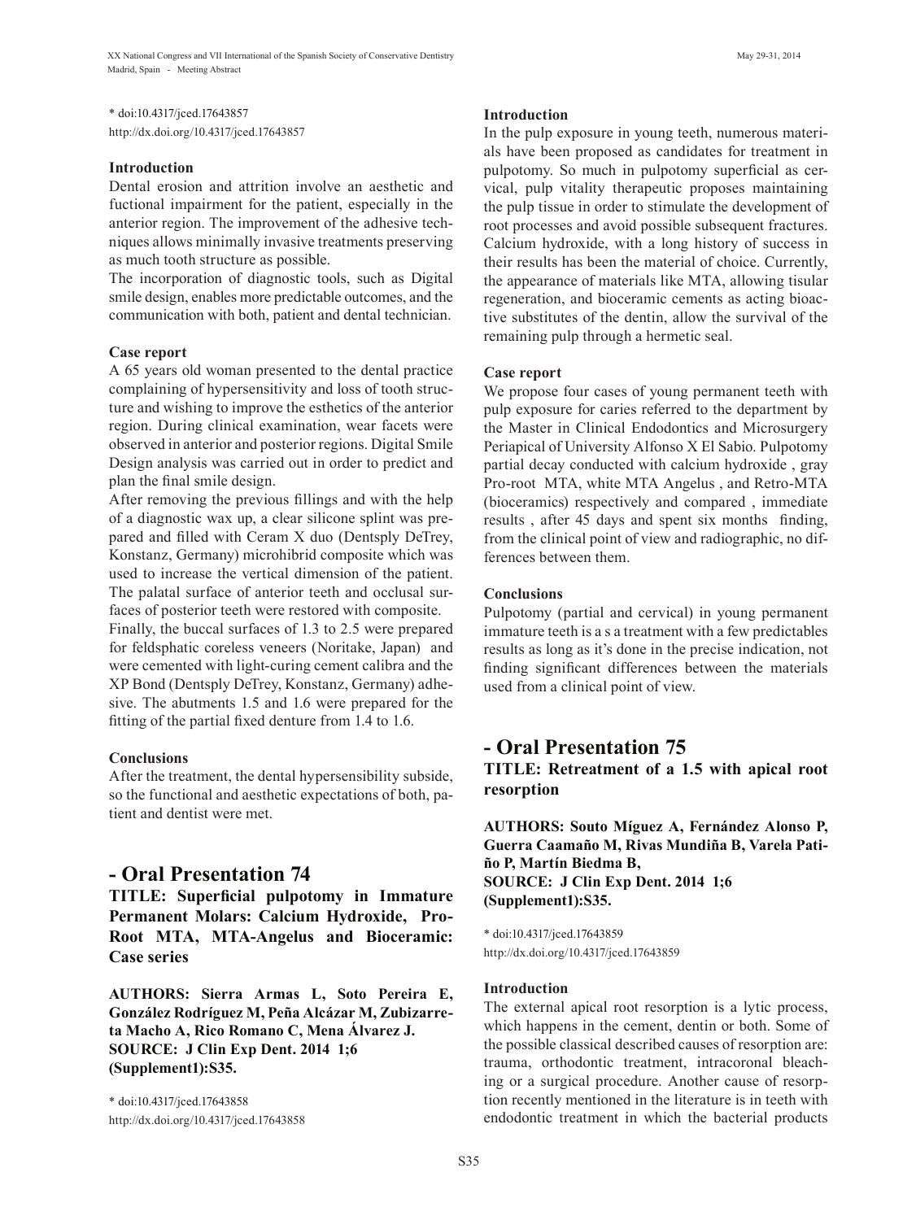* doi:10.4317/jced.17643857
http://dx.doi.org/10.4317/jced.17643857

**Introduction**

Dental erosion and attrition involve an aesthetic and fuctional impairment for the patient, especially in the anterior region. The improvement of the adhesive techniques allows minimally invasive treatments preserving as much tooth structure as possible.

The incorporation of diagnostic tools, such as Digital smile design, enables more predictable outcomes, and the communication with both, patient and dental technician.

**Case report**

A 65 years old woman presented to the dental practice complaining of hypersensitivity and loss of tooth structure and wishing to improve the esthetics of the anterior region. During clinical examination, wear facets were observed in anterior and posterior regions. Digital Smile Design analysis was carried out in order to predict and plan the final smile design.

After removing the previous fillings and with the help of a diagnostic wax up, a clear silicone splint was prepared and filled with Ceram X duo (Dentsply DeTrey, Konstanz, Germany) microhibrid composite which was used to increase the vertical dimension of the patient. The palatal surface of anterior teeth and occlusal surfaces of posterior teeth were restored with composite.

Finally, the buccal surfaces of 1.3 to 2.5 were prepared for feldsphatic coreless veneers (Noritake, Japan) and were cemented with light-curing cement calibra and the XP Bond (Dentsply DeTrey, Konstanz, Germany) adhesive. The abutments 1.5 and 1.6 were prepared for the fitting of the partial fixed denture from 1.4 to 1.6.

**Conclusions**

After the treatment, the dental hypersensibility subside, so the functional and aesthetic expectations of both, patient and dentist were met.

## - Oral Presentation 74

**TITLE: Superficial pulpotomy in Immature Permanent Molars: Calcium Hydroxide, Pro-Root MTA, MTA-Angelus and Bioceramic: Case series**

**AUTHORS: Sierra Armas L, Soto Pereira E, González Rodríguez M, Peña Alcázar M, Zubizarreta Macho A, Rico Romano C, Mena Álvarez J.**
**SOURCE: J Clin Exp Dent. 2014 1;6 (Supplement1):S35.**

* doi:10.4317/jced.17643858
http://dx.doi.org/10.4317/jced.17643858

**Introduction**

In the pulp exposure in young teeth, numerous materials have been proposed as candidates for treatment in pulpotomy. So much in pulpotomy superficial as cervical, pulp vitality therapeutic proposes maintaining the pulp tissue in order to stimulate the development of root processes and avoid possible subsequent fractures. Calcium hydroxide, with a long history of success in their results has been the material of choice. Currently, the appearance of materials like MTA, allowing tisular regeneration, and bioceramic cements as acting bioactive substitutes of the dentin, allow the survival of the remaining pulp through a hermetic seal.

**Case report**

We propose four cases of young permanent teeth with pulp exposure for caries referred to the department by the Master in Clinical Endodontics and Microsurgery Periapical of University Alfonso X El Sabio. Pulpotomy partial decay conducted with calcium hydroxide , gray Pro-root MTA, white MTA Angelus , and Retro-MTA (bioceramics) respectively and compared , immediate results , after 45 days and spent six months finding, from the clinical point of view and radiographic, no differences between them.

**Conclusions**

Pulpotomy (partial and cervical) in young permanent immature teeth is a s a treatment with a few predictables results as long as it's done in the precise indication, not finding significant differences between the materials used from a clinical point of view.

## - Oral Presentation 75

**TITLE: Retreatment of a 1.5 with apical root resorption**

**AUTHORS: Souto Míguez A, Fernández Alonso P, Guerra Caamaño M, Rivas Mundiña B, Varela Patiño P, Martín Biedma B,**
**SOURCE: J Clin Exp Dent. 2014 1;6 (Supplement1):S35.**

* doi:10.4317/jced.17643859
http://dx.doi.org/10.4317/jced.17643859

**Introduction**

The external apical root resorption is a lytic process, which happens in the cement, dentin or both. Some of the possible classical described causes of resorption are: trauma, orthodontic treatment, intracoronal bleaching or a surgical procedure. Another cause of resorption recently mentioned in the literature is in teeth with endodontic treatment in which the bacterial products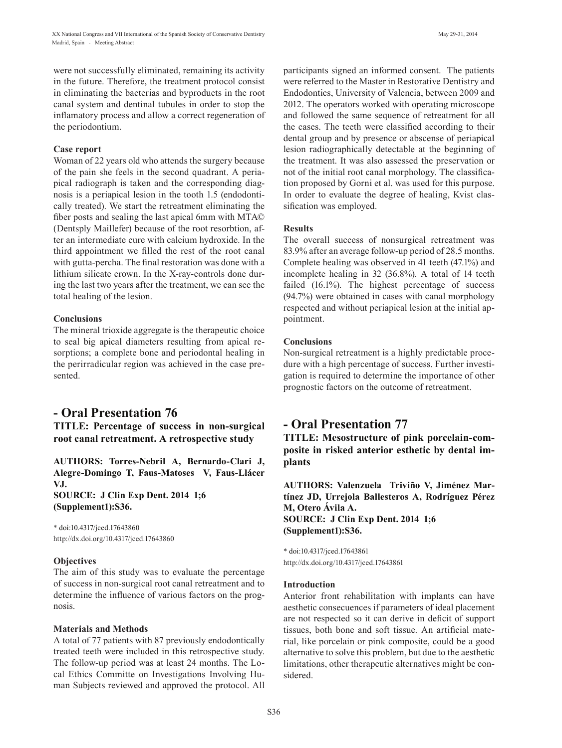were not successfully eliminated, remaining its activity in the future. Therefore, the treatment protocol consist in eliminating the bacterias and byproducts in the root canal system and dentinal tubules in order to stop the inflamatory process and allow a correct regeneration of the periodontium.

**Case report**

Woman of 22 years old who attends the surgery because of the pain she feels in the second quadrant. A periapical radiograph is taken and the corresponding diagnosis is a periapical lesion in the tooth 1.5 (endodontically treated). We start the retreatment eliminating the fiber posts and sealing the last apical 6mm with MTA© (Dentsply Maillefer) because of the root resorbtion, after an intermediate cure with calcium hydroxide. In the third appointment we filled the rest of the root canal with gutta-percha. The final restoration was done with a lithium silicate crown. In the X-ray-controls done during the last two years after the treatment, we can see the total healing of the lesion.

**Conclusions**

The mineral trioxide aggregate is the therapeutic choice to seal big apical diameters resulting from apical resorptions; a complete bone and periodontal healing in the perirradicular region was achieved in the case presented.

## - Oral Presentation 76

**TITLE: Percentage of success in non-surgical root canal retreatment. A retrospective study**

**AUTHORS: Torres-Nebril A, Bernardo-Clari J, Alegre-Domingo T, Faus-Matoses V, Faus-Llácer VJ.**
**SOURCE: J Clin Exp Dent. 2014 1;6 (Supplement1):S36.**

* doi:10.4317/jced.17643860
http://dx.doi.org/10.4317/jced.17643860

**Objectives**

The aim of this study was to evaluate the percentage of success in non-surgical root canal retreatment and to determine the influence of various factors on the prognosis.

**Materials and Methods**

A total of 77 patients with 87 previously endodontically treated teeth were included in this retrospective study. The follow-up period was at least 24 months. The Local Ethics Committe on Investigations Involving Human Subjects reviewed and approved the protocol. All participants signed an informed consent. The patients were referred to the Master in Restorative Dentistry and Endodontics, University of Valencia, between 2009 and 2012. The operators worked with operating microscope and followed the same sequence of retreatment for all the cases. The teeth were classified according to their dental group and by presence or abscense of periapical lesion radiographically detectable at the beginning of the treatment. It was also assessed the preservation or not of the initial root canal morphology. The classification proposed by Gorni et al. was used for this purpose. In order to evaluate the degree of healing, Kvist classification was employed.

**Results**

The overall success of nonsurgical retreatment was 83.9% after an average follow-up period of 28.5 months. Complete healing was observed in 41 teeth (47.1%) and incomplete healing in 32 (36.8%). A total of 14 teeth failed (16.1%). The highest percentage of success (94.7%) were obtained in cases with canal morphology respected and without periapical lesion at the initial appointment.

**Conclusions**

Non-surgical retreatment is a highly predictable procedure with a high percentage of success. Further investigation is required to determine the importance of other prognostic factors on the outcome of retreatment.

## - Oral Presentation 77

**TITLE: Mesostructure of pink porcelain-composite in risked anterior esthetic by dental implants**

**AUTHORS: Valenzuela Triviño V, Jiménez Martínez JD, Urrejola Ballesteros A, Rodríguez Pérez M, Otero Ávila A.**
**SOURCE: J Clin Exp Dent. 2014 1;6 (Supplement1):S36.**

* doi:10.4317/jced.17643861
http://dx.doi.org/10.4317/jced.17643861

**Introduction**

Anterior front rehabilitation with implants can have aesthetic consecuences if parameters of ideal placement are not respected so it can derive in deficit of support tissues, both bone and soft tissue. An artificial material, like porcelain or pink composite, could be a good alternative to solve this problem, but due to the aesthetic limitations, other therapeutic alternatives might be considered.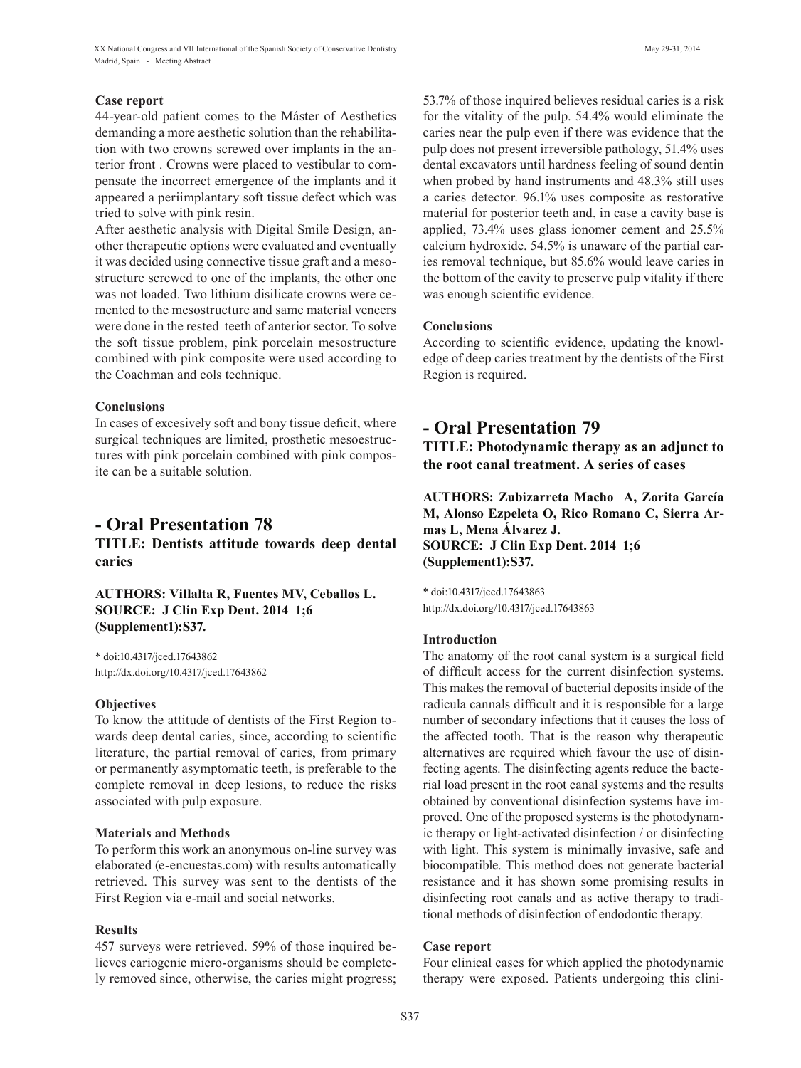### Case report

44-year-old patient comes to the Máster of Aesthetics demanding a more aesthetic solution than the rehabilitation with two crowns screwed over implants in the anterior front . Crowns were placed to vestibular to compensate the incorrect emergence of the implants and it appeared a periimplantary soft tissue defect which was tried to solve with pink resin.

After aesthetic analysis with Digital Smile Design, another therapeutic options were evaluated and eventually it was decided using connective tissue graft and a mesostructure screwed to one of the implants, the other one was not loaded. Two lithium disilicate crowns were cemented to the mesostructure and same material veneers were done in the rested teeth of anterior sector. To solve the soft tissue problem, pink porcelain mesostructure combined with pink composite were used according to the Coachman and cols technique.

### Conclusions

In cases of excesively soft and bony tissue deficit, where surgical techniques are limited, prosthetic mesoestructures with pink porcelain combined with pink composite can be a suitable solution.

## - Oral Presentation 78

**TITLE: Dentists attitude towards deep dental caries**

**AUTHORS: Villalta R, Fuentes MV, Ceballos L.**
**SOURCE: J Clin Exp Dent. 2014 1;6 (Supplement1):S37.**

* doi:10.4317/jced.17643862
http://dx.doi.org/10.4317/jced.17643862

### Objectives

To know the attitude of dentists of the First Region towards deep dental caries, since, according to scientific literature, the partial removal of caries, from primary or permanently asymptomatic teeth, is preferable to the complete removal in deep lesions, to reduce the risks associated with pulp exposure.

### Materials and Methods

To perform this work an anonymous on-line survey was elaborated (e-encuestas.com) with results automatically retrieved. This survey was sent to the dentists of the First Region via e-mail and social networks.

### Results

457 surveys were retrieved. 59% of those inquired believes cariogenic micro-organisms should be completely removed since, otherwise, the caries might progress; 53.7% of those inquired believes residual caries is a risk for the vitality of the pulp. 54.4% would eliminate the caries near the pulp even if there was evidence that the pulp does not present irreversible pathology, 51.4% uses dental excavators until hardness feeling of sound dentin when probed by hand instruments and 48.3% still uses a caries detector. 96.1% uses composite as restorative material for posterior teeth and, in case a cavity base is applied, 73.4% uses glass ionomer cement and 25.5% calcium hydroxide. 54.5% is unaware of the partial caries removal technique, but 85.6% would leave caries in the bottom of the cavity to preserve pulp vitality if there was enough scientific evidence.

### Conclusions

According to scientific evidence, updating the knowledge of deep caries treatment by the dentists of the First Region is required.

## - Oral Presentation 79

**TITLE: Photodynamic therapy as an adjunct to the root canal treatment. A series of cases**

**AUTHORS: Zubizarreta Macho A, Zorita García M, Alonso Ezpeleta O, Rico Romano C, Sierra Armas L, Mena Álvarez J.**
**SOURCE: J Clin Exp Dent. 2014 1;6 (Supplement1):S37.**

* doi:10.4317/jced.17643863
http://dx.doi.org/10.4317/jced.17643863

### Introduction

The anatomy of the root canal system is a surgical field of difficult access for the current disinfection systems. This makes the removal of bacterial deposits inside of the radicula cannals difficult and it is responsible for a large number of secondary infections that it causes the loss of the affected tooth. That is the reason why therapeutic alternatives are required which favour the use of disinfecting agents. The disinfecting agents reduce the bacterial load present in the root canal systems and the results obtained by conventional disinfection systems have improved. One of the proposed systems is the photodynamic therapy or light-activated disinfection / or disinfecting with light. This system is minimally invasive, safe and biocompatible. This method does not generate bacterial resistance and it has shown some promising results in disinfecting root canals and as active therapy to traditional methods of disinfection of endodontic therapy.

### Case report

Four clinical cases for which applied the photodynamic therapy were exposed. Patients undergoing this clini-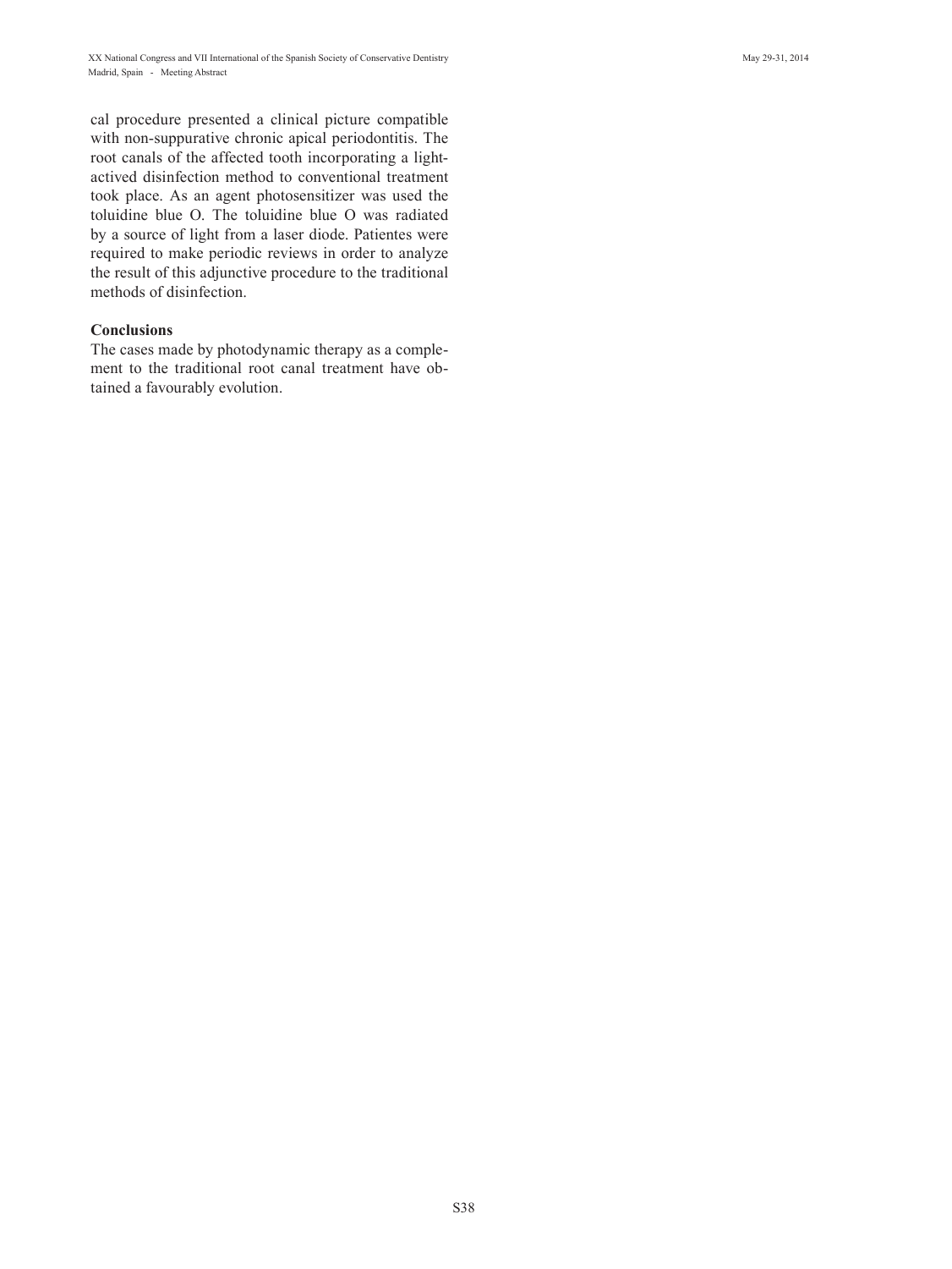cal procedure presented a clinical picture compatible with non-suppurative chronic apical periodontitis. The root canals of the affected tooth incorporating a light-actived disinfection method to conventional treatment took place. As an agent photosensitizer was used the toluidine blue O. The toluidine blue O was radiated by a source of light from a laser diode. Patientes were required to make periodic reviews in order to analyze the result of this adjunctive procedure to the traditional methods of disinfection.

**Conclusions**

The cases made by photodynamic therapy as a complement to the traditional root canal treatment have obtained a favourably evolution.